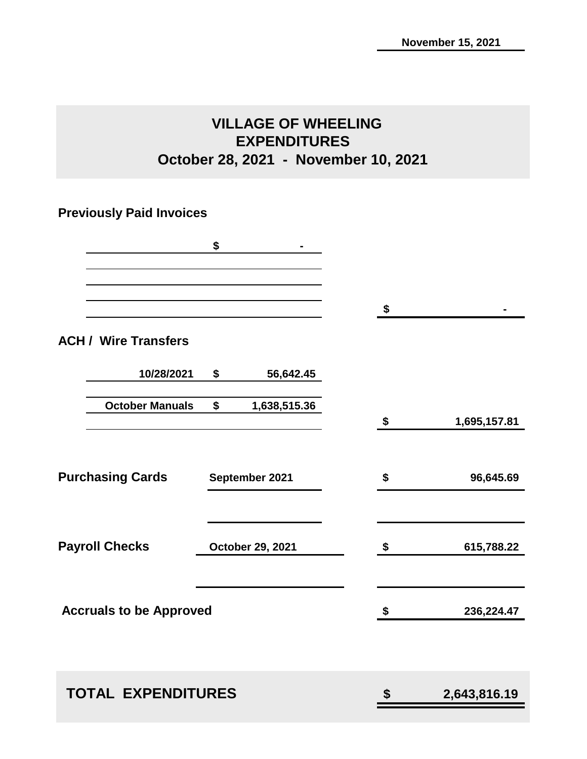November 15, 2021

# VILLAGE OF WHEELING
## EXPENDITURES
## October 28, 2021 - November 10, 2021

### Previously Paid Invoices

| | | |
|---|---|---|
| | $ - | |
| | | $ - |

### ACH / Wire Transfers

| | | |
|---|---|---|
| 10/28/2021 | $ 56,642.45 | |
| October Manuals | $ 1,638,515.36 | |
| | | $ 1,695,157.81 |

| | | |
|---|---|---|
| **Purchasing Cards** | September 2021 | $ 96,645.69 |
| **Payroll Checks** | October 29, 2021 | $ 615,788.22 |
| **Accruals to be Approved** | | $ 236,224.47 |

| | |
|---|---|
| **TOTAL EXPENDITURES** | **$ 2,643,816.19** |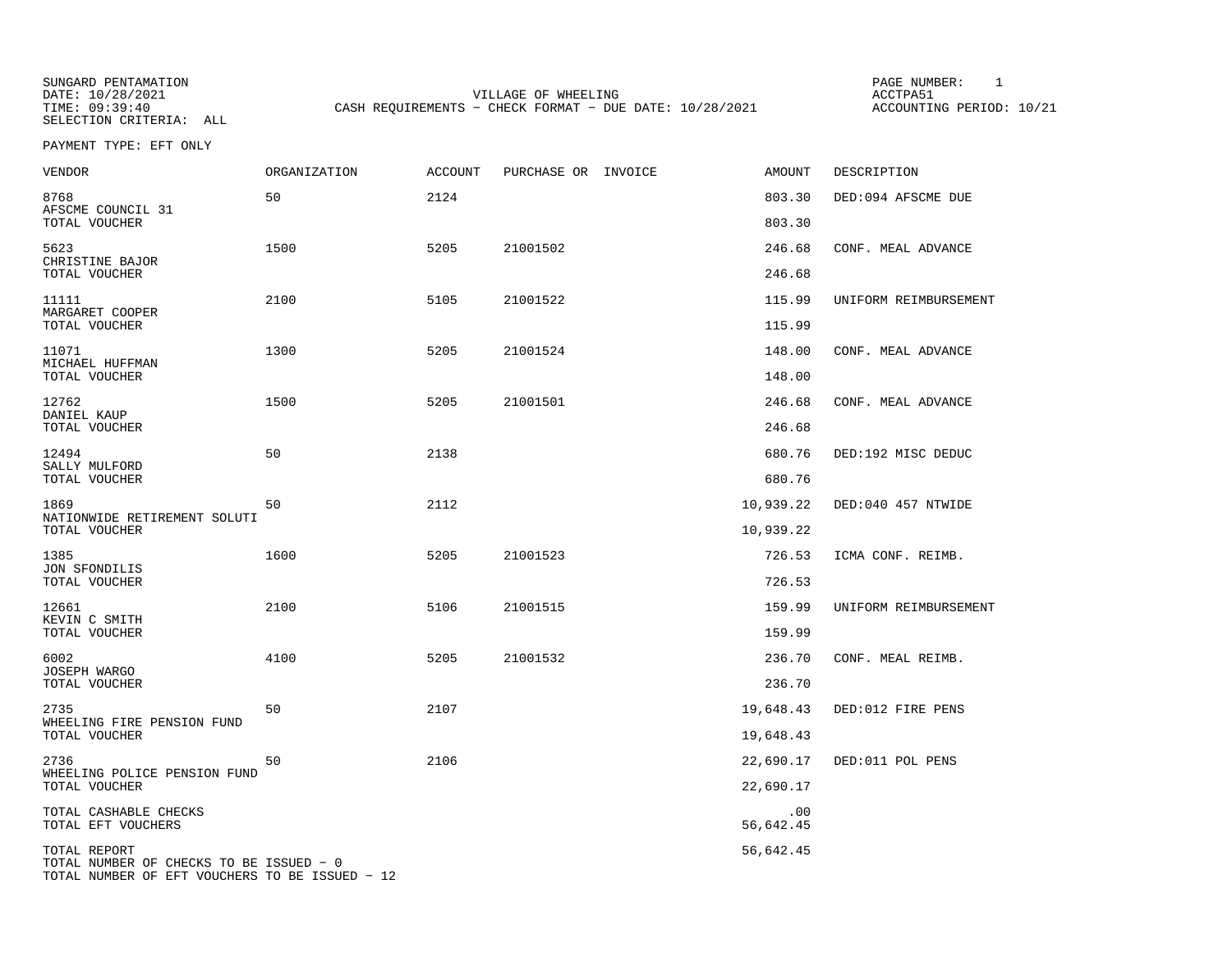SUNGARD PENTAMATION
DATE: 10/28/2021
TIME: 09:39:40
SELECTION CRITERIA: ALL

VILLAGE OF WHEELING
CASH REQUIREMENTS - CHECK FORMAT - DUE DATE: 10/28/2021

PAGE NUMBER: 1
ACCTPA51
ACCOUNTING PERIOD: 10/21

PAYMENT TYPE: EFT ONLY

| VENDOR | ORGANIZATION | ACCOUNT | PURCHASE OR | INVOICE | AMOUNT | DESCRIPTION |
|---|---|---|---|---|---|---|
| 8768<br>AFSCME COUNCIL 31 | 50 | 2124 | | | 803.30 | DED:094 AFSCME DUE |
| TOTAL VOUCHER | | | | | 803.30 | |
| 5623<br>CHRISTINE BAJOR | 1500 | 5205 | 21001502 | | 246.68 | CONF. MEAL ADVANCE |
| TOTAL VOUCHER | | | | | 246.68 | |
| 11111<br>MARGARET COOPER | 2100 | 5105 | 21001522 | | 115.99 | UNIFORM REIMBURSEMENT |
| TOTAL VOUCHER | | | | | 115.99 | |
| 11071<br>MICHAEL HUFFMAN | 1300 | 5205 | 21001524 | | 148.00 | CONF. MEAL ADVANCE |
| TOTAL VOUCHER | | | | | 148.00 | |
| 12762<br>DANIEL KAUP | 1500 | 5205 | 21001501 | | 246.68 | CONF. MEAL ADVANCE |
| TOTAL VOUCHER | | | | | 246.68 | |
| 12494<br>SALLY MULFORD | 50 | 2138 | | | 680.76 | DED:192 MISC DEDUC |
| TOTAL VOUCHER | | | | | 680.76 | |
| 1869<br>NATIONWIDE RETIREMENT SOLUTI | 50 | 2112 | | | 10,939.22 | DED:040 457 NTWIDE |
| TOTAL VOUCHER | | | | | 10,939.22 | |
| 1385<br>JON SFONDILIS | 1600 | 5205 | 21001523 | | 726.53 | ICMA CONF. REIMB. |
| TOTAL VOUCHER | | | | | 726.53 | |
| 12661<br>KEVIN C SMITH | 2100 | 5106 | 21001515 | | 159.99 | UNIFORM REIMBURSEMENT |
| TOTAL VOUCHER | | | | | 159.99 | |
| 6002<br>JOSEPH WARGO | 4100 | 5205 | 21001532 | | 236.70 | CONF. MEAL REIMB. |
| TOTAL VOUCHER | | | | | 236.70 | |
| 2735<br>WHEELING FIRE PENSION FUND | 50 | 2107 | | | 19,648.43 | DED:012 FIRE PENS |
| TOTAL VOUCHER | | | | | 19,648.43 | |
| 2736<br>WHEELING POLICE PENSION FUND | 50 | 2106 | | | 22,690.17 | DED:011 POL PENS |
| TOTAL VOUCHER | | | | | 22,690.17 | |
| TOTAL CASHABLE CHECKS | | | | | .00 | |
| TOTAL EFT VOUCHERS | | | | | 56,642.45 | |
| TOTAL REPORT | | | | | 56,642.45 | |

TOTAL NUMBER OF CHECKS TO BE ISSUED - 0
TOTAL NUMBER OF EFT VOUCHERS TO BE ISSUED - 12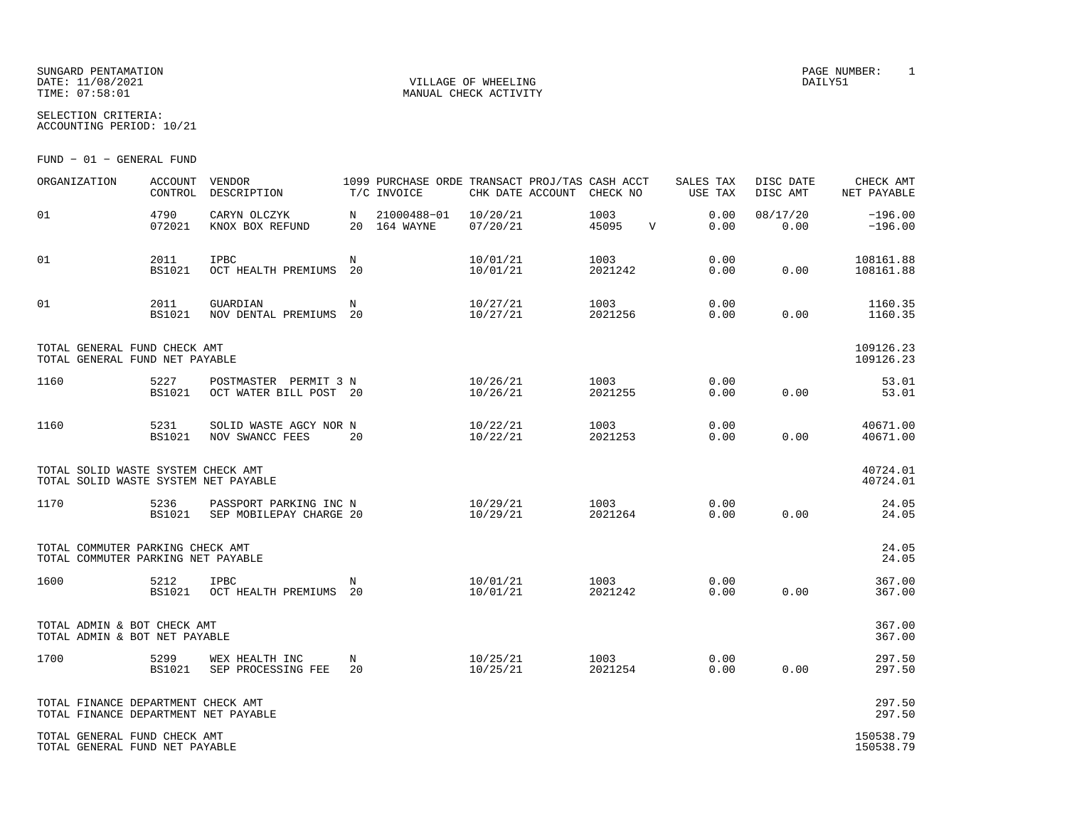SUNGARD PENTAMATION
DATE: 11/08/2021
TIME: 07:58:01

VILLAGE OF WHEELING
MANUAL CHECK ACTIVITY

PAGE NUMBER: 1
DAILY51

SELECTION CRITERIA:
ACCOUNTING PERIOD: 10/21

FUND - 01 - GENERAL FUND

| ORGANIZATION | ACCOUNT CONTROL | VENDOR DESCRIPTION | 1099 T/C | PURCHASE ORDE INVOICE | TRANSACT CHK DATE | PROJ/TAS ACCOUNT | CASH ACCT CHECK NO | | SALES TAX USE TAX | DISC DATE DISC AMT | CHECK AMT NET PAYABLE |
|---|---|---|---|---|---|---|---|---|---|---|---|
| 01 | 4790<br>072021 | CARYN OLCZYK<br>KNOX BOX REFUND | N<br>20 | 21000488-01<br>164 WAYNE | 10/20/21<br>07/20/21 | | 1003<br>45095 | V | 0.00<br>0.00 | 08/17/20<br>0.00 | -196.00<br>-196.00 |
| 01 | 2011<br>BS1021 | IPBC<br>OCT HEALTH PREMIUMS | N<br>20 | | 10/01/21<br>10/01/21 | | 1003<br>2021242 | | 0.00<br>0.00 | 0.00 | 108161.88<br>108161.88 |
| 01 | 2011<br>BS1021 | GUARDIAN<br>NOV DENTAL PREMIUMS | N<br>20 | | 10/27/21<br>10/27/21 | | 1003<br>2021256 | | 0.00<br>0.00 | 0.00 | 1160.35<br>1160.35 |
| TOTAL GENERAL FUND CHECK AMT<br>TOTAL GENERAL FUND NET PAYABLE | | | | | | | | | | | 109126.23<br>109126.23 |
| 1160 | 5227<br>BS1021 | POSTMASTER PERMIT 3<br>OCT WATER BILL POST | N<br>20 | | 10/26/21<br>10/26/21 | | 1003<br>2021255 | | 0.00<br>0.00 | 0.00 | 53.01<br>53.01 |
| 1160 | 5231<br>BS1021 | SOLID WASTE AGCY NOR<br>NOV SWANCC FEES | N<br>20 | | 10/22/21<br>10/22/21 | | 1003<br>2021253 | | 0.00<br>0.00 | 0.00 | 40671.00<br>40671.00 |
| TOTAL SOLID WASTE SYSTEM CHECK AMT<br>TOTAL SOLID WASTE SYSTEM NET PAYABLE | | | | | | | | | | | 40724.01<br>40724.01 |
| 1170 | 5236<br>BS1021 | PASSPORT PARKING INC<br>SEP MOBILEPAY CHARGE | N<br>20 | | 10/29/21<br>10/29/21 | | 1003<br>2021264 | | 0.00<br>0.00 | 0.00 | 24.05<br>24.05 |
| TOTAL COMMUTER PARKING CHECK AMT<br>TOTAL COMMUTER PARKING NET PAYABLE | | | | | | | | | | | 24.05<br>24.05 |
| 1600 | 5212<br>BS1021 | IPBC<br>OCT HEALTH PREMIUMS | N<br>20 | | 10/01/21<br>10/01/21 | | 1003<br>2021242 | | 0.00<br>0.00 | 0.00 | 367.00<br>367.00 |
| TOTAL ADMIN & BOT CHECK AMT<br>TOTAL ADMIN & BOT NET PAYABLE | | | | | | | | | | | 367.00<br>367.00 |
| 1700 | 5299<br>BS1021 | WEX HEALTH INC<br>SEP PROCESSING FEE | N<br>20 | | 10/25/21<br>10/25/21 | | 1003<br>2021254 | | 0.00<br>0.00 | 0.00 | 297.50<br>297.50 |
| TOTAL FINANCE DEPARTMENT CHECK AMT<br>TOTAL FINANCE DEPARTMENT NET PAYABLE | | | | | | | | | | | 297.50<br>297.50 |
| TOTAL GENERAL FUND CHECK AMT<br>TOTAL GENERAL FUND NET PAYABLE | | | | | | | | | | | 150538.79<br>150538.79 |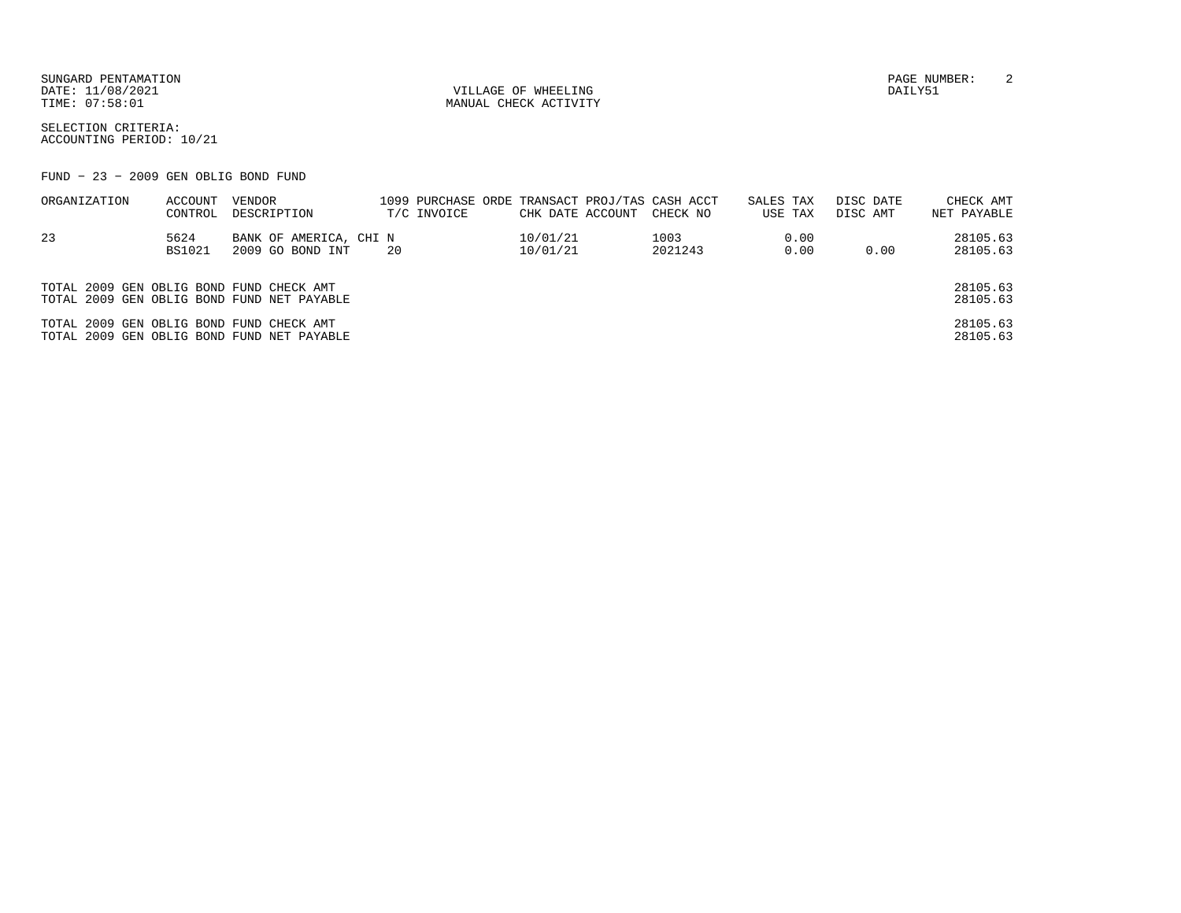SUNGARD PENTAMATION
DATE: 11/08/2021
TIME: 07:58:01

VILLAGE OF WHEELING
MANUAL CHECK ACTIVITY

PAGE NUMBER: 2
DAILY51

SELECTION CRITERIA:
ACCOUNTING PERIOD: 10/21

FUND - 23 - 2009 GEN OBLIG BOND FUND

| ORGANIZATION | ACCOUNT<br>CONTROL | VENDOR<br>DESCRIPTION | 1099<br>T/C | PURCHASE ORDE<br>INVOICE | TRANSACT<br>CHK DATE | PROJ/TAS<br>ACCOUNT | CASH ACCT<br>CHECK NO | SALES TAX<br>USE TAX | DISC DATE<br>DISC AMT | CHECK AMT<br>NET PAYABLE |
|---|---|---|---|---|---|---|---|---|---|---|
| 23 | 5624<br>BS1021 | BANK OF AMERICA, CHI<br>2009 GO BOND INT | N<br>20 | | 10/01/21<br>10/01/21 | | 1003<br>2021243 | 0.00<br>0.00 | <br>0.00 | 28105.63<br>28105.63 |

| | |
|---|---|
| TOTAL 2009 GEN OBLIG BOND FUND CHECK AMT | 28105.63 |
| TOTAL 2009 GEN OBLIG BOND FUND NET PAYABLE | 28105.63 |
| TOTAL 2009 GEN OBLIG BOND FUND CHECK AMT | 28105.63 |
| TOTAL 2009 GEN OBLIG BOND FUND NET PAYABLE | 28105.63 |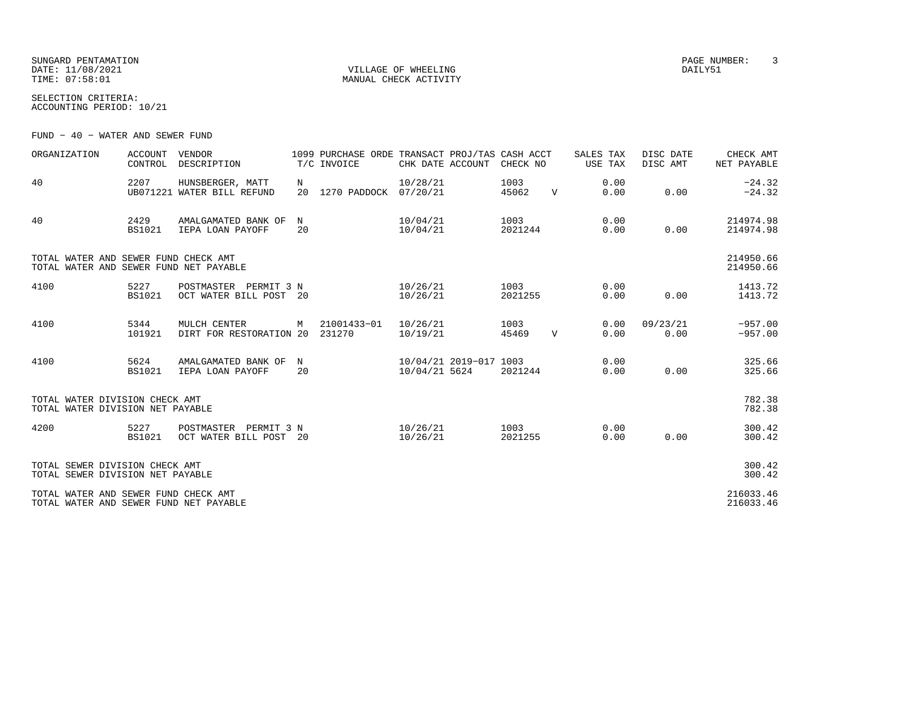SUNGARD PENTAMATION
DATE: 11/08/2021
TIME: 07:58:01

VILLAGE OF WHEELING
MANUAL CHECK ACTIVITY

DAILY51

SELECTION CRITERIA:
ACCOUNTING PERIOD: 10/21

FUND - 40 - WATER AND SEWER FUND

| ORGANIZATION | ACCOUNT CONTROL | VENDOR DESCRIPTION | 1099 T/C | PURCHASE ORDE INVOICE | TRANSACT CHK DATE | PROJ/TAS ACCOUNT | CASH ACCT CHECK NO | | SALES TAX USE TAX | DISC DATE DISC AMT | CHECK AMT NET PAYABLE |
|---|---|---|---|---|---|---|---|---|---|---|---|
| 40 | 2207 UB071221 | HUNSBERGER, MATT WATER BILL REFUND | N 20 | 1270 PADDOCK | 10/28/21 07/20/21 | | 1003 45062 | V | 0.00 0.00 | 0.00 | -24.32 -24.32 |
| 40 | 2429 BS1021 | AMALGAMATED BANK OF IEPA LOAN PAYOFF | N 20 | | 10/04/21 10/04/21 | | 1003 2021244 | | 0.00 0.00 | 0.00 | 214974.98 214974.98 |
| TOTAL WATER AND SEWER FUND CHECK AMT / TOTAL WATER AND SEWER FUND NET PAYABLE | | | | | | | | | | | 214950.66 214950.66 |
| 4100 | 5227 BS1021 | POSTMASTER PERMIT 3 OCT WATER BILL POST | N 20 | | 10/26/21 10/26/21 | | 1003 2021255 | | 0.00 0.00 | 0.00 | 1413.72 1413.72 |
| 4100 | 5344 101921 | MULCH CENTER DIRT FOR RESTORATION | M 20 | 21001433-01 231270 | 10/26/21 10/19/21 | | 1003 45469 | V | 0.00 0.00 | 09/23/21 0.00 | -957.00 -957.00 |
| 4100 | 5624 BS1021 | AMALGAMATED BANK OF IEPA LOAN PAYOFF | N 20 | | 10/04/21 10/04/21 | 2019-017 5624 | 1003 2021244 | | 0.00 0.00 | 0.00 | 325.66 325.66 |
| TOTAL WATER DIVISION CHECK AMT / TOTAL WATER DIVISION NET PAYABLE | | | | | | | | | | | 782.38 782.38 |
| 4200 | 5227 BS1021 | POSTMASTER PERMIT 3 OCT WATER BILL POST | N 20 | | 10/26/21 10/26/21 | | 1003 2021255 | | 0.00 0.00 | 0.00 | 300.42 300.42 |
| TOTAL SEWER DIVISION CHECK AMT / TOTAL SEWER DIVISION NET PAYABLE | | | | | | | | | | | 300.42 300.42 |
| TOTAL WATER AND SEWER FUND CHECK AMT / TOTAL WATER AND SEWER FUND NET PAYABLE | | | | | | | | | | | 216033.46 216033.46 |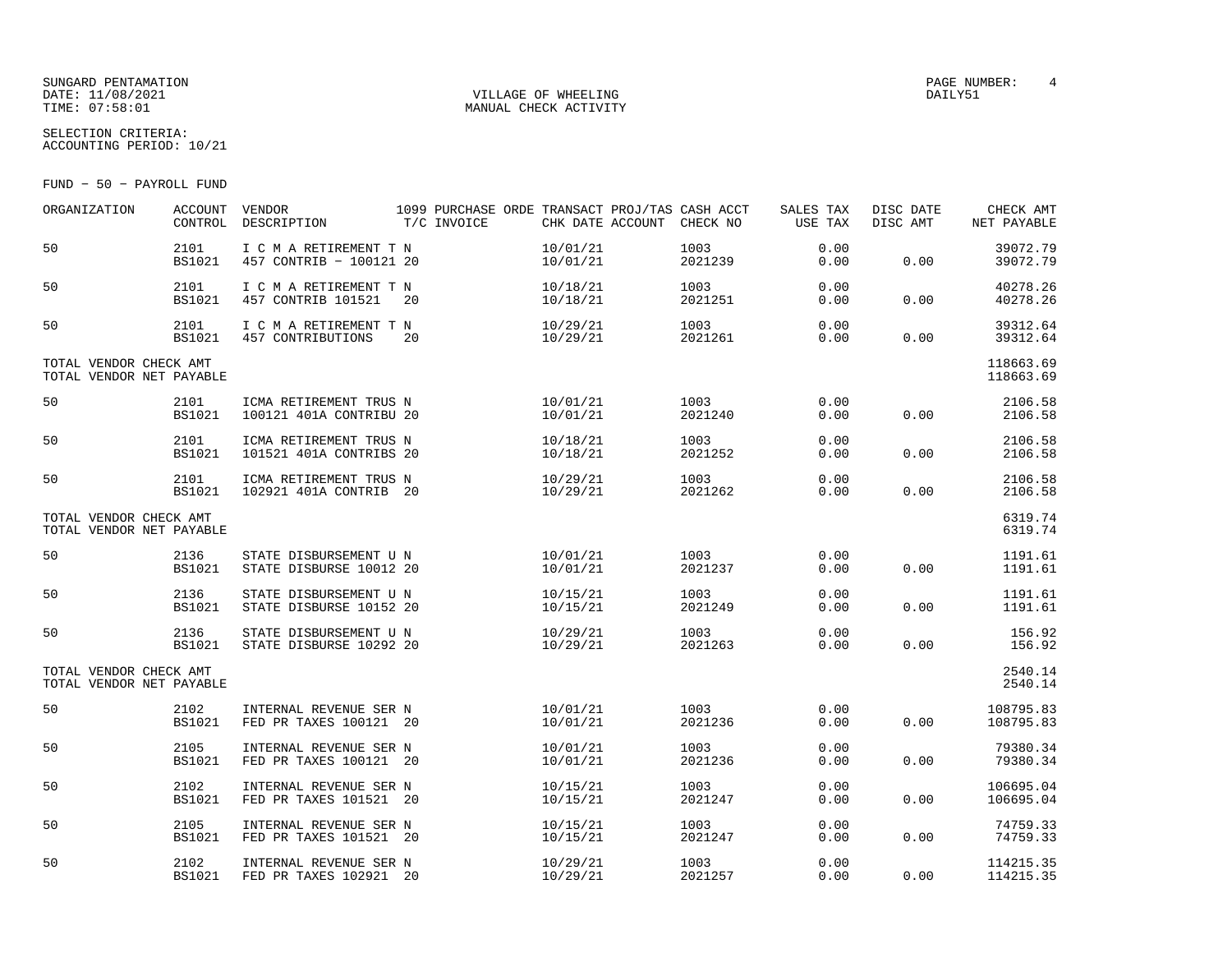SUNGARD PENTAMATION
DATE: 11/08/2021
TIME: 07:58:01

VILLAGE OF WHEELING
MANUAL CHECK ACTIVITY

PAGE NUMBER: 4
DAILY51

SELECTION CRITERIA:
ACCOUNTING PERIOD: 10/21

FUND - 50 - PAYROLL FUND

| ORGANIZATION | ACCOUNT CONTROL | VENDOR DESCRIPTION | 1099 T/C | PURCHASE ORDE INVOICE | TRANSACT CHK DATE | PROJ/TAS ACCOUNT | CASH ACCT CHECK NO | SALES TAX USE TAX | DISC DATE DISC AMT | CHECK AMT NET PAYABLE |
|---|---|---|---|---|---|---|---|---|---|---|
| 50 | 2101 BS1021 | I C M A RETIREMENT T 457 CONTRIB - 100121 | N 20 | | 10/01/21 10/01/21 | | 1003 2021239 | 0.00 0.00 | 0.00 | 39072.79 39072.79 |
| 50 | 2101 BS1021 | I C M A RETIREMENT T 457 CONTRIB 101521 | N 20 | | 10/18/21 10/18/21 | | 1003 2021251 | 0.00 0.00 | 0.00 | 40278.26 40278.26 |
| 50 | 2101 BS1021 | I C M A RETIREMENT T 457 CONTRIBUTIONS | N 20 | | 10/29/21 10/29/21 | | 1003 2021261 | 0.00 0.00 | 0.00 | 39312.64 39312.64 |
| TOTAL VENDOR CHECK AMT TOTAL VENDOR NET PAYABLE | | | | | | | | | | 118663.69 118663.69 |
| 50 | 2101 BS1021 | ICMA RETIREMENT TRUS 100121 401A CONTRIBU | N 20 | | 10/01/21 10/01/21 | | 1003 2021240 | 0.00 0.00 | 0.00 | 2106.58 2106.58 |
| 50 | 2101 BS1021 | ICMA RETIREMENT TRUS 101521 401A CONTRIBS | N 20 | | 10/18/21 10/18/21 | | 1003 2021252 | 0.00 0.00 | 0.00 | 2106.58 2106.58 |
| 50 | 2101 BS1021 | ICMA RETIREMENT TRUS 102921 401A CONTRIB | N 20 | | 10/29/21 10/29/21 | | 1003 2021262 | 0.00 0.00 | 0.00 | 2106.58 2106.58 |
| TOTAL VENDOR CHECK AMT TOTAL VENDOR NET PAYABLE | | | | | | | | | | 6319.74 6319.74 |
| 50 | 2136 BS1021 | STATE DISBURSEMENT U STATE DISBURSE 10012 | N 20 | | 10/01/21 10/01/21 | | 1003 2021237 | 0.00 0.00 | 0.00 | 1191.61 1191.61 |
| 50 | 2136 BS1021 | STATE DISBURSEMENT U STATE DISBURSE 10152 | N 20 | | 10/15/21 10/15/21 | | 1003 2021249 | 0.00 0.00 | 0.00 | 1191.61 1191.61 |
| 50 | 2136 BS1021 | STATE DISBURSEMENT U STATE DISBURSE 10292 | N 20 | | 10/29/21 10/29/21 | | 1003 2021263 | 0.00 0.00 | 0.00 | 156.92 156.92 |
| TOTAL VENDOR CHECK AMT TOTAL VENDOR NET PAYABLE | | | | | | | | | | 2540.14 2540.14 |
| 50 | 2102 BS1021 | INTERNAL REVENUE SER FED PR TAXES 100121 | N 20 | | 10/01/21 10/01/21 | | 1003 2021236 | 0.00 0.00 | 0.00 | 108795.83 108795.83 |
| 50 | 2105 BS1021 | INTERNAL REVENUE SER FED PR TAXES 100121 | N 20 | | 10/01/21 10/01/21 | | 1003 2021236 | 0.00 0.00 | 0.00 | 79380.34 79380.34 |
| 50 | 2102 BS1021 | INTERNAL REVENUE SER FED PR TAXES 101521 | N 20 | | 10/15/21 10/15/21 | | 1003 2021247 | 0.00 0.00 | 0.00 | 106695.04 106695.04 |
| 50 | 2105 BS1021 | INTERNAL REVENUE SER FED PR TAXES 101521 | N 20 | | 10/15/21 10/15/21 | | 1003 2021247 | 0.00 0.00 | 0.00 | 74759.33 74759.33 |
| 50 | 2102 BS1021 | INTERNAL REVENUE SER FED PR TAXES 102921 | N 20 | | 10/29/21 10/29/21 | | 1003 2021257 | 0.00 0.00 | 0.00 | 114215.35 114215.35 |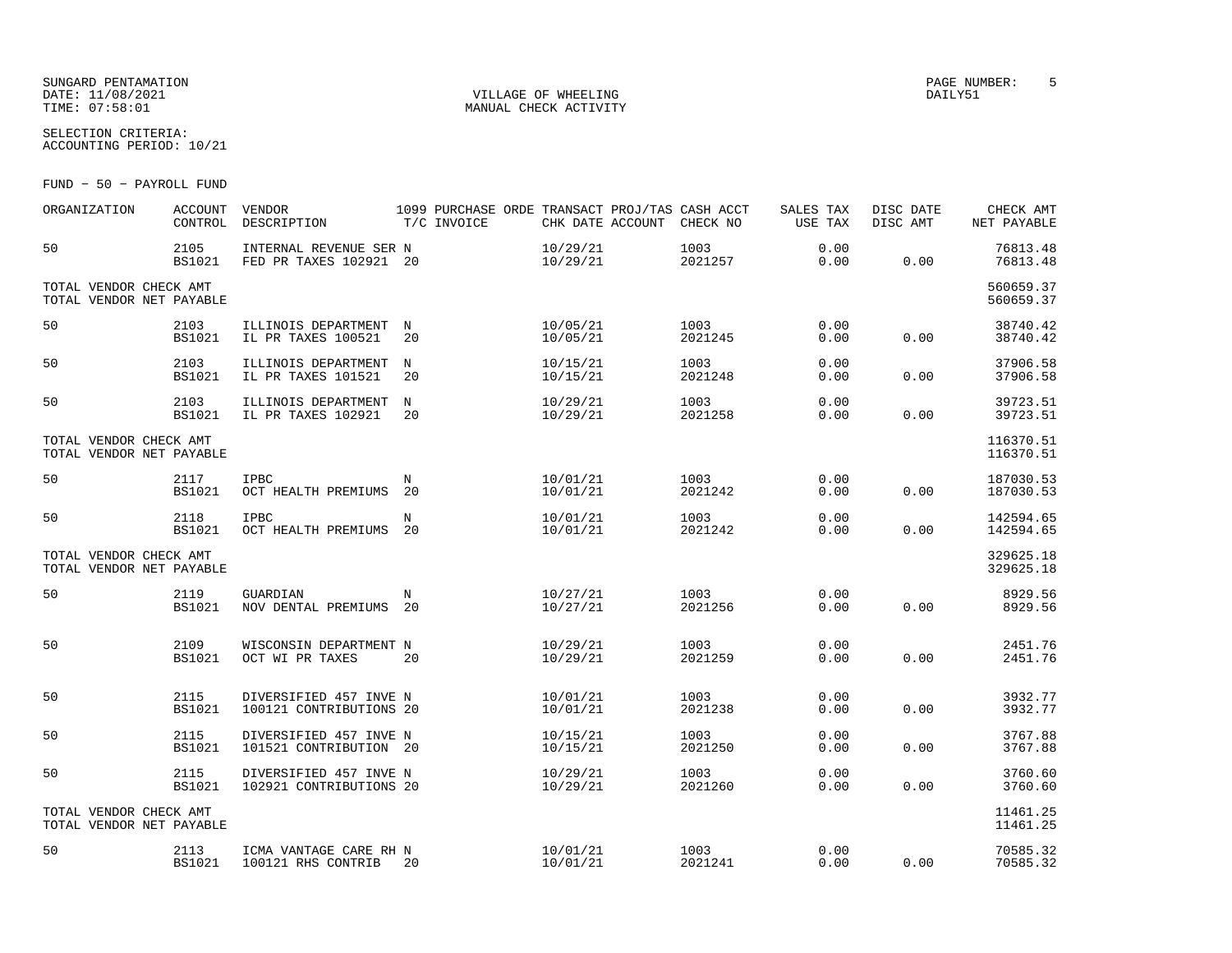SUNGARD PENTAMATION
DATE: 11/08/2021
TIME: 07:58:01

VILLAGE OF WHEELING
MANUAL CHECK ACTIVITY

PAGE NUMBER: 5
DAILY51

SELECTION CRITERIA:
ACCOUNTING PERIOD: 10/21

FUND - 50 - PAYROLL FUND

| ORGANIZATION | ACCOUNT CONTROL | VENDOR DESCRIPTION | 1099 T/C | PURCHASE ORDE INVOICE | TRANSACT CHK DATE | PROJ/TAS ACCOUNT | CASH ACCT CHECK NO | SALES TAX USE TAX | DISC DATE DISC AMT | CHECK AMT NET PAYABLE |
|---|---|---|---|---|---|---|---|---|---|---|
| 50 | 2105 BS1021 | INTERNAL REVENUE SER FED PR TAXES 102921 | N 20 | | 10/29/21 10/29/21 | | 1003 2021257 | 0.00 0.00 | 0.00 | 76813.48 76813.48 |
| TOTAL VENDOR CHECK AMT TOTAL VENDOR NET PAYABLE | | | | | | | | | | 560659.37 560659.37 |
| 50 | 2103 BS1021 | ILLINOIS DEPARTMENT IL PR TAXES 100521 | N 20 | | 10/05/21 10/05/21 | | 1003 2021245 | 0.00 0.00 | 0.00 | 38740.42 38740.42 |
| 50 | 2103 BS1021 | ILLINOIS DEPARTMENT IL PR TAXES 101521 | N 20 | | 10/15/21 10/15/21 | | 1003 2021248 | 0.00 0.00 | 0.00 | 37906.58 37906.58 |
| 50 | 2103 BS1021 | ILLINOIS DEPARTMENT IL PR TAXES 102921 | N 20 | | 10/29/21 10/29/21 | | 1003 2021258 | 0.00 0.00 | 0.00 | 39723.51 39723.51 |
| TOTAL VENDOR CHECK AMT TOTAL VENDOR NET PAYABLE | | | | | | | | | | 116370.51 116370.51 |
| 50 | 2117 BS1021 | IPBC OCT HEALTH PREMIUMS | N 20 | | 10/01/21 10/01/21 | | 1003 2021242 | 0.00 0.00 | 0.00 | 187030.53 187030.53 |
| 50 | 2118 BS1021 | IPBC OCT HEALTH PREMIUMS | N 20 | | 10/01/21 10/01/21 | | 1003 2021242 | 0.00 0.00 | 0.00 | 142594.65 142594.65 |
| TOTAL VENDOR CHECK AMT TOTAL VENDOR NET PAYABLE | | | | | | | | | | 329625.18 329625.18 |
| 50 | 2119 BS1021 | GUARDIAN NOV DENTAL PREMIUMS | N 20 | | 10/27/21 10/27/21 | | 1003 2021256 | 0.00 0.00 | 0.00 | 8929.56 8929.56 |
| 50 | 2109 BS1021 | WISCONSIN DEPARTMENT OCT WI PR TAXES | N 20 | | 10/29/21 10/29/21 | | 1003 2021259 | 0.00 0.00 | 0.00 | 2451.76 2451.76 |
| 50 | 2115 BS1021 | DIVERSIFIED 457 INVE 100121 CONTRIBUTIONS | N 20 | | 10/01/21 10/01/21 | | 1003 2021238 | 0.00 0.00 | 0.00 | 3932.77 3932.77 |
| 50 | 2115 BS1021 | DIVERSIFIED 457 INVE 101521 CONTRIBUTION | N 20 | | 10/15/21 10/15/21 | | 1003 2021250 | 0.00 0.00 | 0.00 | 3767.88 3767.88 |
| 50 | 2115 BS1021 | DIVERSIFIED 457 INVE 102921 CONTRIBUTIONS | N 20 | | 10/29/21 10/29/21 | | 1003 2021260 | 0.00 0.00 | 0.00 | 3760.60 3760.60 |
| TOTAL VENDOR CHECK AMT TOTAL VENDOR NET PAYABLE | | | | | | | | | | 11461.25 11461.25 |
| 50 | 2113 BS1021 | ICMA VANTAGE CARE RH 100121 RHS CONTRIB | N 20 | | 10/01/21 10/01/21 | | 1003 2021241 | 0.00 0.00 | 0.00 | 70585.32 70585.32 |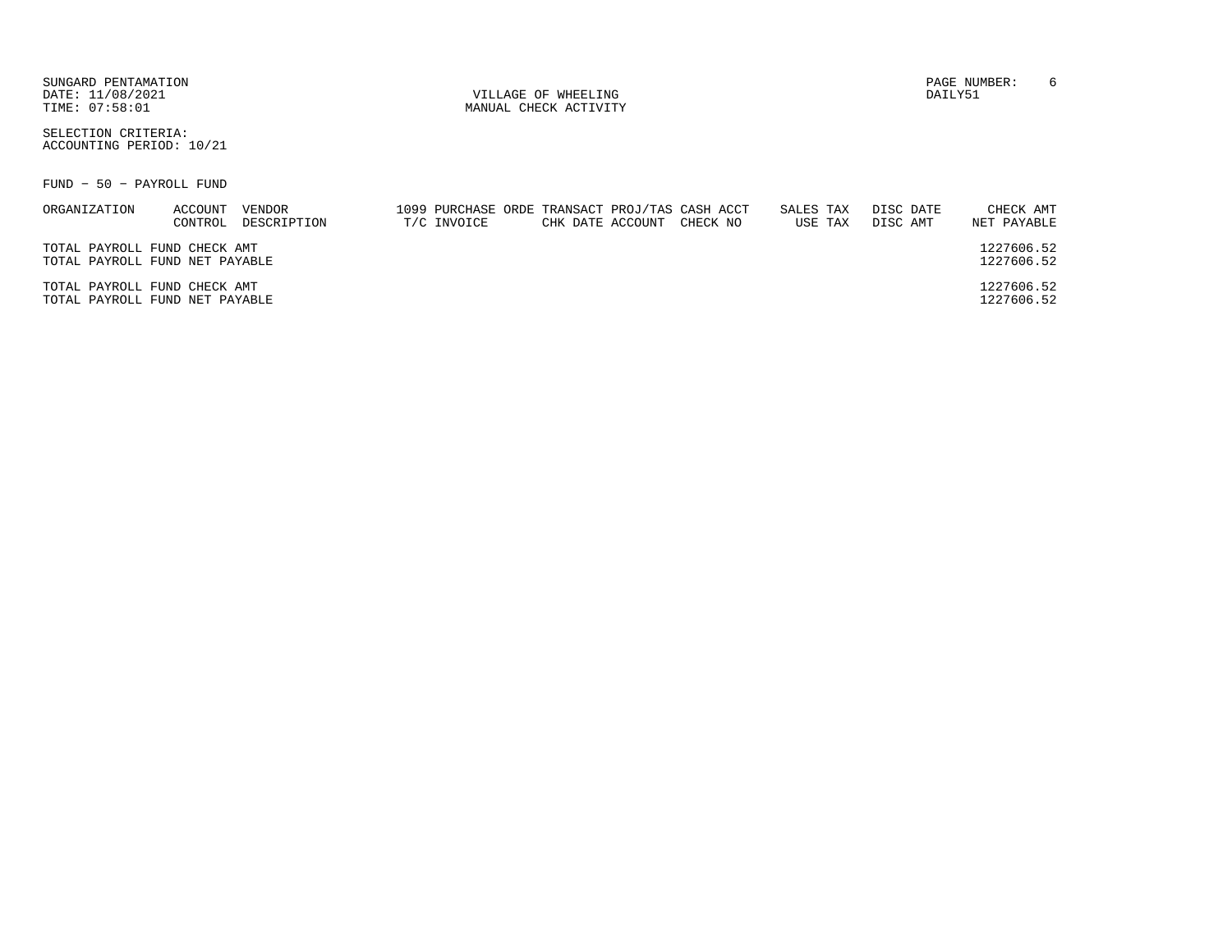SUNGARD PENTAMATION
DATE: 11/08/2021
TIME: 07:58:01

VILLAGE OF WHEELING
MANUAL CHECK ACTIVITY

PAGE NUMBER: 6
DAILY51

SELECTION CRITERIA:
ACCOUNTING PERIOD: 10/21

FUND − 50 − PAYROLL FUND

| ORGANIZATION | ACCOUNT CONTROL | VENDOR DESCRIPTION | 1099 T/C | PURCHASE ORDE INVOICE | TRANSACT CHK DATE | PROJ/TAS ACCOUNT | CASH ACCT CHECK NO | SALES TAX USE TAX | DISC DATE DISC AMT | CHECK AMT NET PAYABLE |
|---|---|---|---|---|---|---|---|---|---|---|
| TOTAL PAYROLL FUND CHECK AMT | | | | | | | | | | 1227606.52 |
| TOTAL PAYROLL FUND NET PAYABLE | | | | | | | | | | 1227606.52 |
| TOTAL PAYROLL FUND CHECK AMT | | | | | | | | | | 1227606.52 |
| TOTAL PAYROLL FUND NET PAYABLE | | | | | | | | | | 1227606.52 |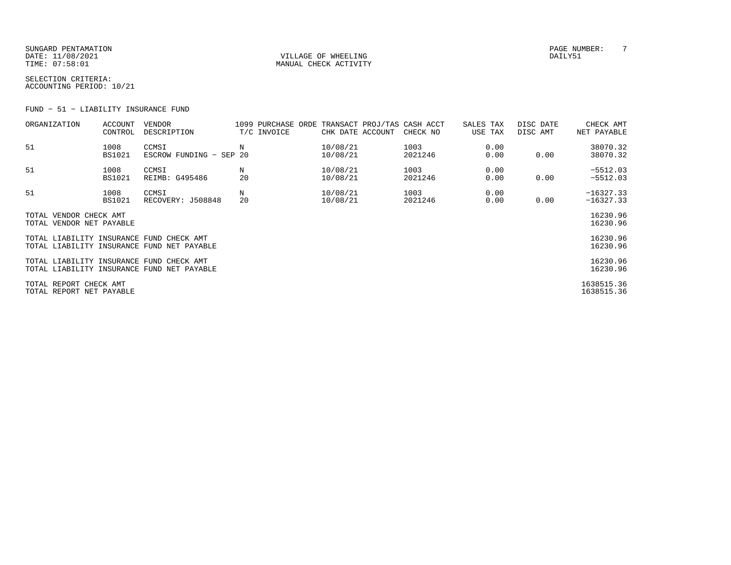SUNGARD PENTAMATION
DATE: 11/08/2021
TIME: 07:58:01

VILLAGE OF WHEELING
MANUAL CHECK ACTIVITY

PAGE NUMBER: 7
DAILY51

SELECTION CRITERIA:
ACCOUNTING PERIOD: 10/21

FUND - 51 - LIABILITY INSURANCE FUND

| ORGANIZATION | ACCOUNT CONTROL | VENDOR DESCRIPTION | 1099 T/C | PURCHASE ORDE INVOICE | TRANSACT CHK DATE | PROJ/TAS ACCOUNT | CASH ACCT CHECK NO | SALES TAX USE TAX | DISC DATE DISC AMT | CHECK AMT NET PAYABLE |
|---|---|---|---|---|---|---|---|---|---|---|
| 51 | 1008 | CCMSI | N | | 10/08/21 | | 1003 | 0.00 | | 38070.32 |
| | BS1021 | ESCROW FUNDING - SEP | 20 | | 10/08/21 | | 2021246 | 0.00 | 0.00 | 38070.32 |
| 51 | 1008 | CCMSI | N | | 10/08/21 | | 1003 | 0.00 | | -5512.03 |
| | BS1021 | REIMB: G495486 | 20 | | 10/08/21 | | 2021246 | 0.00 | 0.00 | -5512.03 |
| 51 | 1008 | CCMSI | N | | 10/08/21 | | 1003 | 0.00 | | -16327.33 |
| | BS1021 | RECOVERY: J508848 | 20 | | 10/08/21 | | 2021246 | 0.00 | 0.00 | -16327.33 |

| | |
|---|---|
| TOTAL VENDOR CHECK AMT | 16230.96 |
| TOTAL VENDOR NET PAYABLE | 16230.96 |
| TOTAL LIABILITY INSURANCE FUND CHECK AMT | 16230.96 |
| TOTAL LIABILITY INSURANCE FUND NET PAYABLE | 16230.96 |
| TOTAL LIABILITY INSURANCE FUND CHECK AMT | 16230.96 |
| TOTAL LIABILITY INSURANCE FUND NET PAYABLE | 16230.96 |
| TOTAL REPORT CHECK AMT | 1638515.36 |
| TOTAL REPORT NET PAYABLE | 1638515.36 |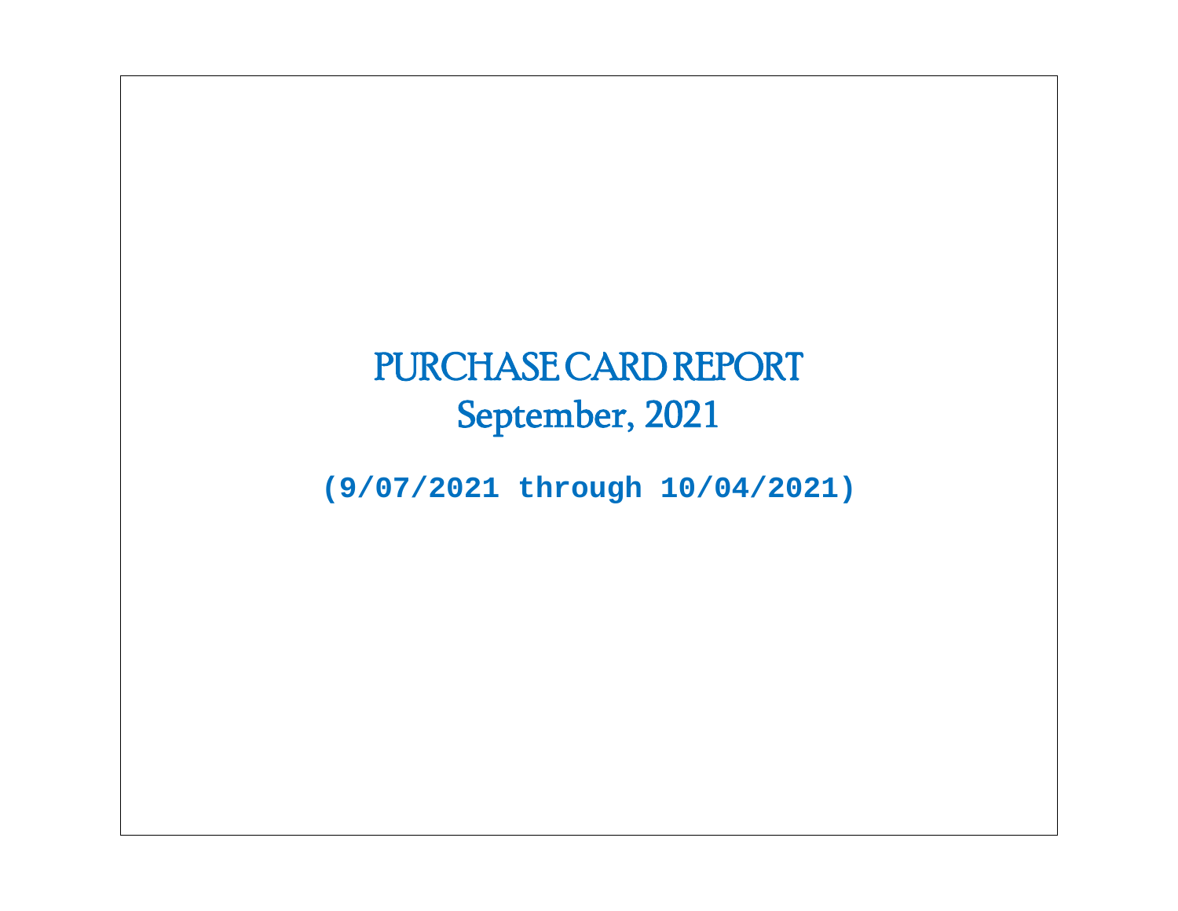# PURCHASE CARD REPORT

## September, 2021

**(9/07/2021 through 10/04/2021)**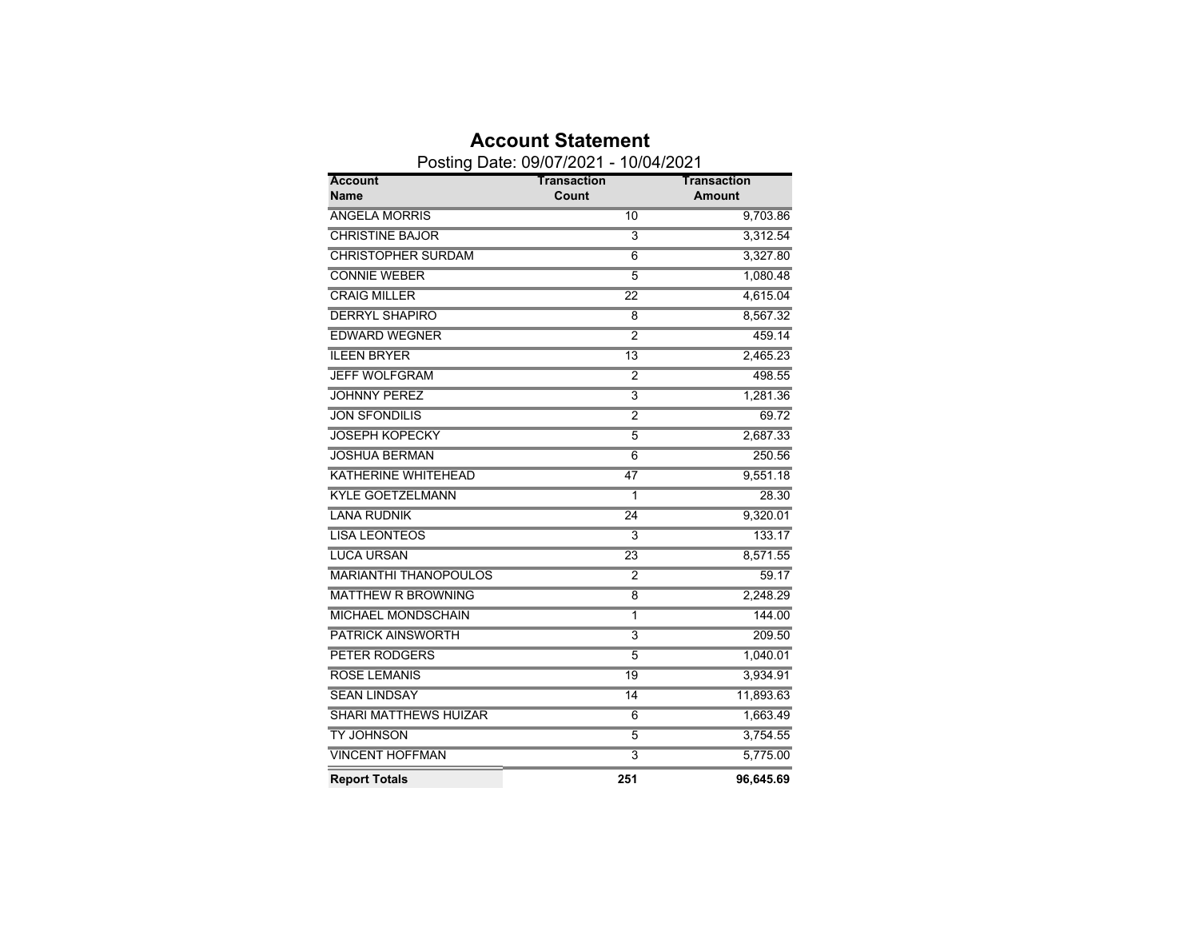# Account Statement

Posting Date: 09/07/2021 - 10/04/2021

| Account Name | Transaction Count | Transaction Amount |
|---|---|---|
| ANGELA MORRIS | 10 | 9,703.86 |
| CHRISTINE BAJOR | 3 | 3,312.54 |
| CHRISTOPHER SURDAM | 6 | 3,327.80 |
| CONNIE WEBER | 5 | 1,080.48 |
| CRAIG MILLER | 22 | 4,615.04 |
| DERRYL SHAPIRO | 8 | 8,567.32 |
| EDWARD WEGNER | 2 | 459.14 |
| ILEEN BRYER | 13 | 2,465.23 |
| JEFF WOLFGRAM | 2 | 498.55 |
| JOHNNY PEREZ | 3 | 1,281.36 |
| JON SFONDILIS | 2 | 69.72 |
| JOSEPH KOPECKY | 5 | 2,687.33 |
| JOSHUA BERMAN | 6 | 250.56 |
| KATHERINE WHITEHEAD | 47 | 9,551.18 |
| KYLE GOETZELMANN | 1 | 28.30 |
| LANA RUDNIK | 24 | 9,320.01 |
| LISA LEONTEOS | 3 | 133.17 |
| LUCA URSAN | 23 | 8,571.55 |
| MARIANTHI THANOPOULOS | 2 | 59.17 |
| MATTHEW R BROWNING | 8 | 2,248.29 |
| MICHAEL MONDSCHAIN | 1 | 144.00 |
| PATRICK AINSWORTH | 3 | 209.50 |
| PETER RODGERS | 5 | 1,040.01 |
| ROSE LEMANIS | 19 | 3,934.91 |
| SEAN LINDSAY | 14 | 11,893.63 |
| SHARI MATTHEWS HUIZAR | 6 | 1,663.49 |
| TY JOHNSON | 5 | 3,754.55 |
| VINCENT HOFFMAN | 3 | 5,775.00 |
| **Report Totals** | **251** | **96,645.69** |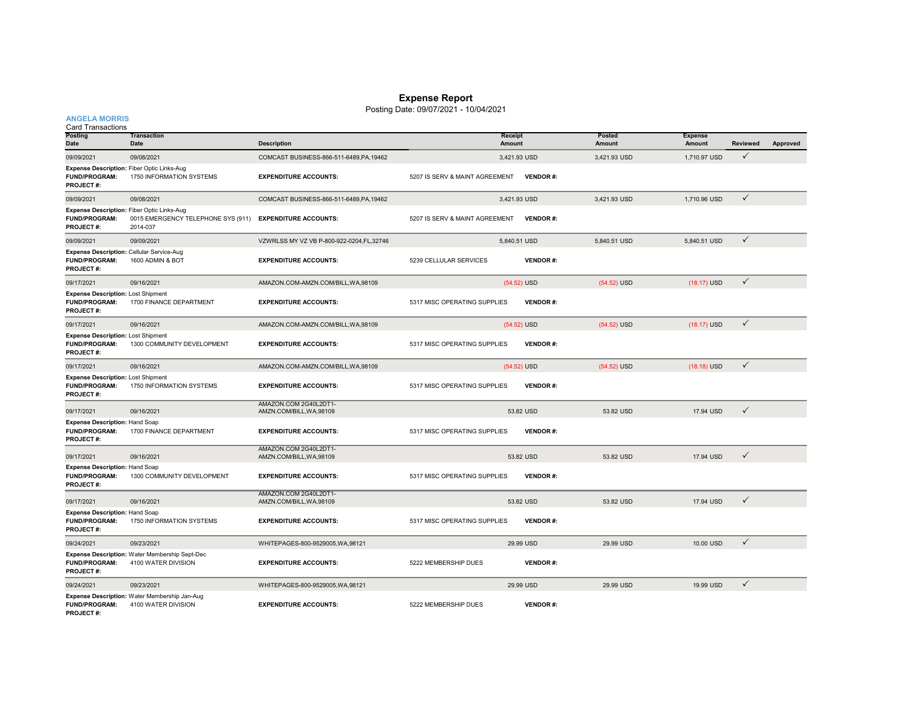# Expense Report

Posting Date: 09/07/2021 - 10/04/2021

**ANGELA MORRIS**

Card Transactions

| Posting Date | Transaction Date | Description | Receipt Amount | Posted Amount | Expense Amount | Reviewed | Approved |
|---|---|---|---|---|---|---|---|
| 09/09/2021 | 09/08/2021 | COMCAST BUSINESS-866-511-6489,PA,19462 | 3,421.93 USD | 3,421.93 USD | 1,710.97 USD | ✓ | |
| **Expense Description:** Fiber Optic Links-Aug | | | | | | | |
| **FUND/PROGRAM:** | 1750 INFORMATION SYSTEMS | **EXPENDITURE ACCOUNTS:** | 5207 IS SERV & MAINT AGREEMENT | **VENDOR #:** | | | |
| **PROJECT #:** | | | | | | | |
| 09/09/2021 | 09/08/2021 | COMCAST BUSINESS-866-511-6489,PA,19462 | 3,421.93 USD | 3,421.93 USD | 1,710.96 USD | ✓ | |
| **Expense Description:** Fiber Optic Links-Aug | | | | | | | |
| **FUND/PROGRAM:** | 0015 EMERGENCY TELEPHONE SYS (911) | **EXPENDITURE ACCOUNTS:** | 5207 IS SERV & MAINT AGREEMENT | **VENDOR #:** | | | |
| **PROJECT #:** | 2014-037 | | | | | | |
| 09/09/2021 | 09/09/2021 | VZWRLSS MY VZ VB P-800-922-0204,FL,32746 | 5,840.51 USD | 5,840.51 USD | 5,840.51 USD | ✓ | |
| **Expense Description:** Cellular Service-Aug | | | | | | | |
| **FUND/PROGRAM:** | 1600 ADMIN & BOT | **EXPENDITURE ACCOUNTS:** | 5239 CELLULAR SERVICES | **VENDOR #:** | | | |
| **PROJECT #:** | | | | | | | |
| 09/17/2021 | 09/16/2021 | AMAZON.COM-AMZN.COM/BILL,WA,98109 | (54.52) USD | (54.52) USD | (18.17) USD | ✓ | |
| **Expense Description:** Lost Shipment | | | | | | | |
| **FUND/PROGRAM:** | 1700 FINANCE DEPARTMENT | **EXPENDITURE ACCOUNTS:** | 5317 MISC OPERATING SUPPLIES | **VENDOR #:** | | | |
| **PROJECT #:** | | | | | | | |
| 09/17/2021 | 09/16/2021 | AMAZON.COM-AMZN.COM/BILL,WA,98109 | (54.52) USD | (54.52) USD | (18.17) USD | ✓ | |
| **Expense Description:** Lost Shipment | | | | | | | |
| **FUND/PROGRAM:** | 1300 COMMUNITY DEVELOPMENT | **EXPENDITURE ACCOUNTS:** | 5317 MISC OPERATING SUPPLIES | **VENDOR #:** | | | |
| **PROJECT #:** | | | | | | | |
| 09/17/2021 | 09/16/2021 | AMAZON.COM-AMZN.COM/BILL,WA,98109 | (54.52) USD | (54.52) USD | (18.18) USD | ✓ | |
| **Expense Description:** Lost Shipment | | | | | | | |
| **FUND/PROGRAM:** | 1750 INFORMATION SYSTEMS | **EXPENDITURE ACCOUNTS:** | 5317 MISC OPERATING SUPPLIES | **VENDOR #:** | | | |
| **PROJECT #:** | | | | | | | |
| 09/17/2021 | 09/16/2021 | AMAZON.COM 2G40L2DT1-AMZN.COM/BILL,WA,98109 | 53.82 USD | 53.82 USD | 17.94 USD | ✓ | |
| **Expense Description:** Hand Soap | | | | | | | |
| **FUND/PROGRAM:** | 1700 FINANCE DEPARTMENT | **EXPENDITURE ACCOUNTS:** | 5317 MISC OPERATING SUPPLIES | **VENDOR #:** | | | |
| **PROJECT #:** | | | | | | | |
| 09/17/2021 | 09/16/2021 | AMAZON.COM 2G40L2DT1-AMZN.COM/BILL,WA,98109 | 53.82 USD | 53.82 USD | 17.94 USD | ✓ | |
| **Expense Description:** Hand Soap | | | | | | | |
| **FUND/PROGRAM:** | 1300 COMMUNITY DEVELOPMENT | **EXPENDITURE ACCOUNTS:** | 5317 MISC OPERATING SUPPLIES | **VENDOR #:** | | | |
| **PROJECT #:** | | | | | | | |
| 09/17/2021 | 09/16/2021 | AMAZON.COM 2G40L2DT1-AMZN.COM/BILL,WA,98109 | 53.82 USD | 53.82 USD | 17.94 USD | ✓ | |
| **Expense Description:** Hand Soap | | | | | | | |
| **FUND/PROGRAM:** | 1750 INFORMATION SYSTEMS | **EXPENDITURE ACCOUNTS:** | 5317 MISC OPERATING SUPPLIES | **VENDOR #:** | | | |
| **PROJECT #:** | | | | | | | |
| 09/24/2021 | 09/23/2021 | WHITEPAGES-800-9529005,WA,98121 | 29.99 USD | 29.99 USD | 10.00 USD | ✓ | |
| **Expense Description:** Water Membership Sept-Dec | | | | | | | |
| **FUND/PROGRAM:** | 4100 WATER DIVISION | **EXPENDITURE ACCOUNTS:** | 5222 MEMBERSHIP DUES | **VENDOR #:** | | | |
| **PROJECT #:** | | | | | | | |
| 09/24/2021 | 09/23/2021 | WHITEPAGES-800-9529005,WA,98121 | 29.99 USD | 29.99 USD | 19.99 USD | ✓ | |
| **Expense Description:** Water Membership Jan-Aug | | | | | | | |
| **FUND/PROGRAM:** | 4100 WATER DIVISION | **EXPENDITURE ACCOUNTS:** | 5222 MEMBERSHIP DUES | **VENDOR #:** | | | |
| **PROJECT #:** | | | | | | | |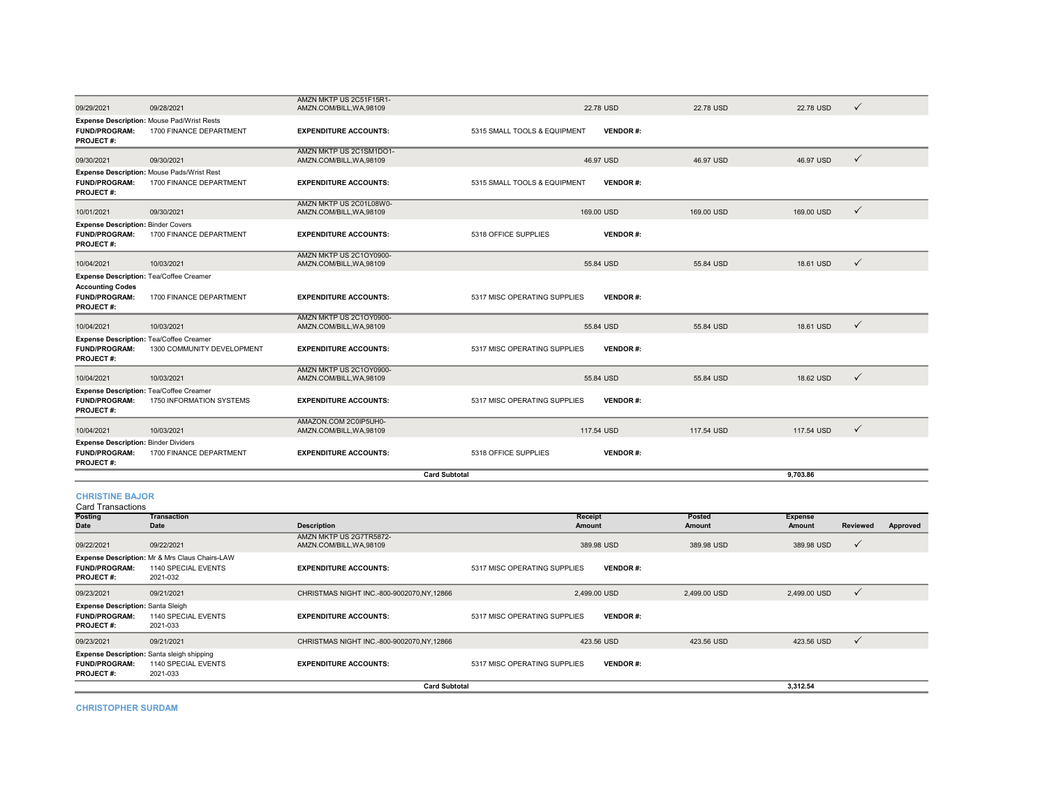| Posting Date | Transaction Date | Description | Receipt Amount | Posted Amount | Expense Amount | Reviewed | Approved |
|---|---|---|---|---|---|---|---|
| 09/29/2021 | 09/28/2021 | AMZN MKTP US 2C51F15R1- AMZN.COM/BILL,WA,98109 | 22.78 USD | 22.78 USD | 22.78 USD | ✓ | |
| **Expense Description:** Mouse Pad/Wrist Rests | | | | | | | |
| **FUND/PROGRAM:** | 1700 FINANCE DEPARTMENT | **EXPENDITURE ACCOUNTS:** | 5315 SMALL TOOLS & EQUIPMENT | **VENDOR #:** | | | |
| **PROJECT #:** | | | | | | | |
| 09/30/2021 | 09/30/2021 | AMZN MKTP US 2C1SM1DO1- AMZN.COM/BILL,WA,98109 | 46.97 USD | 46.97 USD | 46.97 USD | ✓ | |
| **Expense Description:** Mouse Pads/Wrist Rest | | | | | | | |
| **FUND/PROGRAM:** | 1700 FINANCE DEPARTMENT | **EXPENDITURE ACCOUNTS:** | 5315 SMALL TOOLS & EQUIPMENT | **VENDOR #:** | | | |
| **PROJECT #:** | | | | | | | |
| 10/01/2021 | 09/30/2021 | AMZN MKTP US 2C01L08W0- AMZN.COM/BILL,WA,98109 | 169.00 USD | 169.00 USD | 169.00 USD | ✓ | |
| **Expense Description:** Binder Covers | | | | | | | |
| **FUND/PROGRAM:** | 1700 FINANCE DEPARTMENT | **EXPENDITURE ACCOUNTS:** | 5318 OFFICE SUPPLIES | **VENDOR #:** | | | |
| **PROJECT #:** | | | | | | | |
| 10/04/2021 | 10/03/2021 | AMZN MKTP US 2C1OY0900- AMZN.COM/BILL,WA,98109 | 55.84 USD | 55.84 USD | 18.61 USD | ✓ | |
| **Expense Description:** Tea/Coffee Creamer | | | | | | | |
| **Accounting Codes** | | | | | | | |
| **FUND/PROGRAM:** | 1700 FINANCE DEPARTMENT | **EXPENDITURE ACCOUNTS:** | 5317 MISC OPERATING SUPPLIES | **VENDOR #:** | | | |
| **PROJECT #:** | | | | | | | |
| 10/04/2021 | 10/03/2021 | AMZN MKTP US 2C1OY0900- AMZN.COM/BILL,WA,98109 | 55.84 USD | 55.84 USD | 18.61 USD | ✓ | |
| **Expense Description:** Tea/Coffee Creamer | | | | | | | |
| **FUND/PROGRAM:** | 1300 COMMUNITY DEVELOPMENT | **EXPENDITURE ACCOUNTS:** | 5317 MISC OPERATING SUPPLIES | **VENDOR #:** | | | |
| **PROJECT #:** | | | | | | | |
| 10/04/2021 | 10/03/2021 | AMZN MKTP US 2C1OY0900- AMZN.COM/BILL,WA,98109 | 55.84 USD | 55.84 USD | 18.62 USD | ✓ | |
| **Expense Description:** Tea/Coffee Creamer | | | | | | | |
| **FUND/PROGRAM:** | 1750 INFORMATION SYSTEMS | **EXPENDITURE ACCOUNTS:** | 5317 MISC OPERATING SUPPLIES | **VENDOR #:** | | | |
| **PROJECT #:** | | | | | | | |
| 10/04/2021 | 10/03/2021 | AMAZON.COM 2C0IP5UH0- AMZN.COM/BILL,WA,98109 | 117.54 USD | 117.54 USD | 117.54 USD | ✓ | |
| **Expense Description:** Binder Dividers | | | | | | | |
| **FUND/PROGRAM:** | 1700 FINANCE DEPARTMENT | **EXPENDITURE ACCOUNTS:** | 5318 OFFICE SUPPLIES | **VENDOR #:** | | | |
| **PROJECT #:** | | | | | | | |
| | | **Card Subtotal** | | | **9,703.86** | | |

## CHRISTINE BAJOR

Card Transactions

| Posting Date | Transaction Date | Description | Receipt Amount | Posted Amount | Expense Amount | Reviewed | Approved |
|---|---|---|---|---|---|---|---|
| 09/22/2021 | 09/22/2021 | AMZN MKTP US 2G7TR5872- AMZN.COM/BILL,WA,98109 | 389.98 USD | 389.98 USD | 389.98 USD | ✓ | |
| **Expense Description:** Mr & Mrs Claus Chairs-LAW | | | | | | | |
| **FUND/PROGRAM:** | 1140 SPECIAL EVENTS | **EXPENDITURE ACCOUNTS:** | 5317 MISC OPERATING SUPPLIES | **VENDOR #:** | | | |
| **PROJECT #:** | 2021-032 | | | | | | |
| 09/23/2021 | 09/21/2021 | CHRISTMAS NIGHT INC.-800-9002070,NY,12866 | 2,499.00 USD | 2,499.00 USD | 2,499.00 USD | ✓ | |
| **Expense Description:** Santa Sleigh | | | | | | | |
| **FUND/PROGRAM:** | 1140 SPECIAL EVENTS | **EXPENDITURE ACCOUNTS:** | 5317 MISC OPERATING SUPPLIES | **VENDOR #:** | | | |
| **PROJECT #:** | 2021-033 | | | | | | |
| 09/23/2021 | 09/21/2021 | CHRISTMAS NIGHT INC.-800-9002070,NY,12866 | 423.56 USD | 423.56 USD | 423.56 USD | ✓ | |
| **Expense Description:** Santa sleigh shipping | | | | | | | |
| **FUND/PROGRAM:** | 1140 SPECIAL EVENTS | **EXPENDITURE ACCOUNTS:** | 5317 MISC OPERATING SUPPLIES | **VENDOR #:** | | | |
| **PROJECT #:** | 2021-033 | | | | | | |
| | | **Card Subtotal** | | | **3,312.54** | | |

## CHRISTOPHER SURDAM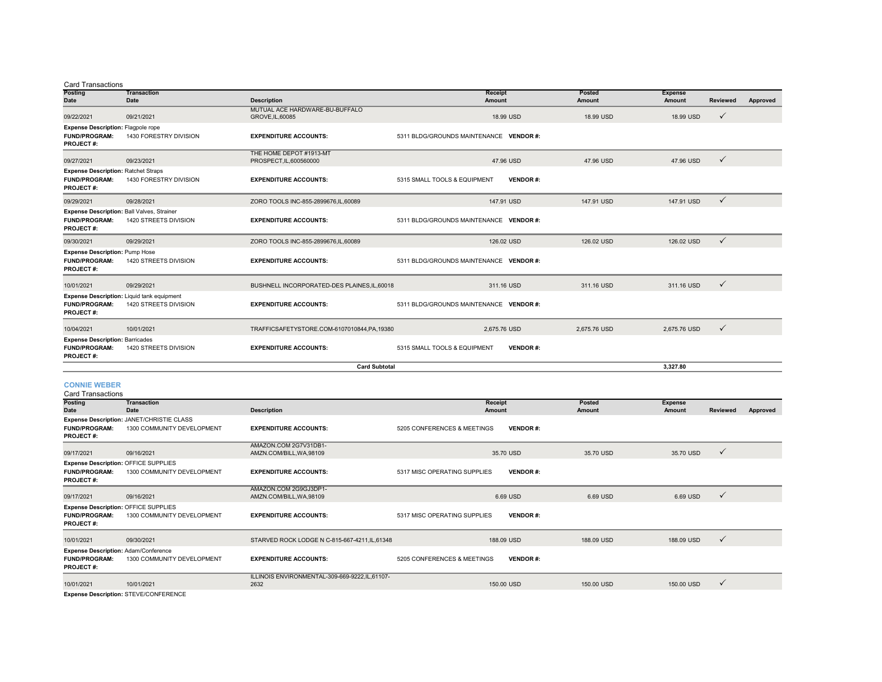Card Transactions

| Posting Date | Transaction Date | Description | Receipt Amount | Posted Amount | Expense Amount | Reviewed | Approved |
|---|---|---|---|---|---|---|---|
| 09/22/2021 | 09/21/2021 | MUTUAL ACE HARDWARE-BU-BUFFALO GROVE,IL,60085 | 18.99 USD | 18.99 USD | 18.99 USD | ✓ | |
| **Expense Description:** Flagpole rope | | | | | | | |
| **FUND/PROGRAM:** | 1430 FORESTRY DIVISION | **EXPENDITURE ACCOUNTS:** | 5311 BLDG/GROUNDS MAINTENANCE **VENDOR #:** | | | | |
| **PROJECT #:** | | | | | | | |
| 09/27/2021 | 09/23/2021 | THE HOME DEPOT #1913-MT PROSPECT,IL,600560000 | 47.96 USD | 47.96 USD | 47.96 USD | ✓ | |
| **Expense Description:** Ratchet Straps | | | | | | | |
| **FUND/PROGRAM:** | 1430 FORESTRY DIVISION | **EXPENDITURE ACCOUNTS:** | 5315 SMALL TOOLS & EQUIPMENT **VENDOR #:** | | | | |
| **PROJECT #:** | | | | | | | |
| 09/29/2021 | 09/28/2021 | ZORO TOOLS INC-855-2899676,IL,60089 | 147.91 USD | 147.91 USD | 147.91 USD | ✓ | |
| **Expense Description:** Ball Valves, Strainer | | | | | | | |
| **FUND/PROGRAM:** | 1420 STREETS DIVISION | **EXPENDITURE ACCOUNTS:** | 5311 BLDG/GROUNDS MAINTENANCE **VENDOR #:** | | | | |
| **PROJECT #:** | | | | | | | |
| 09/30/2021 | 09/29/2021 | ZORO TOOLS INC-855-2899676,IL,60089 | 126.02 USD | 126.02 USD | 126.02 USD | ✓ | |
| **Expense Description:** Pump Hose | | | | | | | |
| **FUND/PROGRAM:** | 1420 STREETS DIVISION | **EXPENDITURE ACCOUNTS:** | 5311 BLDG/GROUNDS MAINTENANCE **VENDOR #:** | | | | |
| **PROJECT #:** | | | | | | | |
| 10/01/2021 | 09/29/2021 | BUSHNELL INCORPORATED-DES PLAINES,IL,60018 | 311.16 USD | 311.16 USD | 311.16 USD | ✓ | |
| **Expense Description:** Liquid tank equipment | | | | | | | |
| **FUND/PROGRAM:** | 1420 STREETS DIVISION | **EXPENDITURE ACCOUNTS:** | 5311 BLDG/GROUNDS MAINTENANCE **VENDOR #:** | | | | |
| **PROJECT #:** | | | | | | | |
| 10/04/2021 | 10/01/2021 | TRAFFICSAFETYSTORE.COM-6107010844,PA,19380 | 2,675.76 USD | 2,675.76 USD | 2,675.76 USD | ✓ | |
| **Expense Description:** Barricades | | | | | | | |
| **FUND/PROGRAM:** | 1420 STREETS DIVISION | **EXPENDITURE ACCOUNTS:** | 5315 SMALL TOOLS & EQUIPMENT **VENDOR #:** | | | | |
| **PROJECT #:** | | | | | | | |
| | | **Card Subtotal** | | | **3,327.80** | | |

## CONNIE WEBER

Card Transactions

| Posting Date | Transaction Date | Description | Receipt Amount | Posted Amount | Expense Amount | Reviewed | Approved |
|---|---|---|---|---|---|---|---|
| **Expense Description:** JANET/CHRISTIE CLASS | | | | | | | |
| **FUND/PROGRAM:** | 1300 COMMUNITY DEVELOPMENT | **EXPENDITURE ACCOUNTS:** | 5205 CONFERENCES & MEETINGS **VENDOR #:** | | | | |
| **PROJECT #:** | | | | | | | |
| 09/17/2021 | 09/16/2021 | AMAZON.COM 2G7V31DB1-AMZN.COM/BILL,WA,98109 | 35.70 USD | 35.70 USD | 35.70 USD | ✓ | |
| **Expense Description:** OFFICE SUPPLIES | | | | | | | |
| **FUND/PROGRAM:** | 1300 COMMUNITY DEVELOPMENT | **EXPENDITURE ACCOUNTS:** | 5317 MISC OPERATING SUPPLIES **VENDOR #:** | | | | |
| **PROJECT #:** | | | | | | | |
| 09/17/2021 | 09/16/2021 | AMAZON.COM 2G9GJ3DP1-AMZN.COM/BILL,WA,98109 | 6.69 USD | 6.69 USD | 6.69 USD | ✓ | |
| **Expense Description:** OFFICE SUPPLIES | | | | | | | |
| **FUND/PROGRAM:** | 1300 COMMUNITY DEVELOPMENT | **EXPENDITURE ACCOUNTS:** | 5317 MISC OPERATING SUPPLIES **VENDOR #:** | | | | |
| **PROJECT #:** | | | | | | | |
| 10/01/2021 | 09/30/2021 | STARVED ROCK LODGE N C-815-667-4211,IL,61348 | 188.09 USD | 188.09 USD | 188.09 USD | ✓ | |
| **Expense Description:** Adam/Conference | | | | | | | |
| **FUND/PROGRAM:** | 1300 COMMUNITY DEVELOPMENT | **EXPENDITURE ACCOUNTS:** | 5205 CONFERENCES & MEETINGS **VENDOR #:** | | | | |
| **PROJECT #:** | | | | | | | |
| 10/01/2021 | 10/01/2021 | ILLINOIS ENVIRONMENTAL-309-669-9222,IL,61107-2632 | 150.00 USD | 150.00 USD | 150.00 USD | ✓ | |
| **Expense Description:** STEVE/CONFERENCE | | | | | | | |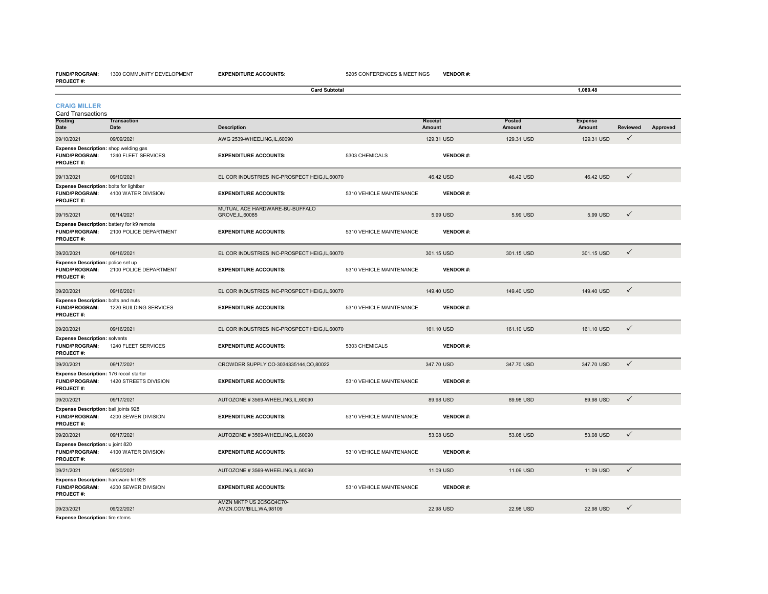**FUND/PROGRAM:** 1300 COMMUNITY DEVELOPMENT **EXPENDITURE ACCOUNTS:** 5205 CONFERENCES & MEETINGS **VENDOR #:**
**PROJECT #:**

**Card Subtotal** **1,080.48**

## CRAIG MILLER

Card Transactions

| Posting Date | Transaction Date | Description | Receipt Amount | Posted Amount | Expense Amount | Reviewed | Approved |
|---|---|---|---|---|---|---|---|
| 09/10/2021 | 09/09/2021 | AWG 2539-WHEELING,IL,60090 | 129.31 USD | 129.31 USD | 129.31 USD | ✓ | |
| **Expense Description:** shop welding gas | | | | | | | |
| **FUND/PROGRAM:** 1240 FLEET SERVICES | | **EXPENDITURE ACCOUNTS:** 5303 CHEMICALS | **VENDOR #:** | | | | |
| **PROJECT #:** | | | | | | | |
| 09/13/2021 | 09/10/2021 | EL COR INDUSTRIES INC-PROSPECT HEIG,IL,60070 | 46.42 USD | 46.42 USD | 46.42 USD | ✓ | |
| **Expense Description:** bolts for lightbar | | | | | | | |
| **FUND/PROGRAM:** 4100 WATER DIVISION | | **EXPENDITURE ACCOUNTS:** 5310 VEHICLE MAINTENANCE | **VENDOR #:** | | | | |
| **PROJECT #:** | | | | | | | |
| 09/15/2021 | 09/14/2021 | MUTUAL ACE HARDWARE-BU-BUFFALO GROVE,IL,60085 | 5.99 USD | 5.99 USD | 5.99 USD | ✓ | |
| **Expense Description:** battery for k9 remote | | | | | | | |
| **FUND/PROGRAM:** 2100 POLICE DEPARTMENT | | **EXPENDITURE ACCOUNTS:** 5310 VEHICLE MAINTENANCE | **VENDOR #:** | | | | |
| **PROJECT #:** | | | | | | | |
| 09/20/2021 | 09/16/2021 | EL COR INDUSTRIES INC-PROSPECT HEIG,IL,60070 | 301.15 USD | 301.15 USD | 301.15 USD | ✓ | |
| **Expense Description:** police set up | | | | | | | |
| **FUND/PROGRAM:** 2100 POLICE DEPARTMENT | | **EXPENDITURE ACCOUNTS:** 5310 VEHICLE MAINTENANCE | **VENDOR #:** | | | | |
| **PROJECT #:** | | | | | | | |
| 09/20/2021 | 09/16/2021 | EL COR INDUSTRIES INC-PROSPECT HEIG,IL,60070 | 149.40 USD | 149.40 USD | 149.40 USD | ✓ | |
| **Expense Description:** bolts and nuts | | | | | | | |
| **FUND/PROGRAM:** 1220 BUILDING SERVICES | | **EXPENDITURE ACCOUNTS:** 5310 VEHICLE MAINTENANCE | **VENDOR #:** | | | | |
| **PROJECT #:** | | | | | | | |
| 09/20/2021 | 09/16/2021 | EL COR INDUSTRIES INC-PROSPECT HEIG,IL,60070 | 161.10 USD | 161.10 USD | 161.10 USD | ✓ | |
| **Expense Description:** solvents | | | | | | | |
| **FUND/PROGRAM:** 1240 FLEET SERVICES | | **EXPENDITURE ACCOUNTS:** 5303 CHEMICALS | **VENDOR #:** | | | | |
| **PROJECT #:** | | | | | | | |
| 09/20/2021 | 09/17/2021 | CROWDER SUPPLY CO-3034335144,CO,80022 | 347.70 USD | 347.70 USD | 347.70 USD | ✓ | |
| **Expense Description:** 176 recoil starter | | | | | | | |
| **FUND/PROGRAM:** 1420 STREETS DIVISION | | **EXPENDITURE ACCOUNTS:** 5310 VEHICLE MAINTENANCE | **VENDOR #:** | | | | |
| **PROJECT #:** | | | | | | | |
| 09/20/2021 | 09/17/2021 | AUTOZONE # 3569-WHEELING,IL,60090 | 89.98 USD | 89.98 USD | 89.98 USD | ✓ | |
| **Expense Description:** ball joints 928 | | | | | | | |
| **FUND/PROGRAM:** 4200 SEWER DIVISION | | **EXPENDITURE ACCOUNTS:** 5310 VEHICLE MAINTENANCE | **VENDOR #:** | | | | |
| **PROJECT #:** | | | | | | | |
| 09/20/2021 | 09/17/2021 | AUTOZONE # 3569-WHEELING,IL,60090 | 53.08 USD | 53.08 USD | 53.08 USD | ✓ | |
| **Expense Description:** u joint 820 | | | | | | | |
| **FUND/PROGRAM:** 4100 WATER DIVISION | | **EXPENDITURE ACCOUNTS:** 5310 VEHICLE MAINTENANCE | **VENDOR #:** | | | | |
| **PROJECT #:** | | | | | | | |
| 09/21/2021 | 09/20/2021 | AUTOZONE # 3569-WHEELING,IL,60090 | 11.09 USD | 11.09 USD | 11.09 USD | ✓ | |
| **Expense Description:** hardware kit 928 | | | | | | | |
| **FUND/PROGRAM:** 4200 SEWER DIVISION | | **EXPENDITURE ACCOUNTS:** 5310 VEHICLE MAINTENANCE | **VENDOR #:** | | | | |
| **PROJECT #:** | | | | | | | |
| 09/23/2021 | 09/22/2021 | AMZN MKTP US 2C5GQ4C70-AMZN.COM/BILL,WA,98109 | 22.98 USD | 22.98 USD | 22.98 USD | ✓ | |
| **Expense Description:** tire stems | | | | | | | |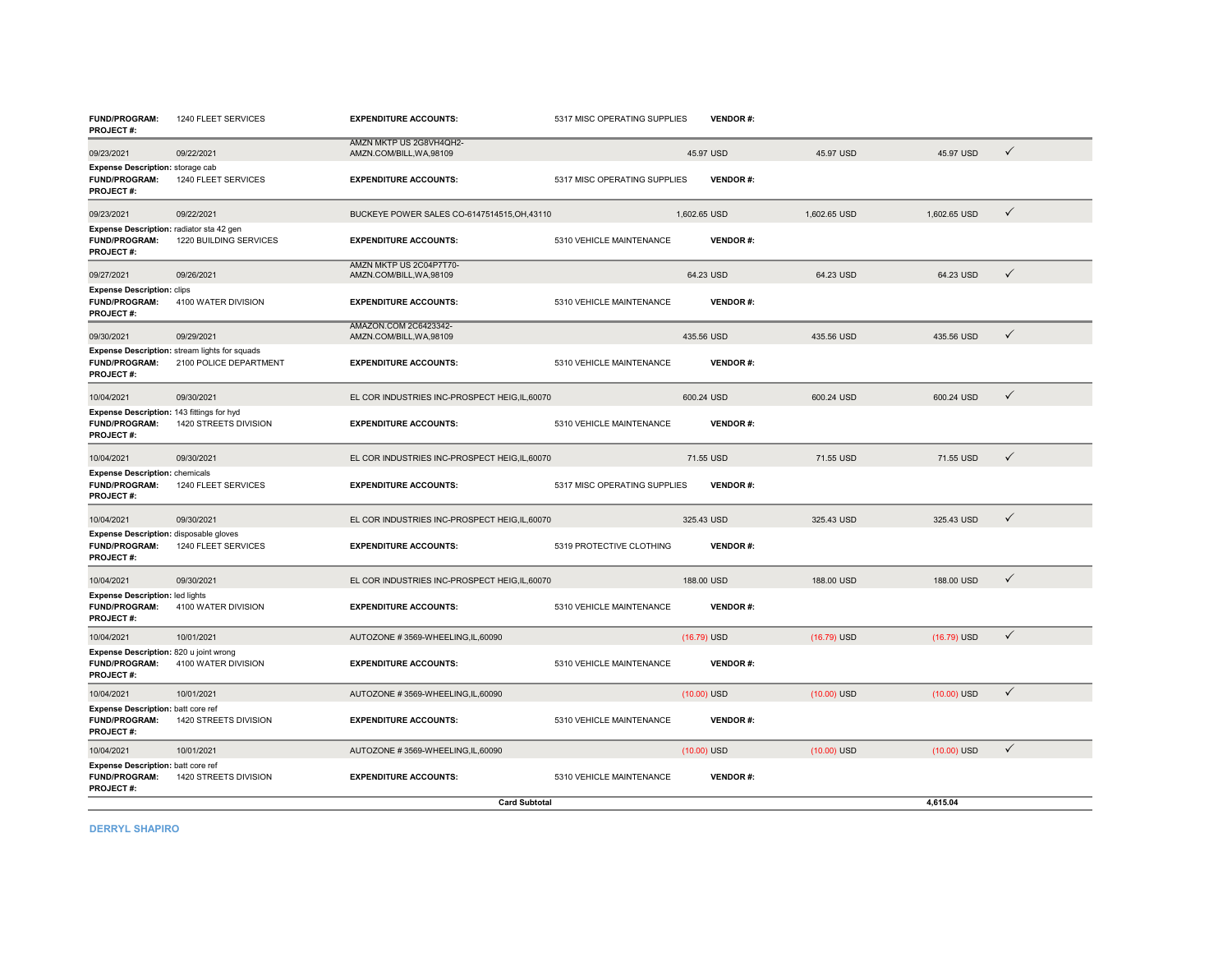| | | | | | | | |
|---|---|---|---|---|---|---|---|
| **FUND/PROGRAM:** 1240 FLEET SERVICES<br>**PROJECT #:** | | **EXPENDITURE ACCOUNTS:** | 5317 MISC OPERATING SUPPLIES **VENDOR #:** | | | | |
| 09/23/2021 | 09/22/2021 | AMZN MKTP US 2G8VH4QH2-AMZN.COM/BILL,WA,98109 | 45.97 USD | 45.97 USD | 45.97 USD | ✓ |
| **Expense Description:** storage cab<br>**FUND/PROGRAM:** 1240 FLEET SERVICES<br>**PROJECT #:** | | **EXPENDITURE ACCOUNTS:** | 5317 MISC OPERATING SUPPLIES **VENDOR #:** | | | | |
| 09/23/2021 | 09/22/2021 | BUCKEYE POWER SALES CO-6147514515,OH,43110 | 1,602.65 USD | 1,602.65 USD | 1,602.65 USD | ✓ |
| **Expense Description:** radiator sta 42 gen<br>**FUND/PROGRAM:** 1220 BUILDING SERVICES<br>**PROJECT #:** | | **EXPENDITURE ACCOUNTS:** | 5310 VEHICLE MAINTENANCE **VENDOR #:** | | | | |
| 09/27/2021 | 09/26/2021 | AMZN MKTP US 2C04P7T70-AMZN.COM/BILL,WA,98109 | 64.23 USD | 64.23 USD | 64.23 USD | ✓ |
| **Expense Description:** clips<br>**FUND/PROGRAM:** 4100 WATER DIVISION<br>**PROJECT #:** | | **EXPENDITURE ACCOUNTS:** | 5310 VEHICLE MAINTENANCE **VENDOR #:** | | | | |
| 09/30/2021 | 09/29/2021 | AMAZON.COM 2C6423342-AMZN.COM/BILL,WA,98109 | 435.56 USD | 435.56 USD | 435.56 USD | ✓ |
| **Expense Description:** stream lights for squads<br>**FUND/PROGRAM:** 2100 POLICE DEPARTMENT<br>**PROJECT #:** | | **EXPENDITURE ACCOUNTS:** | 5310 VEHICLE MAINTENANCE **VENDOR #:** | | | | |
| 10/04/2021 | 09/30/2021 | EL COR INDUSTRIES INC-PROSPECT HEIG,IL,60070 | 600.24 USD | 600.24 USD | 600.24 USD | ✓ |
| **Expense Description:** 143 fittings for hyd<br>**FUND/PROGRAM:** 1420 STREETS DIVISION<br>**PROJECT #:** | | **EXPENDITURE ACCOUNTS:** | 5310 VEHICLE MAINTENANCE **VENDOR #:** | | | | |
| 10/04/2021 | 09/30/2021 | EL COR INDUSTRIES INC-PROSPECT HEIG,IL,60070 | 71.55 USD | 71.55 USD | 71.55 USD | ✓ |
| **Expense Description:** chemicals<br>**FUND/PROGRAM:** 1240 FLEET SERVICES<br>**PROJECT #:** | | **EXPENDITURE ACCOUNTS:** | 5317 MISC OPERATING SUPPLIES **VENDOR #:** | | | | |
| 10/04/2021 | 09/30/2021 | EL COR INDUSTRIES INC-PROSPECT HEIG,IL,60070 | 325.43 USD | 325.43 USD | 325.43 USD | ✓ |
| **Expense Description:** disposable gloves<br>**FUND/PROGRAM:** 1240 FLEET SERVICES<br>**PROJECT #:** | | **EXPENDITURE ACCOUNTS:** | 5319 PROTECTIVE CLOTHING **VENDOR #:** | | | | |
| 10/04/2021 | 09/30/2021 | EL COR INDUSTRIES INC-PROSPECT HEIG,IL,60070 | 188.00 USD | 188.00 USD | 188.00 USD | ✓ |
| **Expense Description:** led lights<br>**FUND/PROGRAM:** 4100 WATER DIVISION<br>**PROJECT #:** | | **EXPENDITURE ACCOUNTS:** | 5310 VEHICLE MAINTENANCE **VENDOR #:** | | | | |
| 10/04/2021 | 10/01/2021 | AUTOZONE # 3569-WHEELING,IL,60090 | (16.79) USD | (16.79) USD | (16.79) USD | ✓ |
| **Expense Description:** 820 u joint wrong<br>**FUND/PROGRAM:** 4100 WATER DIVISION<br>**PROJECT #:** | | **EXPENDITURE ACCOUNTS:** | 5310 VEHICLE MAINTENANCE **VENDOR #:** | | | | |
| 10/04/2021 | 10/01/2021 | AUTOZONE # 3569-WHEELING,IL,60090 | (10.00) USD | (10.00) USD | (10.00) USD | ✓ |
| **Expense Description:** batt core ref<br>**FUND/PROGRAM:** 1420 STREETS DIVISION<br>**PROJECT #:** | | **EXPENDITURE ACCOUNTS:** | 5310 VEHICLE MAINTENANCE **VENDOR #:** | | | | |
| 10/04/2021 | 10/01/2021 | AUTOZONE # 3569-WHEELING,IL,60090 | (10.00) USD | (10.00) USD | (10.00) USD | ✓ |
| **Expense Description:** batt core ref<br>**FUND/PROGRAM:** 1420 STREETS DIVISION<br>**PROJECT #:** | | **EXPENDITURE ACCOUNTS:** | 5310 VEHICLE MAINTENANCE **VENDOR #:** | | | | |
| | | **Card Subtotal** | | | **4,615.04** | |

**DERRYL SHAPIRO**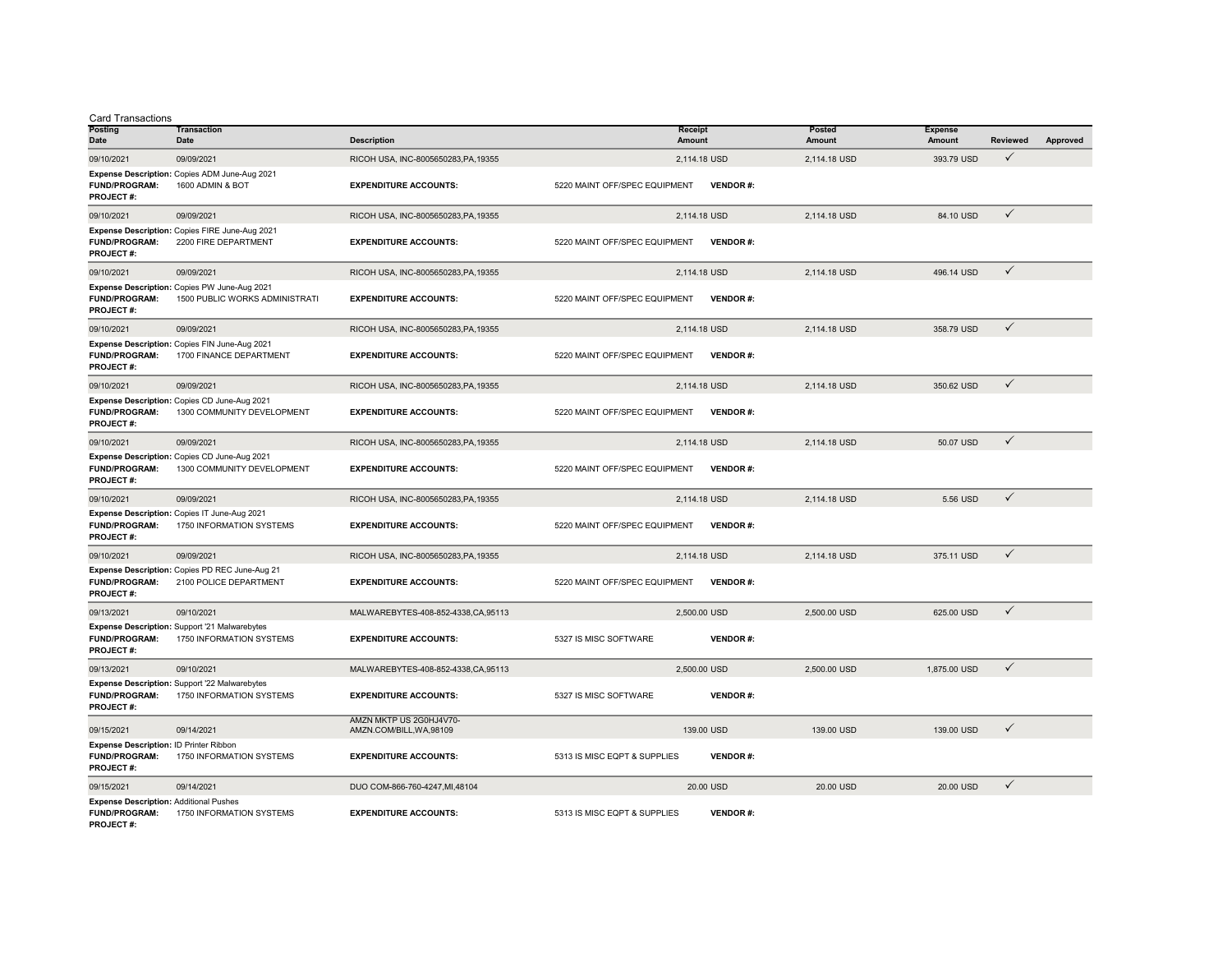Card Transactions

| Posting Date | Transaction Date | Description | Receipt Amount | Posted Amount | Expense Amount | Reviewed | Approved |
|---|---|---|---|---|---|---|---|
| 09/10/2021 | 09/09/2021 | RICOH USA, INC-8005650283,PA,19355 | 2,114.18 USD | 2,114.18 USD | 393.79 USD | ✓ | |
| **Expense Description:** Copies ADM June-Aug 2021 | | | | | | | |
| **FUND/PROGRAM:** 1600 ADMIN & BOT | | **EXPENDITURE ACCOUNTS:** | 5220 MAINT OFF/SPEC EQUIPMENT | **VENDOR #:** | | | |
| **PROJECT #:** | | | | | | | |
| 09/10/2021 | 09/09/2021 | RICOH USA, INC-8005650283,PA,19355 | 2,114.18 USD | 2,114.18 USD | 84.10 USD | ✓ | |
| **Expense Description:** Copies FIRE June-Aug 2021 | | | | | | | |
| **FUND/PROGRAM:** 2200 FIRE DEPARTMENT | | **EXPENDITURE ACCOUNTS:** | 5220 MAINT OFF/SPEC EQUIPMENT | **VENDOR #:** | | | |
| **PROJECT #:** | | | | | | | |
| 09/10/2021 | 09/09/2021 | RICOH USA, INC-8005650283,PA,19355 | 2,114.18 USD | 2,114.18 USD | 496.14 USD | ✓ | |
| **Expense Description:** Copies PW June-Aug 2021 | | | | | | | |
| **FUND/PROGRAM:** 1500 PUBLIC WORKS ADMINISTRATI | | **EXPENDITURE ACCOUNTS:** | 5220 MAINT OFF/SPEC EQUIPMENT | **VENDOR #:** | | | |
| **PROJECT #:** | | | | | | | |
| 09/10/2021 | 09/09/2021 | RICOH USA, INC-8005650283,PA,19355 | 2,114.18 USD | 2,114.18 USD | 358.79 USD | ✓ | |
| **Expense Description:** Copies FIN June-Aug 2021 | | | | | | | |
| **FUND/PROGRAM:** 1700 FINANCE DEPARTMENT | | **EXPENDITURE ACCOUNTS:** | 5220 MAINT OFF/SPEC EQUIPMENT | **VENDOR #:** | | | |
| **PROJECT #:** | | | | | | | |
| 09/10/2021 | 09/09/2021 | RICOH USA, INC-8005650283,PA,19355 | 2,114.18 USD | 2,114.18 USD | 350.62 USD | ✓ | |
| **Expense Description:** Copies CD June-Aug 2021 | | | | | | | |
| **FUND/PROGRAM:** 1300 COMMUNITY DEVELOPMENT | | **EXPENDITURE ACCOUNTS:** | 5220 MAINT OFF/SPEC EQUIPMENT | **VENDOR #:** | | | |
| **PROJECT #:** | | | | | | | |
| 09/10/2021 | 09/09/2021 | RICOH USA, INC-8005650283,PA,19355 | 2,114.18 USD | 2,114.18 USD | 50.07 USD | ✓ | |
| **Expense Description:** Copies CD June-Aug 2021 | | | | | | | |
| **FUND/PROGRAM:** 1300 COMMUNITY DEVELOPMENT | | **EXPENDITURE ACCOUNTS:** | 5220 MAINT OFF/SPEC EQUIPMENT | **VENDOR #:** | | | |
| **PROJECT #:** | | | | | | | |
| 09/10/2021 | 09/09/2021 | RICOH USA, INC-8005650283,PA,19355 | 2,114.18 USD | 2,114.18 USD | 5.56 USD | ✓ | |
| **Expense Description:** Copies IT June-Aug 2021 | | | | | | | |
| **FUND/PROGRAM:** 1750 INFORMATION SYSTEMS | | **EXPENDITURE ACCOUNTS:** | 5220 MAINT OFF/SPEC EQUIPMENT | **VENDOR #:** | | | |
| **PROJECT #:** | | | | | | | |
| 09/10/2021 | 09/09/2021 | RICOH USA, INC-8005650283,PA,19355 | 2,114.18 USD | 2,114.18 USD | 375.11 USD | ✓ | |
| **Expense Description:** Copies PD REC June-Aug 21 | | | | | | | |
| **FUND/PROGRAM:** 2100 POLICE DEPARTMENT | | **EXPENDITURE ACCOUNTS:** | 5220 MAINT OFF/SPEC EQUIPMENT | **VENDOR #:** | | | |
| **PROJECT #:** | | | | | | | |
| 09/13/2021 | 09/10/2021 | MALWAREBYTES-408-852-4338,CA,95113 | 2,500.00 USD | 2,500.00 USD | 625.00 USD | ✓ | |
| **Expense Description:** Support '21 Malwarebytes | | | | | | | |
| **FUND/PROGRAM:** 1750 INFORMATION SYSTEMS | | **EXPENDITURE ACCOUNTS:** | 5327 IS MISC SOFTWARE | **VENDOR #:** | | | |
| **PROJECT #:** | | | | | | | |
| 09/13/2021 | 09/10/2021 | MALWAREBYTES-408-852-4338,CA,95113 | 2,500.00 USD | 2,500.00 USD | 1,875.00 USD | ✓ | |
| **Expense Description:** Support '22 Malwarebytes | | | | | | | |
| **FUND/PROGRAM:** 1750 INFORMATION SYSTEMS | | **EXPENDITURE ACCOUNTS:** | 5327 IS MISC SOFTWARE | **VENDOR #:** | | | |
| **PROJECT #:** | | | | | | | |
| 09/15/2021 | 09/14/2021 | AMZN MKTP US 2G0HJ4V70-AMZN.COM/BILL,WA,98109 | 139.00 USD | 139.00 USD | 139.00 USD | ✓ | |
| **Expense Description:** ID Printer Ribbon | | | | | | | |
| **FUND/PROGRAM:** 1750 INFORMATION SYSTEMS | | **EXPENDITURE ACCOUNTS:** | 5313 IS MISC EQPT & SUPPLIES | **VENDOR #:** | | | |
| **PROJECT #:** | | | | | | | |
| 09/15/2021 | 09/14/2021 | DUO COM-866-760-4247,MI,48104 | 20.00 USD | 20.00 USD | 20.00 USD | ✓ | |
| **Expense Description:** Additional Pushes | | | | | | | |
| **FUND/PROGRAM:** 1750 INFORMATION SYSTEMS | | **EXPENDITURE ACCOUNTS:** | 5313 IS MISC EQPT & SUPPLIES | **VENDOR #:** | | | |
| **PROJECT #:** | | | | | | | |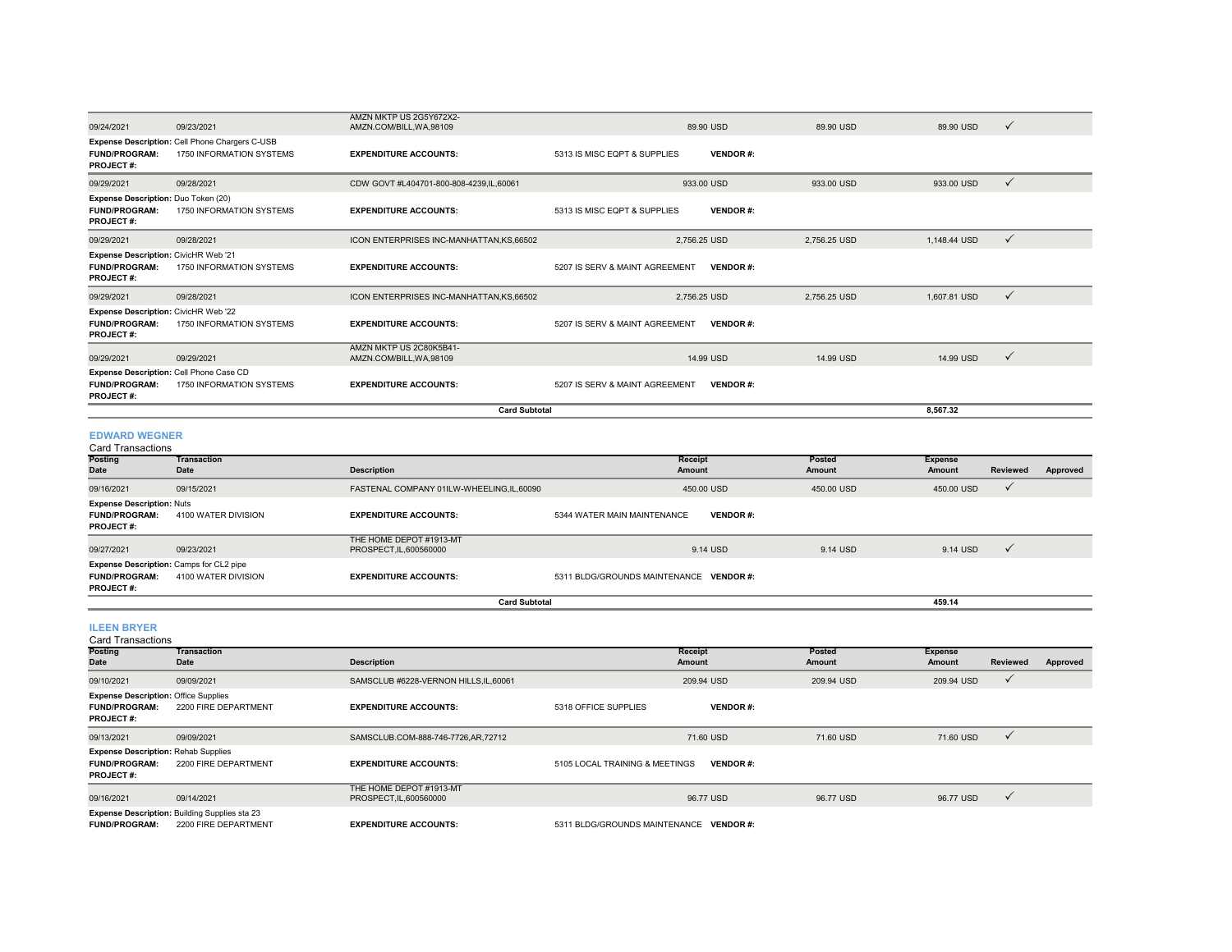| Posting Date | Transaction Date | Description | Receipt Amount | Posted Amount | Expense Amount | Reviewed | Approved |
|---|---|---|---|---|---|---|---|
| 09/24/2021 | 09/23/2021 | AMZN MKTP US 2G5Y672X2-AMZN.COM/BILL,WA,98109 | 89.90 USD | 89.90 USD | 89.90 USD | ✓ | |

**Expense Description:** Cell Phone Chargers C-USB
**FUND/PROGRAM:** 1750 INFORMATION SYSTEMS **EXPENDITURE ACCOUNTS:** 5313 IS MISC EQPT & SUPPLIES **VENDOR #:**
**PROJECT #:**

| Posting Date | Transaction Date | Description | Receipt Amount | Posted Amount | Expense Amount | Reviewed | Approved |
|---|---|---|---|---|---|---|---|
| 09/29/2021 | 09/28/2021 | CDW GOVT #L404701-800-808-4239,IL,60061 | 933.00 USD | 933.00 USD | 933.00 USD | ✓ | |

**Expense Description:** Duo Token (20)
**FUND/PROGRAM:** 1750 INFORMATION SYSTEMS **EXPENDITURE ACCOUNTS:** 5313 IS MISC EQPT & SUPPLIES **VENDOR #:**
**PROJECT #:**

| Posting Date | Transaction Date | Description | Receipt Amount | Posted Amount | Expense Amount | Reviewed | Approved |
|---|---|---|---|---|---|---|---|
| 09/29/2021 | 09/28/2021 | ICON ENTERPRISES INC-MANHATTAN,KS,66502 | 2,756.25 USD | 2,756.25 USD | 1,148.44 USD | ✓ | |

**Expense Description:** CivicHR Web '21
**FUND/PROGRAM:** 1750 INFORMATION SYSTEMS **EXPENDITURE ACCOUNTS:** 5207 IS SERV & MAINT AGREEMENT **VENDOR #:**
**PROJECT #:**

| Posting Date | Transaction Date | Description | Receipt Amount | Posted Amount | Expense Amount | Reviewed | Approved |
|---|---|---|---|---|---|---|---|
| 09/29/2021 | 09/28/2021 | ICON ENTERPRISES INC-MANHATTAN,KS,66502 | 2,756.25 USD | 2,756.25 USD | 1,607.81 USD | ✓ | |

**Expense Description:** CivicHR Web '22
**FUND/PROGRAM:** 1750 INFORMATION SYSTEMS **EXPENDITURE ACCOUNTS:** 5207 IS SERV & MAINT AGREEMENT **VENDOR #:**
**PROJECT #:**

| Posting Date | Transaction Date | Description | Receipt Amount | Posted Amount | Expense Amount | Reviewed | Approved |
|---|---|---|---|---|---|---|---|
| 09/29/2021 | 09/29/2021 | AMZN MKTP US 2C80K5B41-AMZN.COM/BILL,WA,98109 | 14.99 USD | 14.99 USD | 14.99 USD | ✓ | |

**Expense Description:** Cell Phone Case CD
**FUND/PROGRAM:** 1750 INFORMATION SYSTEMS **EXPENDITURE ACCOUNTS:** 5207 IS SERV & MAINT AGREEMENT **VENDOR #:**
**PROJECT #:**

**Card Subtotal** 8,567.32

## EDWARD WEGNER

Card Transactions

| Posting Date | Transaction Date | Description | Receipt Amount | Posted Amount | Expense Amount | Reviewed | Approved |
|---|---|---|---|---|---|---|---|
| 09/16/2021 | 09/15/2021 | FASTENAL COMPANY 01ILW-WHEELING,IL,60090 | 450.00 USD | 450.00 USD | 450.00 USD | ✓ | |

**Expense Description:** Nuts
**FUND/PROGRAM:** 4100 WATER DIVISION **EXPENDITURE ACCOUNTS:** 5344 WATER MAIN MAINTENANCE **VENDOR #:**
**PROJECT #:**

| Posting Date | Transaction Date | Description | Receipt Amount | Posted Amount | Expense Amount | Reviewed | Approved |
|---|---|---|---|---|---|---|---|
| 09/27/2021 | 09/23/2021 | THE HOME DEPOT #1913-MT PROSPECT,IL,600560000 | 9.14 USD | 9.14 USD | 9.14 USD | ✓ | |

**Expense Description:** Camps for CL2 pipe
**FUND/PROGRAM:** 4100 WATER DIVISION **EXPENDITURE ACCOUNTS:** 5311 BLDG/GROUNDS MAINTENANCE **VENDOR #:**
**PROJECT #:**

**Card Subtotal** 459.14

## ILEEN BRYER

Card Transactions

| Posting Date | Transaction Date | Description | Receipt Amount | Posted Amount | Expense Amount | Reviewed | Approved |
|---|---|---|---|---|---|---|---|
| 09/10/2021 | 09/09/2021 | SAMSCLUB #6228-VERNON HILLS,IL,60061 | 209.94 USD | 209.94 USD | 209.94 USD | ✓ | |

**Expense Description:** Office Supplies
**FUND/PROGRAM:** 2200 FIRE DEPARTMENT **EXPENDITURE ACCOUNTS:** 5318 OFFICE SUPPLIES **VENDOR #:**
**PROJECT #:**

| Posting Date | Transaction Date | Description | Receipt Amount | Posted Amount | Expense Amount | Reviewed | Approved |
|---|---|---|---|---|---|---|---|
| 09/13/2021 | 09/09/2021 | SAMSCLUB.COM-888-746-7726,AR,72712 | 71.60 USD | 71.60 USD | 71.60 USD | ✓ | |

**Expense Description:** Rehab Supplies
**FUND/PROGRAM:** 2200 FIRE DEPARTMENT **EXPENDITURE ACCOUNTS:** 5105 LOCAL TRAINING & MEETINGS **VENDOR #:**
**PROJECT #:**

| Posting Date | Transaction Date | Description | Receipt Amount | Posted Amount | Expense Amount | Reviewed | Approved |
|---|---|---|---|---|---|---|---|
| 09/16/2021 | 09/14/2021 | THE HOME DEPOT #1913-MT PROSPECT,IL,600560000 | 96.77 USD | 96.77 USD | 96.77 USD | ✓ | |

**Expense Description:** Building Supplies sta 23
**FUND/PROGRAM:** 2200 FIRE DEPARTMENT **EXPENDITURE ACCOUNTS:** 5311 BLDG/GROUNDS MAINTENANCE **VENDOR #:**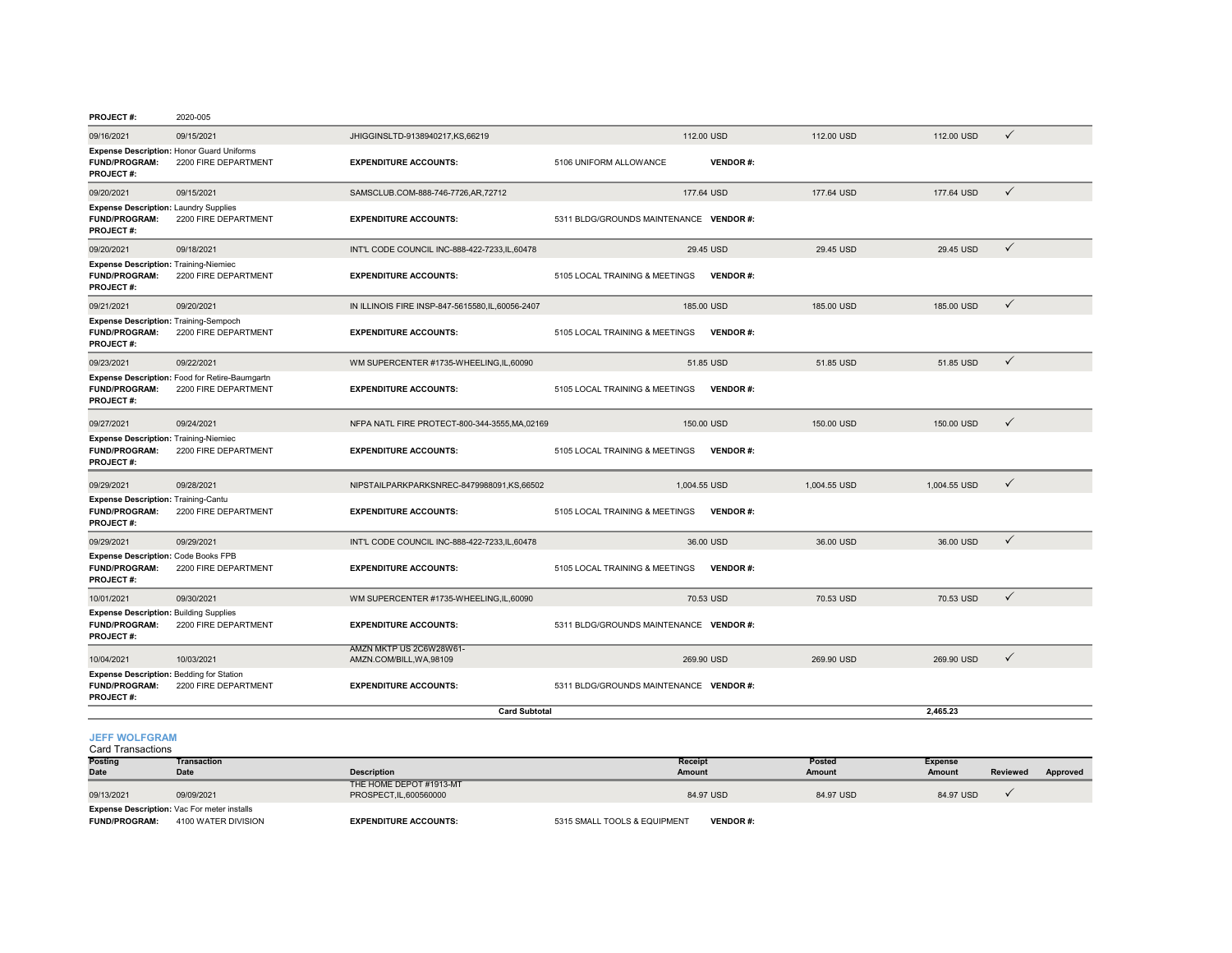**PROJECT #:** 2020-005

| Posting Date | Transaction Date | Description | Receipt Amount | Posted Amount | Expense Amount | Reviewed | Approved |
|---|---|---|---|---|---|---|---|
| 09/16/2021 | 09/15/2021 | JHIGGINSLTD-9138940217,KS,66219 | 112.00 USD | 112.00 USD | 112.00 USD | ✓ | |
| **Expense Description:** Honor Guard Uniforms | | | | | | | |
| **FUND/PROGRAM:** | 2200 FIRE DEPARTMENT | **EXPENDITURE ACCOUNTS:** | 5106 UNIFORM ALLOWANCE | **VENDOR #:** | | | |
| **PROJECT #:** | | | | | | | |
| 09/20/2021 | 09/15/2021 | SAMSCLUB.COM-888-746-7726,AR,72712 | 177.64 USD | 177.64 USD | 177.64 USD | ✓ | |
| **Expense Description:** Laundry Supplies | | | | | | | |
| **FUND/PROGRAM:** | 2200 FIRE DEPARTMENT | **EXPENDITURE ACCOUNTS:** | 5311 BLDG/GROUNDS MAINTENANCE | **VENDOR #:** | | | |
| **PROJECT #:** | | | | | | | |
| 09/20/2021 | 09/18/2021 | INT'L CODE COUNCIL INC-888-422-7233,IL,60478 | 29.45 USD | 29.45 USD | 29.45 USD | ✓ | |
| **Expense Description:** Training-Niemiec | | | | | | | |
| **FUND/PROGRAM:** | 2200 FIRE DEPARTMENT | **EXPENDITURE ACCOUNTS:** | 5105 LOCAL TRAINING & MEETINGS | **VENDOR #:** | | | |
| **PROJECT #:** | | | | | | | |
| 09/21/2021 | 09/20/2021 | IN ILLINOIS FIRE INSP-847-5615580,IL,60056-2407 | 185.00 USD | 185.00 USD | 185.00 USD | ✓ | |
| **Expense Description:** Training-Sempoch | | | | | | | |
| **FUND/PROGRAM:** | 2200 FIRE DEPARTMENT | **EXPENDITURE ACCOUNTS:** | 5105 LOCAL TRAINING & MEETINGS | **VENDOR #:** | | | |
| **PROJECT #:** | | | | | | | |
| 09/23/2021 | 09/22/2021 | WM SUPERCENTER #1735-WHEELING,IL,60090 | 51.85 USD | 51.85 USD | 51.85 USD | ✓ | |
| **Expense Description:** Food for Retire-Baumgartn | | | | | | | |
| **FUND/PROGRAM:** | 2200 FIRE DEPARTMENT | **EXPENDITURE ACCOUNTS:** | 5105 LOCAL TRAINING & MEETINGS | **VENDOR #:** | | | |
| **PROJECT #:** | | | | | | | |
| 09/27/2021 | 09/24/2021 | NFPA NATL FIRE PROTECT-800-344-3555,MA,02169 | 150.00 USD | 150.00 USD | 150.00 USD | ✓ | |
| **Expense Description:** Training-Niemiec | | | | | | | |
| **FUND/PROGRAM:** | 2200 FIRE DEPARTMENT | **EXPENDITURE ACCOUNTS:** | 5105 LOCAL TRAINING & MEETINGS | **VENDOR #:** | | | |
| **PROJECT #:** | | | | | | | |
| 09/29/2021 | 09/28/2021 | NIPSTAILPARKPARKSNREC-8479988091,KS,66502 | 1,004.55 USD | 1,004.55 USD | 1,004.55 USD | ✓ | |
| **Expense Description:** Training-Cantu | | | | | | | |
| **FUND/PROGRAM:** | 2200 FIRE DEPARTMENT | **EXPENDITURE ACCOUNTS:** | 5105 LOCAL TRAINING & MEETINGS | **VENDOR #:** | | | |
| **PROJECT #:** | | | | | | | |
| 09/29/2021 | 09/29/2021 | INT'L CODE COUNCIL INC-888-422-7233,IL,60478 | 36.00 USD | 36.00 USD | 36.00 USD | ✓ | |
| **Expense Description:** Code Books FPB | | | | | | | |
| **FUND/PROGRAM:** | 2200 FIRE DEPARTMENT | **EXPENDITURE ACCOUNTS:** | 5105 LOCAL TRAINING & MEETINGS | **VENDOR #:** | | | |
| **PROJECT #:** | | | | | | | |
| 10/01/2021 | 09/30/2021 | WM SUPERCENTER #1735-WHEELING,IL,60090 | 70.53 USD | 70.53 USD | 70.53 USD | ✓ | |
| **Expense Description:** Building Supplies | | | | | | | |
| **FUND/PROGRAM:** | 2200 FIRE DEPARTMENT | **EXPENDITURE ACCOUNTS:** | 5311 BLDG/GROUNDS MAINTENANCE | **VENDOR #:** | | | |
| **PROJECT #:** | | | | | | | |
| 10/04/2021 | 10/03/2021 | AMZN MKTP US 2C6W28W61-AMZN.COM/BILL,WA,98109 | 269.90 USD | 269.90 USD | 269.90 USD | ✓ | |
| **Expense Description:** Bedding for Station | | | | | | | |
| **FUND/PROGRAM:** | 2200 FIRE DEPARTMENT | **EXPENDITURE ACCOUNTS:** | 5311 BLDG/GROUNDS MAINTENANCE | **VENDOR #:** | | | |
| **PROJECT #:** | | | | | | | |
| | | **Card Subtotal** | | | **2,465.23** | | |

## JEFF WOLFGRAM

Card Transactions

| Posting Date | Transaction Date | Description | Receipt Amount | Posted Amount | Expense Amount | Reviewed | Approved |
|---|---|---|---|---|---|---|---|
| 09/13/2021 | 09/09/2021 | THE HOME DEPOT #1913-MT PROSPECT,IL,600560000 | 84.97 USD | 84.97 USD | 84.97 USD | ✓ | |
| **Expense Description:** Vac For meter installs | | | | | | | |
| **FUND/PROGRAM:** | 4100 WATER DIVISION | **EXPENDITURE ACCOUNTS:** | 5315 SMALL TOOLS & EQUIPMENT | **VENDOR #:** | | | |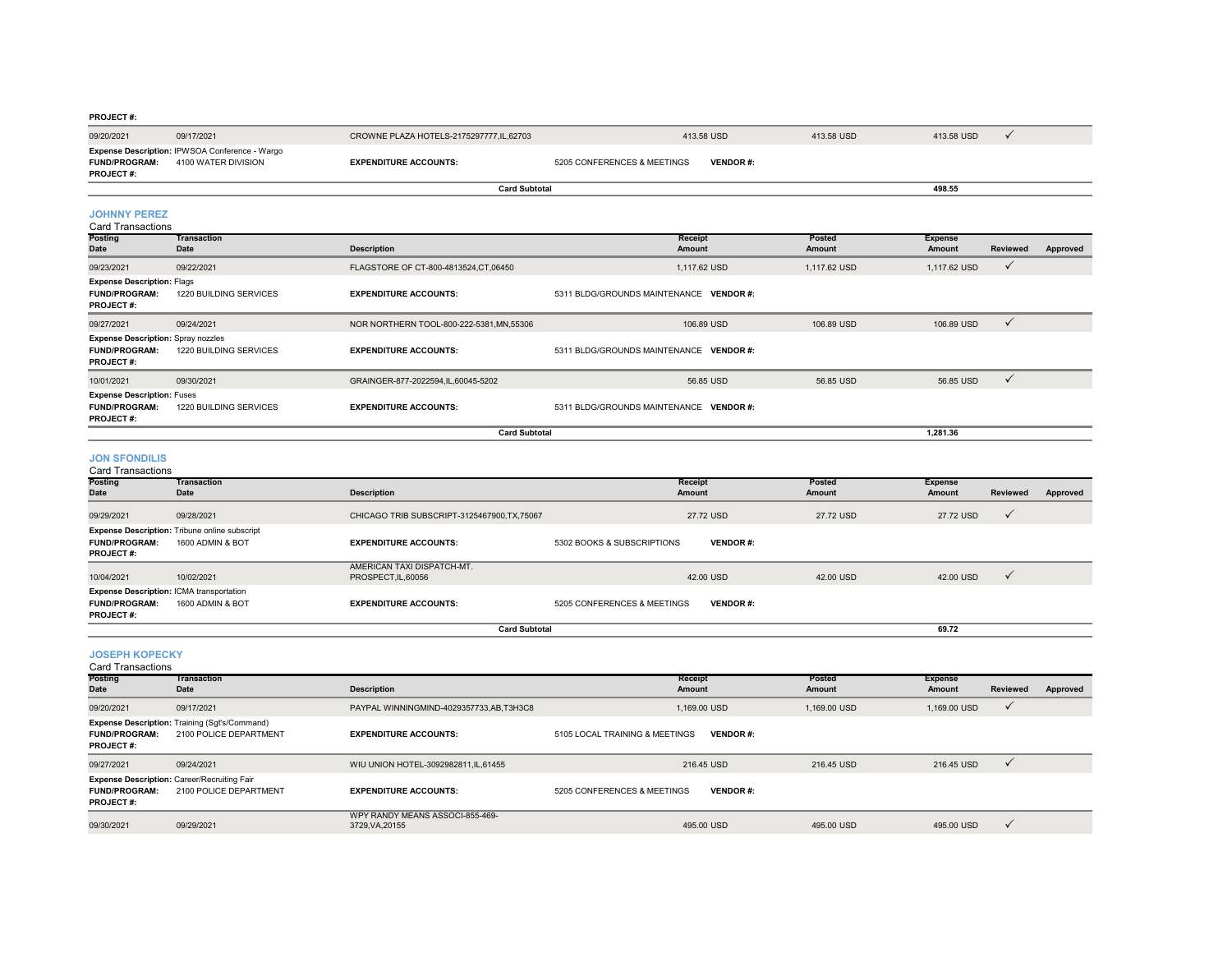**PROJECT #:**

| Posting Date | Transaction Date | Description | Receipt Amount | Posted Amount | Expense Amount | Reviewed | Approved |
|---|---|---|---|---|---|---|---|
| 09/20/2021 | 09/17/2021 | CROWNE PLAZA HOTELS-2175297777,IL,62703 | 413.58 USD | 413.58 USD | 413.58 USD | ✓ | |

**Expense Description:** IPWSOA Conference - Wargo
**FUND/PROGRAM:** 4100 WATER DIVISION **EXPENDITURE ACCOUNTS:** 5205 CONFERENCES & MEETINGS **VENDOR #:**
**PROJECT #:**

**Card Subtotal** 498.55

## JOHNNY PEREZ

Card Transactions

| Posting Date | Transaction Date | Description | Receipt Amount | Posted Amount | Expense Amount | Reviewed | Approved |
|---|---|---|---|---|---|---|---|
| 09/23/2021 | 09/22/2021 | FLAGSTORE OF CT-800-4813524,CT,06450 | 1,117.62 USD | 1,117.62 USD | 1,117.62 USD | ✓ | |

**Expense Description:** Flags
**FUND/PROGRAM:** 1220 BUILDING SERVICES **EXPENDITURE ACCOUNTS:** 5311 BLDG/GROUNDS MAINTENANCE **VENDOR #:**
**PROJECT #:**

| Posting Date | Transaction Date | Description | Receipt Amount | Posted Amount | Expense Amount | Reviewed | Approved |
|---|---|---|---|---|---|---|---|
| 09/27/2021 | 09/24/2021 | NOR NORTHERN TOOL-800-222-5381,MN,55306 | 106.89 USD | 106.89 USD | 106.89 USD | ✓ | |

**Expense Description:** Spray nozzles
**FUND/PROGRAM:** 1220 BUILDING SERVICES **EXPENDITURE ACCOUNTS:** 5311 BLDG/GROUNDS MAINTENANCE **VENDOR #:**
**PROJECT #:**

| Posting Date | Transaction Date | Description | Receipt Amount | Posted Amount | Expense Amount | Reviewed | Approved |
|---|---|---|---|---|---|---|---|
| 10/01/2021 | 09/30/2021 | GRAINGER-877-2022594,IL,60045-5202 | 56.85 USD | 56.85 USD | 56.85 USD | ✓ | |

**Expense Description:** Fuses
**FUND/PROGRAM:** 1220 BUILDING SERVICES **EXPENDITURE ACCOUNTS:** 5311 BLDG/GROUNDS MAINTENANCE **VENDOR #:**
**PROJECT #:**

**Card Subtotal** 1,281.36

## JON SFONDILIS

Card Transactions

| Posting Date | Transaction Date | Description | Receipt Amount | Posted Amount | Expense Amount | Reviewed | Approved |
|---|---|---|---|---|---|---|---|
| 09/29/2021 | 09/28/2021 | CHICAGO TRIB SUBSCRIPT-3125467900,TX,75067 | 27.72 USD | 27.72 USD | 27.72 USD | ✓ | |

**Expense Description:** Tribune online subscript
**FUND/PROGRAM:** 1600 ADMIN & BOT **EXPENDITURE ACCOUNTS:** 5302 BOOKS & SUBSCRIPTIONS **VENDOR #:**
**PROJECT #:**

| Posting Date | Transaction Date | Description | Receipt Amount | Posted Amount | Expense Amount | Reviewed | Approved |
|---|---|---|---|---|---|---|---|
| 10/04/2021 | 10/02/2021 | AMERICAN TAXI DISPATCH-MT. PROSPECT,IL,60056 | 42.00 USD | 42.00 USD | 42.00 USD | ✓ | |

**Expense Description:** ICMA transportation
**FUND/PROGRAM:** 1600 ADMIN & BOT **EXPENDITURE ACCOUNTS:** 5205 CONFERENCES & MEETINGS **VENDOR #:**
**PROJECT #:**

**Card Subtotal** 69.72

## JOSEPH KOPECKY

Card Transactions

| Posting Date | Transaction Date | Description | Receipt Amount | Posted Amount | Expense Amount | Reviewed | Approved |
|---|---|---|---|---|---|---|---|
| 09/20/2021 | 09/17/2021 | PAYPAL WINNINGMIND-4029357733,AB,T3H3C8 | 1,169.00 USD | 1,169.00 USD | 1,169.00 USD | ✓ | |

**Expense Description:** Training (Sgt's/Command)
**FUND/PROGRAM:** 2100 POLICE DEPARTMENT **EXPENDITURE ACCOUNTS:** 5105 LOCAL TRAINING & MEETINGS **VENDOR #:**
**PROJECT #:**

| Posting Date | Transaction Date | Description | Receipt Amount | Posted Amount | Expense Amount | Reviewed | Approved |
|---|---|---|---|---|---|---|---|
| 09/27/2021 | 09/24/2021 | WIU UNION HOTEL-3092982811,IL,61455 | 216.45 USD | 216.45 USD | 216.45 USD | ✓ | |

**Expense Description:** Career/Recruiting Fair
**FUND/PROGRAM:** 2100 POLICE DEPARTMENT **EXPENDITURE ACCOUNTS:** 5205 CONFERENCES & MEETINGS **VENDOR #:**
**PROJECT #:**

| Posting Date | Transaction Date | Description | Receipt Amount | Posted Amount | Expense Amount | Reviewed | Approved |
|---|---|---|---|---|---|---|---|
| 09/30/2021 | 09/29/2021 | WPY RANDY MEANS ASSOCI-855-469-3729,VA,20155 | 495.00 USD | 495.00 USD | 495.00 USD | ✓ | |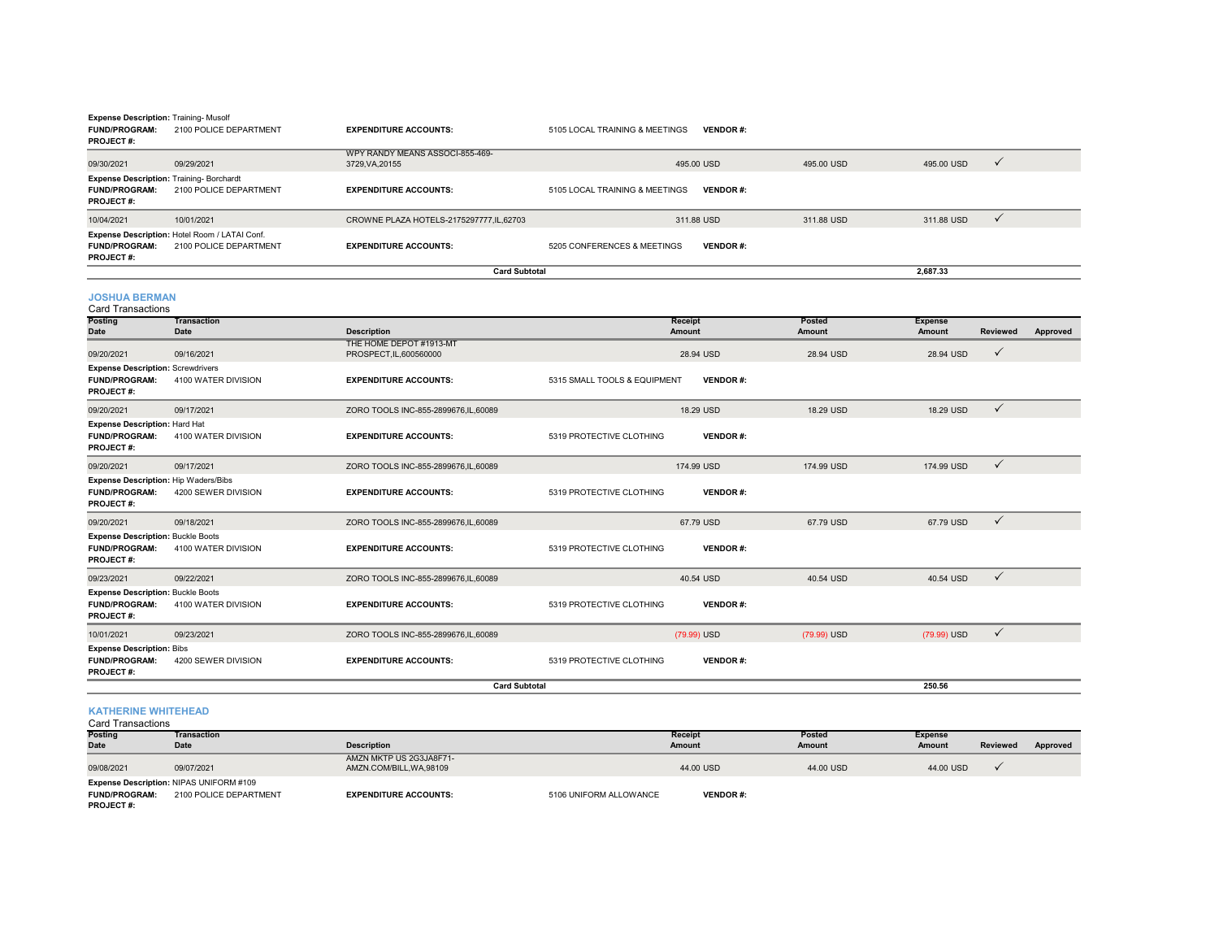| | | | | | | | | |
|---|---|---|---|---|---|---|---|---|
| **Expense Description:** Training- Musolf | | | | | | | | |
| **FUND/PROGRAM:** | 2100 POLICE DEPARTMENT | **EXPENDITURE ACCOUNTS:** | 5105 LOCAL TRAINING & MEETINGS **VENDOR #:** | | | | | |
| **PROJECT #:** | | | | | | | | |
| 09/30/2021 | 09/29/2021 | WPY RANDY MEANS ASSOCI-855-469-3729,VA,20155 | | 495.00 USD | 495.00 USD | 495.00 USD | ✓ | |
| **Expense Description:** Training- Borchardt | | | | | | | | |
| **FUND/PROGRAM:** | 2100 POLICE DEPARTMENT | **EXPENDITURE ACCOUNTS:** | 5105 LOCAL TRAINING & MEETINGS **VENDOR #:** | | | | | |
| **PROJECT #:** | | | | | | | | |
| 10/04/2021 | 10/01/2021 | CROWNE PLAZA HOTELS-2175297777,IL,62703 | | 311.88 USD | 311.88 USD | 311.88 USD | ✓ | |
| **Expense Description:** Hotel Room / LATAI Conf. | | | | | | | | |
| **FUND/PROGRAM:** | 2100 POLICE DEPARTMENT | **EXPENDITURE ACCOUNTS:** | 5205 CONFERENCES & MEETINGS **VENDOR #:** | | | | | |
| **PROJECT #:** | | | | | | | | |
| | | **Card Subtotal** | | | | 2,687.33 | | |

## JOSHUA BERMAN

Card Transactions

| Posting Date | Transaction Date | Description | | Receipt Amount | Posted Amount | Expense Amount | Reviewed | Approved |
|---|---|---|---|---|---|---|---|---|
| 09/20/2021 | 09/16/2021 | THE HOME DEPOT #1913-MT PROSPECT,IL,600560000 | | 28.94 USD | 28.94 USD | 28.94 USD | ✓ | |
| **Expense Description:** Screwdrivers | | | | | | | | |
| **FUND/PROGRAM:** | 4100 WATER DIVISION | **EXPENDITURE ACCOUNTS:** | 5315 SMALL TOOLS & EQUIPMENT **VENDOR #:** | | | | | |
| **PROJECT #:** | | | | | | | | |
| 09/20/2021 | 09/17/2021 | ZORO TOOLS INC-855-2899676,IL,60089 | | 18.29 USD | 18.29 USD | 18.29 USD | ✓ | |
| **Expense Description:** Hard Hat | | | | | | | | |
| **FUND/PROGRAM:** | 4100 WATER DIVISION | **EXPENDITURE ACCOUNTS:** | 5319 PROTECTIVE CLOTHING **VENDOR #:** | | | | | |
| **PROJECT #:** | | | | | | | | |
| 09/20/2021 | 09/17/2021 | ZORO TOOLS INC-855-2899676,IL,60089 | | 174.99 USD | 174.99 USD | 174.99 USD | ✓ | |
| **Expense Description:** Hip Waders/Bibs | | | | | | | | |
| **FUND/PROGRAM:** | 4200 SEWER DIVISION | **EXPENDITURE ACCOUNTS:** | 5319 PROTECTIVE CLOTHING **VENDOR #:** | | | | | |
| **PROJECT #:** | | | | | | | | |
| 09/20/2021 | 09/18/2021 | ZORO TOOLS INC-855-2899676,IL,60089 | | 67.79 USD | 67.79 USD | 67.79 USD | ✓ | |
| **Expense Description:** Buckle Boots | | | | | | | | |
| **FUND/PROGRAM:** | 4100 WATER DIVISION | **EXPENDITURE ACCOUNTS:** | 5319 PROTECTIVE CLOTHING **VENDOR #:** | | | | | |
| **PROJECT #:** | | | | | | | | |
| 09/23/2021 | 09/22/2021 | ZORO TOOLS INC-855-2899676,IL,60089 | | 40.54 USD | 40.54 USD | 40.54 USD | ✓ | |
| **Expense Description:** Buckle Boots | | | | | | | | |
| **FUND/PROGRAM:** | 4100 WATER DIVISION | **EXPENDITURE ACCOUNTS:** | 5319 PROTECTIVE CLOTHING **VENDOR #:** | | | | | |
| **PROJECT #:** | | | | | | | | |
| 10/01/2021 | 09/23/2021 | ZORO TOOLS INC-855-2899676,IL,60089 | | (79.99) USD | (79.99) USD | (79.99) USD | ✓ | |
| **Expense Description:** Bibs | | | | | | | | |
| **FUND/PROGRAM:** | 4200 SEWER DIVISION | **EXPENDITURE ACCOUNTS:** | 5319 PROTECTIVE CLOTHING **VENDOR #:** | | | | | |
| **PROJECT #:** | | | | | | | | |
| | | **Card Subtotal** | | | | 250.56 | | |

## KATHERINE WHITEHEAD

Card Transactions

| Posting Date | Transaction Date | Description | | Receipt Amount | Posted Amount | Expense Amount | Reviewed | Approved |
|---|---|---|---|---|---|---|---|---|
| 09/08/2021 | 09/07/2021 | AMZN MKTP US 2G3JA8F71-AMZN.COM/BILL,WA,98109 | | 44.00 USD | 44.00 USD | 44.00 USD | ✓ | |
| **Expense Description:** NIPAS UNIFORM #109 | | | | | | | | |
| **FUND/PROGRAM:** | 2100 POLICE DEPARTMENT | **EXPENDITURE ACCOUNTS:** | 5106 UNIFORM ALLOWANCE **VENDOR #:** | | | | | |
| **PROJECT #:** | | | | | | | | |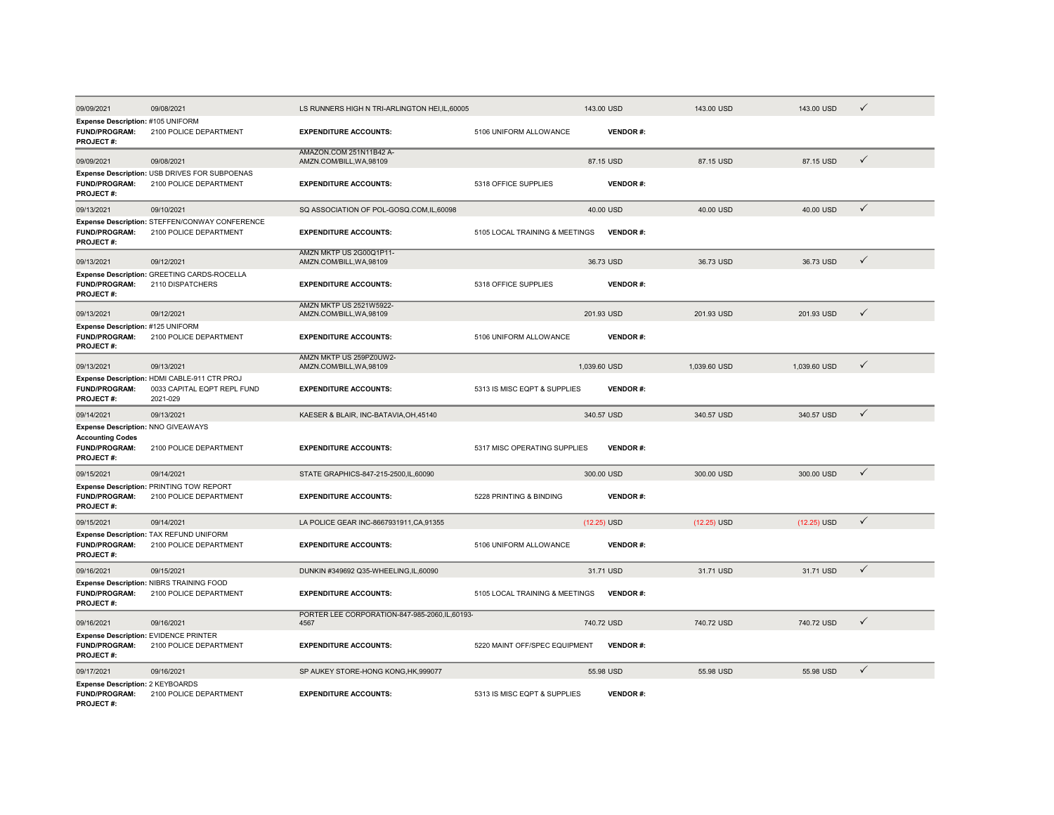| Posting Date | Transaction Date | Merchant | Amount | | Amount | Amount | |
|---|---|---|---|---|---|---|---|
| 09/09/2021 | 09/08/2021 | LS RUNNERS HIGH N TRI-ARLINGTON HEI,IL,60005 | 143.00 USD | | 143.00 USD | 143.00 USD | ✓ |
| **Expense Description:** #105 UNIFORM | | | | | | | |
| **FUND/PROGRAM:** | 2100 POLICE DEPARTMENT | **EXPENDITURE ACCOUNTS:** | 5106 UNIFORM ALLOWANCE | **VENDOR #:** | | | |
| **PROJECT #:** | | | | | | | |
| 09/09/2021 | 09/08/2021 | AMAZON.COM 251N11B42 A-AMZN.COM/BILL,WA,98109 | 87.15 USD | | 87.15 USD | 87.15 USD | ✓ |
| **Expense Description:** USB DRIVES FOR SUBPOENAS | | | | | | | |
| **FUND/PROGRAM:** | 2100 POLICE DEPARTMENT | **EXPENDITURE ACCOUNTS:** | 5318 OFFICE SUPPLIES | **VENDOR #:** | | | |
| **PROJECT #:** | | | | | | | |
| 09/13/2021 | 09/10/2021 | SQ ASSOCIATION OF POL-GOSQ.COM,IL,60098 | 40.00 USD | | 40.00 USD | 40.00 USD | ✓ |
| **Expense Description:** STEFFEN/CONWAY CONFERENCE | | | | | | | |
| **FUND/PROGRAM:** | 2100 POLICE DEPARTMENT | **EXPENDITURE ACCOUNTS:** | 5105 LOCAL TRAINING & MEETINGS | **VENDOR #:** | | | |
| **PROJECT #:** | | | | | | | |
| 09/13/2021 | 09/12/2021 | AMZN MKTP US 2G00Q1P11-AMZN.COM/BILL,WA,98109 | 36.73 USD | | 36.73 USD | 36.73 USD | ✓ |
| **Expense Description:** GREETING CARDS-ROCELLA | | | | | | | |
| **FUND/PROGRAM:** | 2110 DISPATCHERS | **EXPENDITURE ACCOUNTS:** | 5318 OFFICE SUPPLIES | **VENDOR #:** | | | |
| **PROJECT #:** | | | | | | | |
| 09/13/2021 | 09/12/2021 | AMZN MKTP US 2521W5922-AMZN.COM/BILL,WA,98109 | 201.93 USD | | 201.93 USD | 201.93 USD | ✓ |
| **Expense Description:** #125 UNIFORM | | | | | | | |
| **FUND/PROGRAM:** | 2100 POLICE DEPARTMENT | **EXPENDITURE ACCOUNTS:** | 5106 UNIFORM ALLOWANCE | **VENDOR #:** | | | |
| **PROJECT #:** | | | | | | | |
| 09/13/2021 | 09/13/2021 | AMZN MKTP US 259PZ0UW2-AMZN.COM/BILL,WA,98109 | 1,039.60 USD | | 1,039.60 USD | 1,039.60 USD | ✓ |
| **Expense Description:** HDMI CABLE-911 CTR PROJ | | | | | | | |
| **FUND/PROGRAM:** | 0033 CAPITAL EQPT REPL FUND | **EXPENDITURE ACCOUNTS:** | 5313 IS MISC EQPT & SUPPLIES | **VENDOR #:** | | | |
| **PROJECT #:** | 2021-029 | | | | | | |
| 09/14/2021 | 09/13/2021 | KAESER & BLAIR, INC-BATAVIA,OH,45140 | 340.57 USD | | 340.57 USD | 340.57 USD | ✓ |
| **Expense Description:** NNO GIVEAWAYS | | | | | | | |
| **Accounting Codes** | | | | | | | |
| **FUND/PROGRAM:** | 2100 POLICE DEPARTMENT | **EXPENDITURE ACCOUNTS:** | 5317 MISC OPERATING SUPPLIES | **VENDOR #:** | | | |
| **PROJECT #:** | | | | | | | |
| 09/15/2021 | 09/14/2021 | STATE GRAPHICS-847-215-2500,IL,60090 | 300.00 USD | | 300.00 USD | 300.00 USD | ✓ |
| **Expense Description:** PRINTING TOW REPORT | | | | | | | |
| **FUND/PROGRAM:** | 2100 POLICE DEPARTMENT | **EXPENDITURE ACCOUNTS:** | 5228 PRINTING & BINDING | **VENDOR #:** | | | |
| **PROJECT #:** | | | | | | | |
| 09/15/2021 | 09/14/2021 | LA POLICE GEAR INC-8667931911,CA,91355 | (12.25) USD | | (12.25) USD | (12.25) USD | ✓ |
| **Expense Description:** TAX REFUND UNIFORM | | | | | | | |
| **FUND/PROGRAM:** | 2100 POLICE DEPARTMENT | **EXPENDITURE ACCOUNTS:** | 5106 UNIFORM ALLOWANCE | **VENDOR #:** | | | |
| **PROJECT #:** | | | | | | | |
| 09/16/2021 | 09/15/2021 | DUNKIN #349692 Q35-WHEELING,IL,60090 | 31.71 USD | | 31.71 USD | 31.71 USD | ✓ |
| **Expense Description:** NIBRS TRAINING FOOD | | | | | | | |
| **FUND/PROGRAM:** | 2100 POLICE DEPARTMENT | **EXPENDITURE ACCOUNTS:** | 5105 LOCAL TRAINING & MEETINGS | **VENDOR #:** | | | |
| **PROJECT #:** | | | | | | | |
| 09/16/2021 | 09/16/2021 | PORTER LEE CORPORATION-847-985-2060,IL,60193-4567 | 740.72 USD | | 740.72 USD | 740.72 USD | ✓ |
| **Expense Description:** EVIDENCE PRINTER | | | | | | | |
| **FUND/PROGRAM:** | 2100 POLICE DEPARTMENT | **EXPENDITURE ACCOUNTS:** | 5220 MAINT OFF/SPEC EQUIPMENT | **VENDOR #:** | | | |
| **PROJECT #:** | | | | | | | |
| 09/17/2021 | 09/16/2021 | SP AUKEY STORE-HONG KONG,HK,999077 | 55.98 USD | | 55.98 USD | 55.98 USD | ✓ |
| **Expense Description:** 2 KEYBOARDS | | | | | | | |
| **FUND/PROGRAM:** | 2100 POLICE DEPARTMENT | **EXPENDITURE ACCOUNTS:** | 5313 IS MISC EQPT & SUPPLIES | **VENDOR #:** | | | |
| **PROJECT #:** | | | | | | | |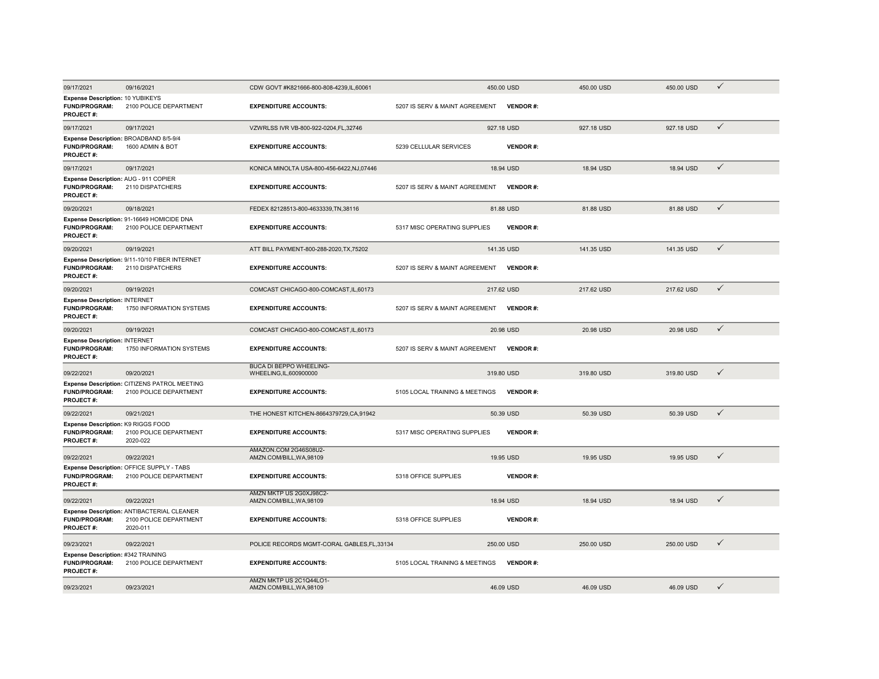| | | | | | | | |
|---|---|---|---|---|---|---|---|
| 09/17/2021 | 09/16/2021 | CDW GOVT #K821666-800-808-4239,IL,60061 | 450.00 USD | | 450.00 USD | 450.00 USD | ✓ |
| **Expense Description:** 10 YUBIKEYS | | | | | | | |
| **FUND/PROGRAM:** | 2100 POLICE DEPARTMENT | **EXPENDITURE ACCOUNTS:** | 5207 IS SERV & MAINT AGREEMENT | **VENDOR #:** | | | |
| **PROJECT #:** | | | | | | | |
| 09/17/2021 | 09/17/2021 | VZWRLSS IVR VB-800-922-0204,FL,32746 | 927.18 USD | | 927.18 USD | 927.18 USD | ✓ |
| **Expense Description:** BROADBAND 8/5-9/4 | | | | | | | |
| **FUND/PROGRAM:** | 1600 ADMIN & BOT | **EXPENDITURE ACCOUNTS:** | 5239 CELLULAR SERVICES | **VENDOR #:** | | | |
| **PROJECT #:** | | | | | | | |
| 09/17/2021 | 09/17/2021 | KONICA MINOLTA USA-800-456-6422,NJ,07446 | 18.94 USD | | 18.94 USD | 18.94 USD | ✓ |
| **Expense Description:** AUG - 911 COPIER | | | | | | | |
| **FUND/PROGRAM:** | 2110 DISPATCHERS | **EXPENDITURE ACCOUNTS:** | 5207 IS SERV & MAINT AGREEMENT | **VENDOR #:** | | | |
| **PROJECT #:** | | | | | | | |
| 09/20/2021 | 09/18/2021 | FEDEX 82128513-800-4633339,TN,38116 | 81.88 USD | | 81.88 USD | 81.88 USD | ✓ |
| **Expense Description:** 91-16649 HOMICIDE DNA | | | | | | | |
| **FUND/PROGRAM:** | 2100 POLICE DEPARTMENT | **EXPENDITURE ACCOUNTS:** | 5317 MISC OPERATING SUPPLIES | **VENDOR #:** | | | |
| **PROJECT #:** | | | | | | | |
| 09/20/2021 | 09/19/2021 | ATT BILL PAYMENT-800-288-2020,TX,75202 | 141.35 USD | | 141.35 USD | 141.35 USD | ✓ |
| **Expense Description:** 9/11-10/10 FIBER INTERNET | | | | | | | |
| **FUND/PROGRAM:** | 2110 DISPATCHERS | **EXPENDITURE ACCOUNTS:** | 5207 IS SERV & MAINT AGREEMENT | **VENDOR #:** | | | |
| **PROJECT #:** | | | | | | | |
| 09/20/2021 | 09/19/2021 | COMCAST CHICAGO-800-COMCAST,IL,60173 | 217.62 USD | | 217.62 USD | 217.62 USD | ✓ |
| **Expense Description:** INTERNET | | | | | | | |
| **FUND/PROGRAM:** | 1750 INFORMATION SYSTEMS | **EXPENDITURE ACCOUNTS:** | 5207 IS SERV & MAINT AGREEMENT | **VENDOR #:** | | | |
| **PROJECT #:** | | | | | | | |
| 09/20/2021 | 09/19/2021 | COMCAST CHICAGO-800-COMCAST,IL,60173 | 20.98 USD | | 20.98 USD | 20.98 USD | ✓ |
| **Expense Description:** INTERNET | | | | | | | |
| **FUND/PROGRAM:** | 1750 INFORMATION SYSTEMS | **EXPENDITURE ACCOUNTS:** | 5207 IS SERV & MAINT AGREEMENT | **VENDOR #:** | | | |
| **PROJECT #:** | | | | | | | |
| 09/22/2021 | 09/20/2021 | BUCA DI BEPPO WHEELING-WHEELING,IL,600900000 | 319.80 USD | | 319.80 USD | 319.80 USD | ✓ |
| **Expense Description:** CITIZENS PATROL MEETING | | | | | | | |
| **FUND/PROGRAM:** | 2100 POLICE DEPARTMENT | **EXPENDITURE ACCOUNTS:** | 5105 LOCAL TRAINING & MEETINGS | **VENDOR #:** | | | |
| **PROJECT #:** | | | | | | | |
| 09/22/2021 | 09/21/2021 | THE HONEST KITCHEN-8664379729,CA,91942 | 50.39 USD | | 50.39 USD | 50.39 USD | ✓ |
| **Expense Description:** K9 RIGGS FOOD | | | | | | | |
| **FUND/PROGRAM:** | 2100 POLICE DEPARTMENT | **EXPENDITURE ACCOUNTS:** | 5317 MISC OPERATING SUPPLIES | **VENDOR #:** | | | |
| **PROJECT #:** | 2020-022 | | | | | | |
| 09/22/2021 | 09/22/2021 | AMAZON.COM 2G46S08U2-AMZN.COM/BILL,WA,98109 | 19.95 USD | | 19.95 USD | 19.95 USD | ✓ |
| **Expense Description:** OFFICE SUPPLY - TABS | | | | | | | |
| **FUND/PROGRAM:** | 2100 POLICE DEPARTMENT | **EXPENDITURE ACCOUNTS:** | 5318 OFFICE SUPPLIES | **VENDOR #:** | | | |
| **PROJECT #:** | | | | | | | |
| 09/22/2021 | 09/22/2021 | AMZN MKTP US 2G0XJ98C2-AMZN.COM/BILL,WA,98109 | 18.94 USD | | 18.94 USD | 18.94 USD | ✓ |
| **Expense Description:** ANTIBACTERIAL CLEANER | | | | | | | |
| **FUND/PROGRAM:** | 2100 POLICE DEPARTMENT | **EXPENDITURE ACCOUNTS:** | 5318 OFFICE SUPPLIES | **VENDOR #:** | | | |
| **PROJECT #:** | 2020-011 | | | | | | |
| 09/23/2021 | 09/22/2021 | POLICE RECORDS MGMT-CORAL GABLES,FL,33134 | 250.00 USD | | 250.00 USD | 250.00 USD | ✓ |
| **Expense Description:** #342 TRAINING | | | | | | | |
| **FUND/PROGRAM:** | 2100 POLICE DEPARTMENT | **EXPENDITURE ACCOUNTS:** | 5105 LOCAL TRAINING & MEETINGS | **VENDOR #:** | | | |
| **PROJECT #:** | | | | | | | |
| 09/23/2021 | 09/23/2021 | AMZN MKTP US 2C1Q44LO1-AMZN.COM/BILL,WA,98109 | 46.09 USD | | 46.09 USD | 46.09 USD | ✓ |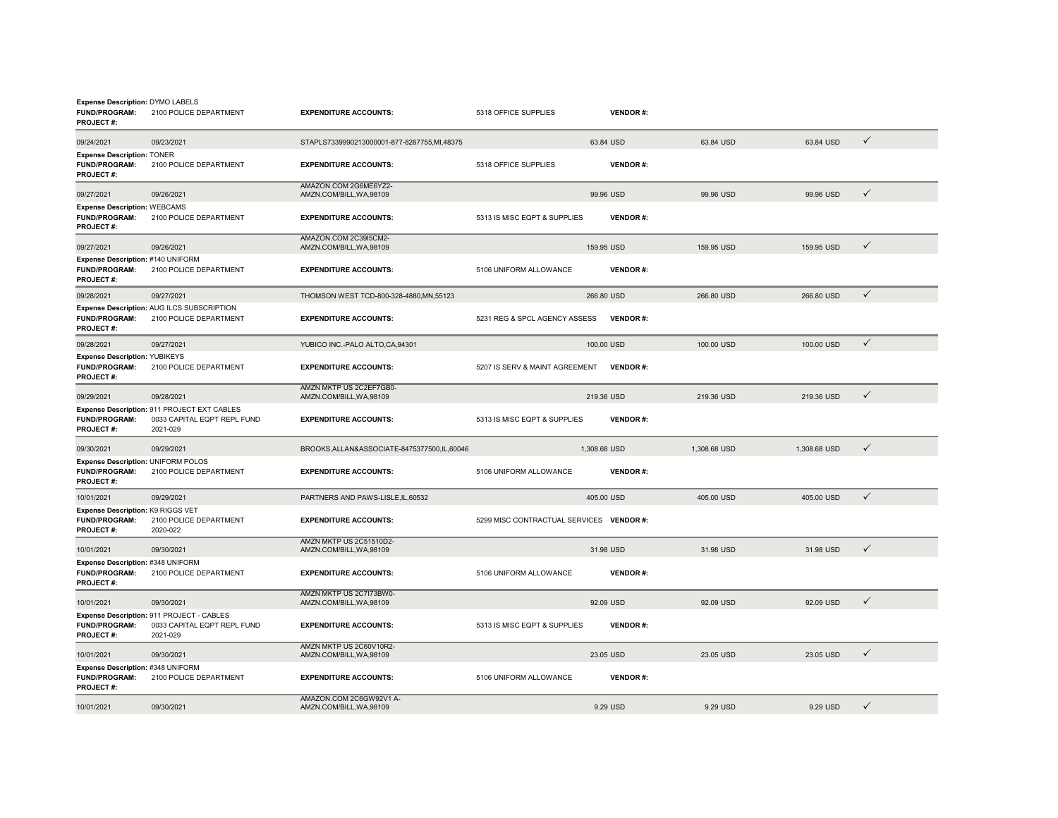**Expense Description:** DYMO LABELS
**FUND/PROGRAM:** 2100 POLICE DEPARTMENT **EXPENDITURE ACCOUNTS:** 5318 OFFICE SUPPLIES **VENDOR #:**
**PROJECT #:**

| | | | | | | |
|---|---|---|---|---|---|---|
| 09/24/2021 | 09/23/2021 | STAPLS7339990213000001-877-8267755,MI,48375 | 63.84 USD | 63.84 USD | 63.84 USD | ✓ |

**Expense Description:** TONER
**FUND/PROGRAM:** 2100 POLICE DEPARTMENT **EXPENDITURE ACCOUNTS:** 5318 OFFICE SUPPLIES **VENDOR #:**
**PROJECT #:**

| | | | | | | |
|---|---|---|---|---|---|---|
| 09/27/2021 | 09/26/2021 | AMAZON.COM 2G6ME6YZ2-AMZN.COM/BILL,WA,98109 | 99.96 USD | 99.96 USD | 99.96 USD | ✓ |

**Expense Description:** WEBCAMS
**FUND/PROGRAM:** 2100 POLICE DEPARTMENT **EXPENDITURE ACCOUNTS:** 5313 IS MISC EQPT & SUPPLIES **VENDOR #:**
**PROJECT #:**

| | | | | | | |
|---|---|---|---|---|---|---|
| 09/27/2021 | 09/26/2021 | AMAZON.COM 2C39I5CM2-AMZN.COM/BILL,WA,98109 | 159.95 USD | 159.95 USD | 159.95 USD | ✓ |

**Expense Description:** #140 UNIFORM
**FUND/PROGRAM:** 2100 POLICE DEPARTMENT **EXPENDITURE ACCOUNTS:** 5106 UNIFORM ALLOWANCE **VENDOR #:**
**PROJECT #:**

| | | | | | | |
|---|---|---|---|---|---|---|
| 09/28/2021 | 09/27/2021 | THOMSON WEST TCD-800-328-4880,MN,55123 | 266.80 USD | 266.80 USD | 266.80 USD | ✓ |

**Expense Description:** AUG ILCS SUBSCRIPTION
**FUND/PROGRAM:** 2100 POLICE DEPARTMENT **EXPENDITURE ACCOUNTS:** 5231 REG & SPCL AGENCY ASSESS **VENDOR #:**
**PROJECT #:**

| | | | | | | |
|---|---|---|---|---|---|---|
| 09/28/2021 | 09/27/2021 | YUBICO INC.-PALO ALTO,CA,94301 | 100.00 USD | 100.00 USD | 100.00 USD | ✓ |

**Expense Description:** YUBIKEYS
**FUND/PROGRAM:** 2100 POLICE DEPARTMENT **EXPENDITURE ACCOUNTS:** 5207 IS SERV & MAINT AGREEMENT **VENDOR #:**
**PROJECT #:**

| | | | | | | |
|---|---|---|---|---|---|---|
| 09/29/2021 | 09/28/2021 | AMZN MKTP US 2C2EF7GB0-AMZN.COM/BILL,WA,98109 | 219.36 USD | 219.36 USD | 219.36 USD | ✓ |

**Expense Description:** 911 PROJECT EXT CABLES
**FUND/PROGRAM:** 0033 CAPITAL EQPT REPL FUND **EXPENDITURE ACCOUNTS:** 5313 IS MISC EQPT & SUPPLIES **VENDOR #:**
**PROJECT #:** 2021-029

| | | | | | | |
|---|---|---|---|---|---|---|
| 09/30/2021 | 09/29/2021 | BROOKS,ALLAN&ASSOCIATE-8475377500,IL,60046 | 1,308.68 USD | 1,308.68 USD | 1,308.68 USD | ✓ |

**Expense Description:** UNIFORM POLOS
**FUND/PROGRAM:** 2100 POLICE DEPARTMENT **EXPENDITURE ACCOUNTS:** 5106 UNIFORM ALLOWANCE **VENDOR #:**
**PROJECT #:**

| | | | | | | |
|---|---|---|---|---|---|---|
| 10/01/2021 | 09/29/2021 | PARTNERS AND PAWS-LISLE,IL,60532 | 405.00 USD | 405.00 USD | 405.00 USD | ✓ |

**Expense Description:** K9 RIGGS VET
**FUND/PROGRAM:** 2100 POLICE DEPARTMENT **EXPENDITURE ACCOUNTS:** 5299 MISC CONTRACTUAL SERVICES **VENDOR #:**
**PROJECT #:** 2020-022

| | | | | | | |
|---|---|---|---|---|---|---|
| 10/01/2021 | 09/30/2021 | AMZN MKTP US 2C51510D2-AMZN.COM/BILL,WA,98109 | 31.98 USD | 31.98 USD | 31.98 USD | ✓ |

**Expense Description:** #348 UNIFORM
**FUND/PROGRAM:** 2100 POLICE DEPARTMENT **EXPENDITURE ACCOUNTS:** 5106 UNIFORM ALLOWANCE **VENDOR #:**
**PROJECT #:**

| | | | | | | |
|---|---|---|---|---|---|---|
| 10/01/2021 | 09/30/2021 | AMZN MKTP US 2C7I73BW0-AMZN.COM/BILL,WA,98109 | 92.09 USD | 92.09 USD | 92.09 USD | ✓ |

**Expense Description:** 911 PROJECT - CABLES
**FUND/PROGRAM:** 0033 CAPITAL EQPT REPL FUND **EXPENDITURE ACCOUNTS:** 5313 IS MISC EQPT & SUPPLIES **VENDOR #:**
**PROJECT #:** 2021-029

| | | | | | | |
|---|---|---|---|---|---|---|
| 10/01/2021 | 09/30/2021 | AMZN MKTP US 2C60V10R2-AMZN.COM/BILL,WA,98109 | 23.05 USD | 23.05 USD | 23.05 USD | ✓ |

**Expense Description:** #348 UNIFORM
**FUND/PROGRAM:** 2100 POLICE DEPARTMENT **EXPENDITURE ACCOUNTS:** 5106 UNIFORM ALLOWANCE **VENDOR #:**
**PROJECT #:**

| | | | | | | |
|---|---|---|---|---|---|---|
| 10/01/2021 | 09/30/2021 | AMAZON.COM 2C6GW92V1 A-AMZN.COM/BILL,WA,98109 | 9.29 USD | 9.29 USD | 9.29 USD | ✓ |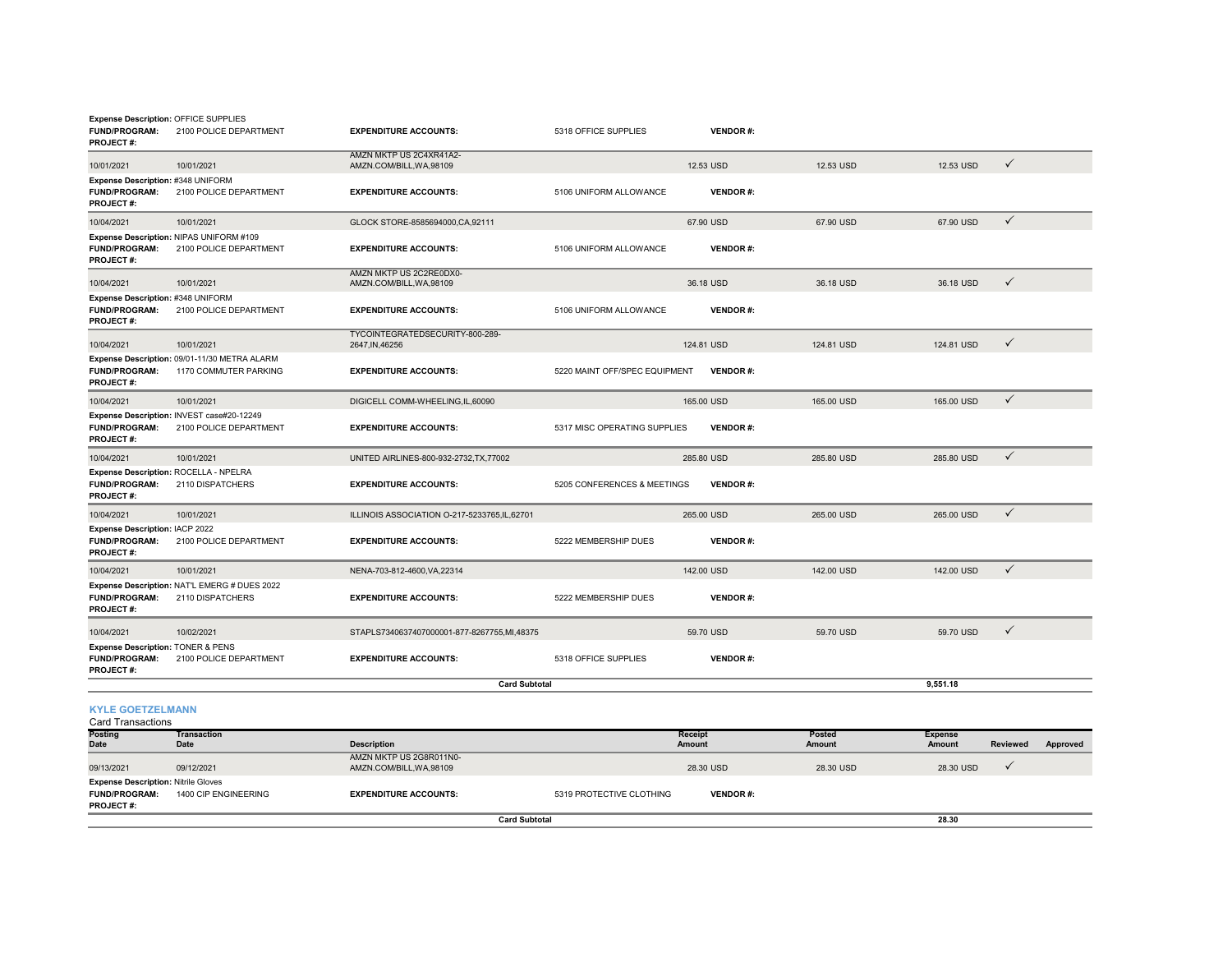| Posting Date | Transaction Date | Description | | Receipt Amount | Posted Amount | Expense Amount | Reviewed | Approved |
|---|---|---|---|---|---|---|---|---|
| **Expense Description:** OFFICE SUPPLIES | | | | | | | | |
| **FUND/PROGRAM:** | 2100 POLICE DEPARTMENT | **EXPENDITURE ACCOUNTS:** | 5318 OFFICE SUPPLIES | **VENDOR #:** | | | | |
| **PROJECT #:** | | | | | | | | |
| 10/01/2021 | 10/01/2021 | AMZN MKTP US 2C4XR41A2-AMZN.COM/BILL,WA,98109 | | 12.53 USD | 12.53 USD | 12.53 USD | ✓ | |
| **Expense Description:** #348 UNIFORM | | | | | | | | |
| **FUND/PROGRAM:** | 2100 POLICE DEPARTMENT | **EXPENDITURE ACCOUNTS:** | 5106 UNIFORM ALLOWANCE | **VENDOR #:** | | | | |
| **PROJECT #:** | | | | | | | | |
| 10/04/2021 | 10/01/2021 | GLOCK STORE-8585694000,CA,92111 | | 67.90 USD | 67.90 USD | 67.90 USD | ✓ | |
| **Expense Description:** NIPAS UNIFORM #109 | | | | | | | | |
| **FUND/PROGRAM:** | 2100 POLICE DEPARTMENT | **EXPENDITURE ACCOUNTS:** | 5106 UNIFORM ALLOWANCE | **VENDOR #:** | | | | |
| **PROJECT #:** | | | | | | | | |
| 10/04/2021 | 10/01/2021 | AMZN MKTP US 2C2RE0DX0-AMZN.COM/BILL,WA,98109 | | 36.18 USD | 36.18 USD | 36.18 USD | ✓ | |
| **Expense Description:** #348 UNIFORM | | | | | | | | |
| **FUND/PROGRAM:** | 2100 POLICE DEPARTMENT | **EXPENDITURE ACCOUNTS:** | 5106 UNIFORM ALLOWANCE | **VENDOR #:** | | | | |
| **PROJECT #:** | | | | | | | | |
| 10/04/2021 | 10/01/2021 | TYCOINTEGRATEDSECURITY-800-289-2647,IN,46256 | | 124.81 USD | 124.81 USD | 124.81 USD | ✓ | |
| **Expense Description:** 09/01-11/30 METRA ALARM | | | | | | | | |
| **FUND/PROGRAM:** | 1170 COMMUTER PARKING | **EXPENDITURE ACCOUNTS:** | 5220 MAINT OFF/SPEC EQUIPMENT | **VENDOR #:** | | | | |
| **PROJECT #:** | | | | | | | | |
| 10/04/2021 | 10/01/2021 | DIGICELL COMM-WHEELING,IL,60090 | | 165.00 USD | 165.00 USD | 165.00 USD | ✓ | |
| **Expense Description:** INVEST case#20-12249 | | | | | | | | |
| **FUND/PROGRAM:** | 2100 POLICE DEPARTMENT | **EXPENDITURE ACCOUNTS:** | 5317 MISC OPERATING SUPPLIES | **VENDOR #:** | | | | |
| **PROJECT #:** | | | | | | | | |
| 10/04/2021 | 10/01/2021 | UNITED AIRLINES-800-932-2732,TX,77002 | | 285.80 USD | 285.80 USD | 285.80 USD | ✓ | |
| **Expense Description:** ROCELLA - NPELRA | | | | | | | | |
| **FUND/PROGRAM:** | 2110 DISPATCHERS | **EXPENDITURE ACCOUNTS:** | 5205 CONFERENCES & MEETINGS | **VENDOR #:** | | | | |
| **PROJECT #:** | | | | | | | | |
| 10/04/2021 | 10/01/2021 | ILLINOIS ASSOCIATION O-217-5233765,IL,62701 | | 265.00 USD | 265.00 USD | 265.00 USD | ✓ | |
| **Expense Description:** IACP 2022 | | | | | | | | |
| **FUND/PROGRAM:** | 2100 POLICE DEPARTMENT | **EXPENDITURE ACCOUNTS:** | 5222 MEMBERSHIP DUES | **VENDOR #:** | | | | |
| **PROJECT #:** | | | | | | | | |
| 10/04/2021 | 10/01/2021 | NENA-703-812-4600,VA,22314 | | 142.00 USD | 142.00 USD | 142.00 USD | ✓ | |
| **Expense Description:** NAT'L EMERG # DUES 2022 | | | | | | | | |
| **FUND/PROGRAM:** | 2110 DISPATCHERS | **EXPENDITURE ACCOUNTS:** | 5222 MEMBERSHIP DUES | **VENDOR #:** | | | | |
| **PROJECT #:** | | | | | | | | |
| 10/04/2021 | 10/02/2021 | STAPLS7340637407000001-877-8267755,MI,48375 | | 59.70 USD | 59.70 USD | 59.70 USD | ✓ | |
| **Expense Description:** TONER & PENS | | | | | | | | |
| **FUND/PROGRAM:** | 2100 POLICE DEPARTMENT | **EXPENDITURE ACCOUNTS:** | 5318 OFFICE SUPPLIES | **VENDOR #:** | | | | |
| **PROJECT #:** | | | | | | | | |
| | | **Card Subtotal** | | | | 9,551.18 | | |

## KYLE GOETZELMANN

Card Transactions

| Posting Date | Transaction Date | Description | | Receipt Amount | Posted Amount | Expense Amount | Reviewed | Approved |
|---|---|---|---|---|---|---|---|---|
| 09/13/2021 | 09/12/2021 | AMZN MKTP US 2G8R011N0-AMZN.COM/BILL,WA,98109 | | 28.30 USD | 28.30 USD | 28.30 USD | ✓ | |
| **Expense Description:** Nitrile Gloves | | | | | | | | |
| **FUND/PROGRAM:** | 1400 CIP ENGINEERING | **EXPENDITURE ACCOUNTS:** | 5319 PROTECTIVE CLOTHING | **VENDOR #:** | | | | |
| **PROJECT #:** | | | | | | | | |
| | | **Card Subtotal** | | | | 28.30 | | |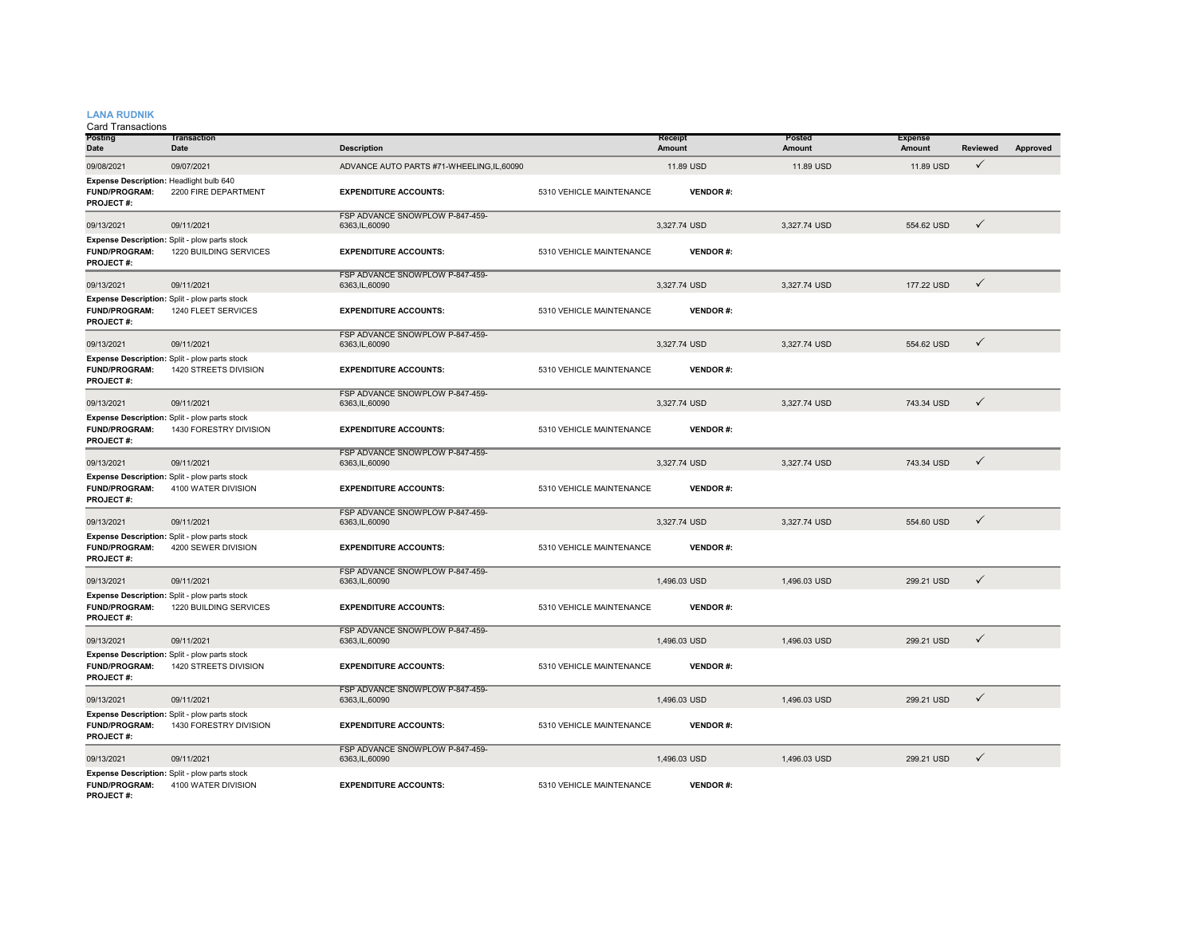**LANA RUDNIK**

Card Transactions

| Posting Date | Transaction Date | Description | | Receipt Amount | Posted Amount | Expense Amount | Reviewed | Approved |
|---|---|---|---|---|---|---|---|---|
| 09/08/2021 | 09/07/2021 | ADVANCE AUTO PARTS #71-WHEELING,IL,60090 | | 11.89 USD | 11.89 USD | 11.89 USD | ✓ | |
| **Expense Description:** Headlight bulb 640 | | | | | | | | |
| **FUND/PROGRAM:** | 2200 FIRE DEPARTMENT | **EXPENDITURE ACCOUNTS:** | 5310 VEHICLE MAINTENANCE | **VENDOR #:** | | | | |
| **PROJECT #:** | | | | | | | | |
| 09/13/2021 | 09/11/2021 | FSP ADVANCE SNOWPLOW P-847-459-6363,IL,60090 | | 3,327.74 USD | 3,327.74 USD | 554.62 USD | ✓ | |
| **Expense Description:** Split - plow parts stock | | | | | | | | |
| **FUND/PROGRAM:** | 1220 BUILDING SERVICES | **EXPENDITURE ACCOUNTS:** | 5310 VEHICLE MAINTENANCE | **VENDOR #:** | | | | |
| **PROJECT #:** | | | | | | | | |
| 09/13/2021 | 09/11/2021 | FSP ADVANCE SNOWPLOW P-847-459-6363,IL,60090 | | 3,327.74 USD | 3,327.74 USD | 177.22 USD | ✓ | |
| **Expense Description:** Split - plow parts stock | | | | | | | | |
| **FUND/PROGRAM:** | 1240 FLEET SERVICES | **EXPENDITURE ACCOUNTS:** | 5310 VEHICLE MAINTENANCE | **VENDOR #:** | | | | |
| **PROJECT #:** | | | | | | | | |
| 09/13/2021 | 09/11/2021 | FSP ADVANCE SNOWPLOW P-847-459-6363,IL,60090 | | 3,327.74 USD | 3,327.74 USD | 554.62 USD | ✓ | |
| **Expense Description:** Split - plow parts stock | | | | | | | | |
| **FUND/PROGRAM:** | 1420 STREETS DIVISION | **EXPENDITURE ACCOUNTS:** | 5310 VEHICLE MAINTENANCE | **VENDOR #:** | | | | |
| **PROJECT #:** | | | | | | | | |
| 09/13/2021 | 09/11/2021 | FSP ADVANCE SNOWPLOW P-847-459-6363,IL,60090 | | 3,327.74 USD | 3,327.74 USD | 743.34 USD | ✓ | |
| **Expense Description:** Split - plow parts stock | | | | | | | | |
| **FUND/PROGRAM:** | 1430 FORESTRY DIVISION | **EXPENDITURE ACCOUNTS:** | 5310 VEHICLE MAINTENANCE | **VENDOR #:** | | | | |
| **PROJECT #:** | | | | | | | | |
| 09/13/2021 | 09/11/2021 | FSP ADVANCE SNOWPLOW P-847-459-6363,IL,60090 | | 3,327.74 USD | 3,327.74 USD | 743.34 USD | ✓ | |
| **Expense Description:** Split - plow parts stock | | | | | | | | |
| **FUND/PROGRAM:** | 4100 WATER DIVISION | **EXPENDITURE ACCOUNTS:** | 5310 VEHICLE MAINTENANCE | **VENDOR #:** | | | | |
| **PROJECT #:** | | | | | | | | |
| 09/13/2021 | 09/11/2021 | FSP ADVANCE SNOWPLOW P-847-459-6363,IL,60090 | | 3,327.74 USD | 3,327.74 USD | 554.60 USD | ✓ | |
| **Expense Description:** Split - plow parts stock | | | | | | | | |
| **FUND/PROGRAM:** | 4200 SEWER DIVISION | **EXPENDITURE ACCOUNTS:** | 5310 VEHICLE MAINTENANCE | **VENDOR #:** | | | | |
| **PROJECT #:** | | | | | | | | |
| 09/13/2021 | 09/11/2021 | FSP ADVANCE SNOWPLOW P-847-459-6363,IL,60090 | | 1,496.03 USD | 1,496.03 USD | 299.21 USD | ✓ | |
| **Expense Description:** Split - plow parts stock | | | | | | | | |
| **FUND/PROGRAM:** | 1220 BUILDING SERVICES | **EXPENDITURE ACCOUNTS:** | 5310 VEHICLE MAINTENANCE | **VENDOR #:** | | | | |
| **PROJECT #:** | | | | | | | | |
| 09/13/2021 | 09/11/2021 | FSP ADVANCE SNOWPLOW P-847-459-6363,IL,60090 | | 1,496.03 USD | 1,496.03 USD | 299.21 USD | ✓ | |
| **Expense Description:** Split - plow parts stock | | | | | | | | |
| **FUND/PROGRAM:** | 1420 STREETS DIVISION | **EXPENDITURE ACCOUNTS:** | 5310 VEHICLE MAINTENANCE | **VENDOR #:** | | | | |
| **PROJECT #:** | | | | | | | | |
| 09/13/2021 | 09/11/2021 | FSP ADVANCE SNOWPLOW P-847-459-6363,IL,60090 | | 1,496.03 USD | 1,496.03 USD | 299.21 USD | ✓ | |
| **Expense Description:** Split - plow parts stock | | | | | | | | |
| **FUND/PROGRAM:** | 1430 FORESTRY DIVISION | **EXPENDITURE ACCOUNTS:** | 5310 VEHICLE MAINTENANCE | **VENDOR #:** | | | | |
| **PROJECT #:** | | | | | | | | |
| 09/13/2021 | 09/11/2021 | FSP ADVANCE SNOWPLOW P-847-459-6363,IL,60090 | | 1,496.03 USD | 1,496.03 USD | 299.21 USD | ✓ | |
| **Expense Description:** Split - plow parts stock | | | | | | | | |
| **FUND/PROGRAM:** | 4100 WATER DIVISION | **EXPENDITURE ACCOUNTS:** | 5310 VEHICLE MAINTENANCE | **VENDOR #:** | | | | |
| **PROJECT #:** | | | | | | | | |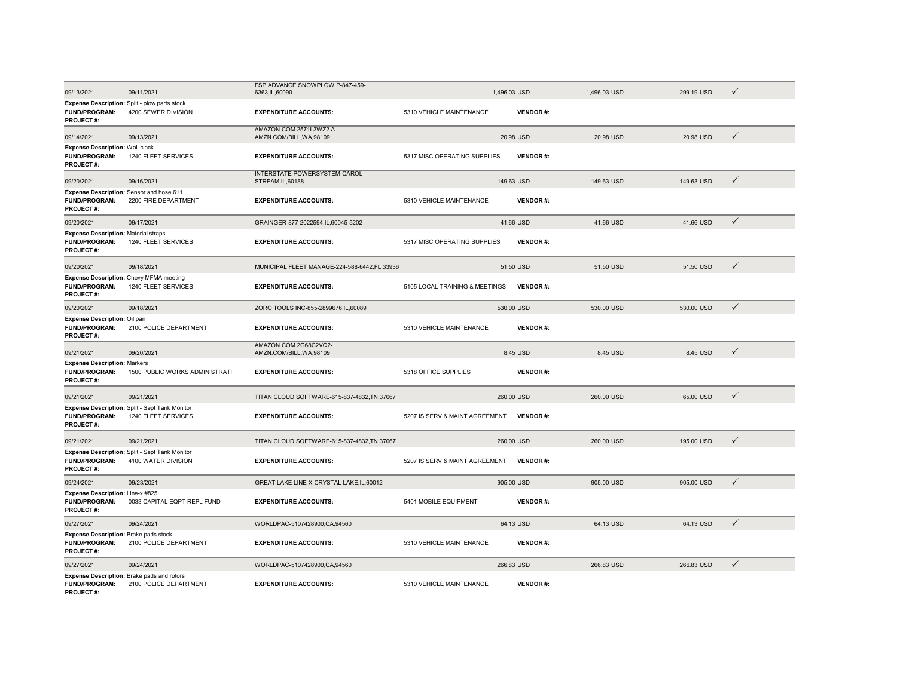| Transaction Date | Posting Date | Merchant | Original Amount | Transaction Amount | Allocated Amount | |
|---|---|---|---|---|---|---|
| 09/13/2021 | 09/11/2021 | FSP ADVANCE SNOWPLOW P-847-459-6363,IL,60090 | 1,496.03 USD | 1,496.03 USD | 299.19 USD | ✓ |
| **Expense Description:** Split - plow parts stock | | | | | | |
| **FUND/PROGRAM:** 4200 SEWER DIVISION | | **EXPENDITURE ACCOUNTS:** 5310 VEHICLE MAINTENANCE | **VENDOR #:** | | | |
| **PROJECT #:** | | | | | | |
| 09/14/2021 | 09/13/2021 | AMAZON.COM 2571L3WZ2 A-AMZN.COM/BILL,WA,98109 | 20.98 USD | 20.98 USD | 20.98 USD | ✓ |
| **Expense Description:** Wall clock | | | | | | |
| **FUND/PROGRAM:** 1240 FLEET SERVICES | | **EXPENDITURE ACCOUNTS:** 5317 MISC OPERATING SUPPLIES | **VENDOR #:** | | | |
| **PROJECT #:** | | | | | | |
| 09/20/2021 | 09/16/2021 | INTERSTATE POWERSYSTEM-CAROL STREAM,IL,60188 | 149.63 USD | 149.63 USD | 149.63 USD | ✓ |
| **Expense Description:** Sensor and hose 611 | | | | | | |
| **FUND/PROGRAM:** 2200 FIRE DEPARTMENT | | **EXPENDITURE ACCOUNTS:** 5310 VEHICLE MAINTENANCE | **VENDOR #:** | | | |
| **PROJECT #:** | | | | | | |
| 09/20/2021 | 09/17/2021 | GRAINGER-877-2022594,IL,60045-5202 | 41.66 USD | 41.66 USD | 41.66 USD | ✓ |
| **Expense Description:** Material straps | | | | | | |
| **FUND/PROGRAM:** 1240 FLEET SERVICES | | **EXPENDITURE ACCOUNTS:** 5317 MISC OPERATING SUPPLIES | **VENDOR #:** | | | |
| **PROJECT #:** | | | | | | |
| 09/20/2021 | 09/18/2021 | MUNICIPAL FLEET MANAGE-224-588-6442,FL,33936 | 51.50 USD | 51.50 USD | 51.50 USD | ✓ |
| **Expense Description:** Chevy MFMA meeting | | | | | | |
| **FUND/PROGRAM:** 1240 FLEET SERVICES | | **EXPENDITURE ACCOUNTS:** 5105 LOCAL TRAINING & MEETINGS | **VENDOR #:** | | | |
| **PROJECT #:** | | | | | | |
| 09/20/2021 | 09/18/2021 | ZORO TOOLS INC-855-2899676,IL,60089 | 530.00 USD | 530.00 USD | 530.00 USD | ✓ |
| **Expense Description:** Oil pan | | | | | | |
| **FUND/PROGRAM:** 2100 POLICE DEPARTMENT | | **EXPENDITURE ACCOUNTS:** 5310 VEHICLE MAINTENANCE | **VENDOR #:** | | | |
| **PROJECT #:** | | | | | | |
| 09/21/2021 | 09/20/2021 | AMAZON.COM 2G68C2VQ2-AMZN.COM/BILL,WA,98109 | 8.45 USD | 8.45 USD | 8.45 USD | ✓ |
| **Expense Description:** Markers | | | | | | |
| **FUND/PROGRAM:** 1500 PUBLIC WORKS ADMINISTRATI | | **EXPENDITURE ACCOUNTS:** 5318 OFFICE SUPPLIES | **VENDOR #:** | | | |
| **PROJECT #:** | | | | | | |
| 09/21/2021 | 09/21/2021 | TITAN CLOUD SOFTWARE-615-837-4832,TN,37067 | 260.00 USD | 260.00 USD | 65.00 USD | ✓ |
| **Expense Description:** Split - Sept Tank Monitor | | | | | | |
| **FUND/PROGRAM:** 1240 FLEET SERVICES | | **EXPENDITURE ACCOUNTS:** 5207 IS SERV & MAINT AGREEMENT | **VENDOR #:** | | | |
| **PROJECT #:** | | | | | | |
| 09/21/2021 | 09/21/2021 | TITAN CLOUD SOFTWARE-615-837-4832,TN,37067 | 260.00 USD | 260.00 USD | 195.00 USD | ✓ |
| **Expense Description:** Split - Sept Tank Monitor | | | | | | |
| **FUND/PROGRAM:** 4100 WATER DIVISION | | **EXPENDITURE ACCOUNTS:** 5207 IS SERV & MAINT AGREEMENT | **VENDOR #:** | | | |
| **PROJECT #:** | | | | | | |
| 09/24/2021 | 09/23/2021 | GREAT LAKE LINE X-CRYSTAL LAKE,IL,60012 | 905.00 USD | 905.00 USD | 905.00 USD | ✓ |
| **Expense Description:** Line-x #825 | | | | | | |
| **FUND/PROGRAM:** 0033 CAPITAL EQPT REPL FUND | | **EXPENDITURE ACCOUNTS:** 5401 MOBILE EQUIPMENT | **VENDOR #:** | | | |
| **PROJECT #:** | | | | | | |
| 09/27/2021 | 09/24/2021 | WORLDPAC-5107428900,CA,94560 | 64.13 USD | 64.13 USD | 64.13 USD | ✓ |
| **Expense Description:** Brake pads stock | | | | | | |
| **FUND/PROGRAM:** 2100 POLICE DEPARTMENT | | **EXPENDITURE ACCOUNTS:** 5310 VEHICLE MAINTENANCE | **VENDOR #:** | | | |
| **PROJECT #:** | | | | | | |
| 09/27/2021 | 09/24/2021 | WORLDPAC-5107428900,CA,94560 | 266.83 USD | 266.83 USD | 266.83 USD | ✓ |
| **Expense Description:** Brake pads and rotors | | | | | | |
| **FUND/PROGRAM:** 2100 POLICE DEPARTMENT | | **EXPENDITURE ACCOUNTS:** 5310 VEHICLE MAINTENANCE | **VENDOR #:** | | | |
| **PROJECT #:** | | | | | | |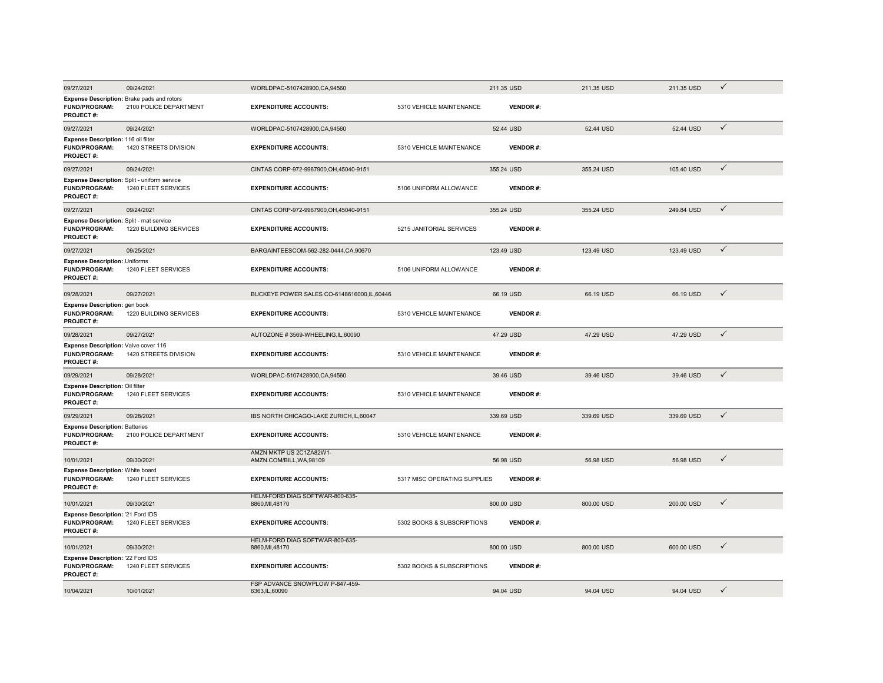| Posted Date | Transaction Date | Merchant | | Original Amount | Transaction Amount | Allocated Amount | |
|---|---|---|---|---|---|---|---|
| 09/27/2021 | 09/24/2021 | WORLDPAC-5107428900,CA,94560 | | 211.35 USD | 211.35 USD | 211.35 USD | ✓ |
| **Expense Description:** Brake pads and rotors | | | | | | | |
| **FUND/PROGRAM:** | 2100 POLICE DEPARTMENT | **EXPENDITURE ACCOUNTS:** | 5310 VEHICLE MAINTENANCE | **VENDOR #:** | | | |
| **PROJECT #:** | | | | | | | |
| 09/27/2021 | 09/24/2021 | WORLDPAC-5107428900,CA,94560 | | 52.44 USD | 52.44 USD | 52.44 USD | ✓ |
| **Expense Description:** 116 oil filter | | | | | | | |
| **FUND/PROGRAM:** | 1420 STREETS DIVISION | **EXPENDITURE ACCOUNTS:** | 5310 VEHICLE MAINTENANCE | **VENDOR #:** | | | |
| **PROJECT #:** | | | | | | | |
| 09/27/2021 | 09/24/2021 | CINTAS CORP-972-9967900,OH,45040-9151 | | 355.24 USD | 355.24 USD | 105.40 USD | ✓ |
| **Expense Description:** Split - uniform service | | | | | | | |
| **FUND/PROGRAM:** | 1240 FLEET SERVICES | **EXPENDITURE ACCOUNTS:** | 5106 UNIFORM ALLOWANCE | **VENDOR #:** | | | |
| **PROJECT #:** | | | | | | | |
| 09/27/2021 | 09/24/2021 | CINTAS CORP-972-9967900,OH,45040-9151 | | 355.24 USD | 355.24 USD | 249.84 USD | ✓ |
| **Expense Description:** Split - mat service | | | | | | | |
| **FUND/PROGRAM:** | 1220 BUILDING SERVICES | **EXPENDITURE ACCOUNTS:** | 5215 JANITORIAL SERVICES | **VENDOR #:** | | | |
| **PROJECT #:** | | | | | | | |
| 09/27/2021 | 09/25/2021 | BARGAINTEESCOM-562-282-0444,CA,90670 | | 123.49 USD | 123.49 USD | 123.49 USD | ✓ |
| **Expense Description:** Uniforms | | | | | | | |
| **FUND/PROGRAM:** | 1240 FLEET SERVICES | **EXPENDITURE ACCOUNTS:** | 5106 UNIFORM ALLOWANCE | **VENDOR #:** | | | |
| **PROJECT #:** | | | | | | | |
| 09/28/2021 | 09/27/2021 | BUCKEYE POWER SALES CO-6148616000,IL,60446 | | 66.19 USD | 66.19 USD | 66.19 USD | ✓ |
| **Expense Description:** gen book | | | | | | | |
| **FUND/PROGRAM:** | 1220 BUILDING SERVICES | **EXPENDITURE ACCOUNTS:** | 5310 VEHICLE MAINTENANCE | **VENDOR #:** | | | |
| **PROJECT #:** | | | | | | | |
| 09/28/2021 | 09/27/2021 | AUTOZONE # 3569-WHEELING,IL,60090 | | 47.29 USD | 47.29 USD | 47.29 USD | ✓ |
| **Expense Description:** Valve cover 116 | | | | | | | |
| **FUND/PROGRAM:** | 1420 STREETS DIVISION | **EXPENDITURE ACCOUNTS:** | 5310 VEHICLE MAINTENANCE | **VENDOR #:** | | | |
| **PROJECT #:** | | | | | | | |
| 09/29/2021 | 09/28/2021 | WORLDPAC-5107428900,CA,94560 | | 39.46 USD | 39.46 USD | 39.46 USD | ✓ |
| **Expense Description:** Oil filter | | | | | | | |
| **FUND/PROGRAM:** | 1240 FLEET SERVICES | **EXPENDITURE ACCOUNTS:** | 5310 VEHICLE MAINTENANCE | **VENDOR #:** | | | |
| **PROJECT #:** | | | | | | | |
| 09/29/2021 | 09/28/2021 | IBS NORTH CHICAGO-LAKE ZURICH,IL,60047 | | 339.69 USD | 339.69 USD | 339.69 USD | ✓ |
| **Expense Description:** Batteries | | | | | | | |
| **FUND/PROGRAM:** | 2100 POLICE DEPARTMENT | **EXPENDITURE ACCOUNTS:** | 5310 VEHICLE MAINTENANCE | **VENDOR #:** | | | |
| **PROJECT #:** | | | | | | | |
| 10/01/2021 | 09/30/2021 | AMZN MKTP US 2C1ZA82W1-AMZN.COM/BILL,WA,98109 | | 56.98 USD | 56.98 USD | 56.98 USD | ✓ |
| **Expense Description:** White board | | | | | | | |
| **FUND/PROGRAM:** | 1240 FLEET SERVICES | **EXPENDITURE ACCOUNTS:** | 5317 MISC OPERATING SUPPLIES | **VENDOR #:** | | | |
| **PROJECT #:** | | | | | | | |
| 10/01/2021 | 09/30/2021 | HELM-FORD DIAG SOFTWAR-800-635-8860,MI,48170 | | 800.00 USD | 800.00 USD | 200.00 USD | ✓ |
| **Expense Description:** '21 Ford IDS | | | | | | | |
| **FUND/PROGRAM:** | 1240 FLEET SERVICES | **EXPENDITURE ACCOUNTS:** | 5302 BOOKS & SUBSCRIPTIONS | **VENDOR #:** | | | |
| **PROJECT #:** | | | | | | | |
| 10/01/2021 | 09/30/2021 | HELM-FORD DIAG SOFTWAR-800-635-8860,MI,48170 | | 800.00 USD | 800.00 USD | 600.00 USD | ✓ |
| **Expense Description:** '22 Ford IDS | | | | | | | |
| **FUND/PROGRAM:** | 1240 FLEET SERVICES | **EXPENDITURE ACCOUNTS:** | 5302 BOOKS & SUBSCRIPTIONS | **VENDOR #:** | | | |
| **PROJECT #:** | | | | | | | |
| 10/04/2021 | 10/01/2021 | FSP ADVANCE SNOWPLOW P-847-459-6363,IL,60090 | | 94.04 USD | 94.04 USD | 94.04 USD | ✓ |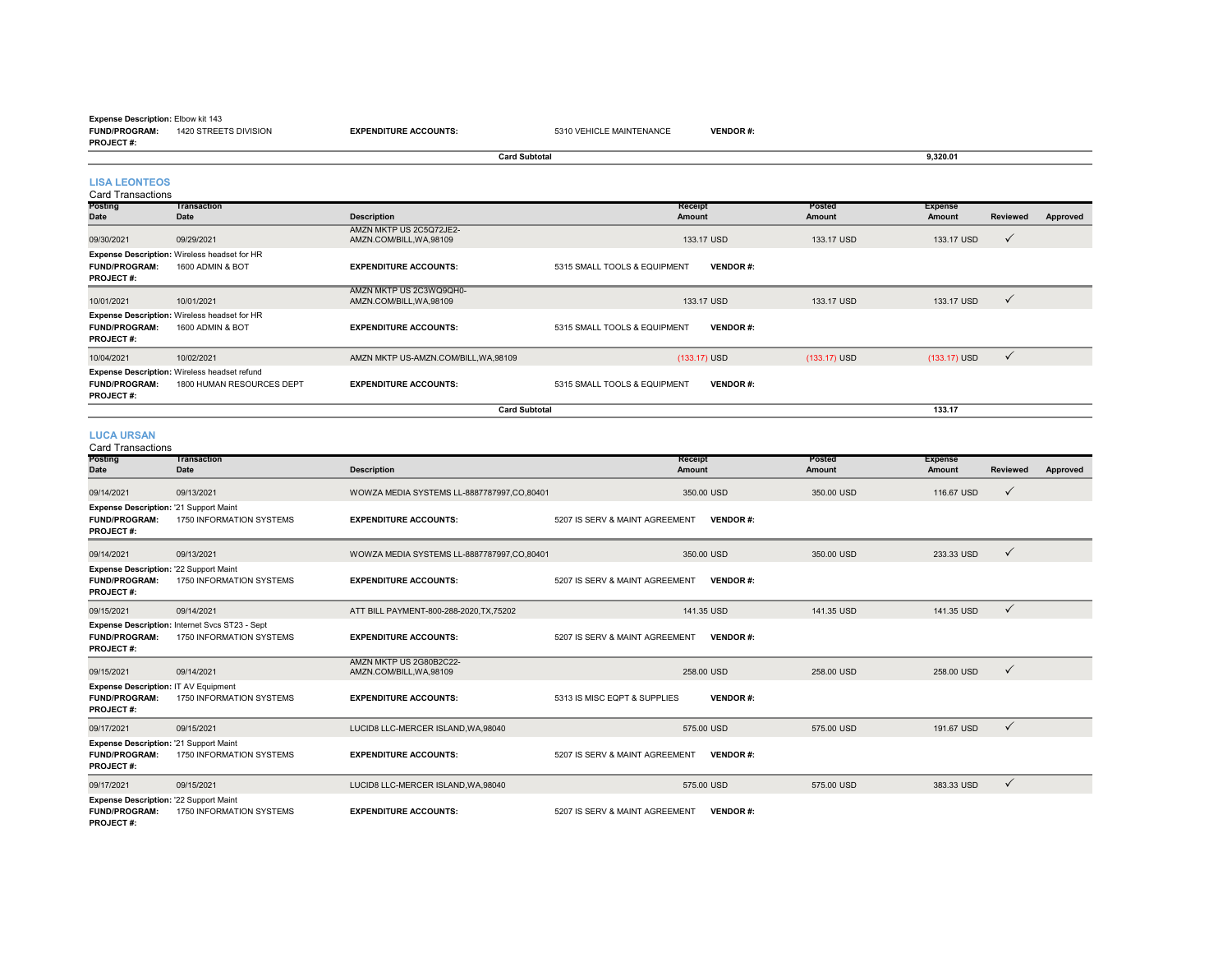**Expense Description:** Elbow kit 143
**FUND/PROGRAM:** 1420 STREETS DIVISION **EXPENDITURE ACCOUNTS:** 5310 VEHICLE MAINTENANCE **VENDOR #:**
**PROJECT #:**

**Card Subtotal** 9,320.01

## LISA LEONTEOS

Card Transactions

| Posting Date | Transaction Date | Description | Receipt Amount | Posted Amount | Expense Amount | Reviewed | Approved |
|---|---|---|---|---|---|---|---|
| 09/30/2021 | 09/29/2021 | AMZN MKTP US 2C5Q72JE2-AMZN.COM/BILL,WA,98109 | 133.17 USD | 133.17 USD | 133.17 USD | ✓ | |
| **Expense Description:** Wireless headset for HR | | | | | | | |
| **FUND/PROGRAM:** 1600 ADMIN & BOT | | **EXPENDITURE ACCOUNTS:** 5315 SMALL TOOLS & EQUIPMENT | **VENDOR #:** | | | | |
| **PROJECT #:** | | | | | | | |
| 10/01/2021 | 10/01/2021 | AMZN MKTP US 2C3WQ9QH0-AMZN.COM/BILL,WA,98109 | 133.17 USD | 133.17 USD | 133.17 USD | ✓ | |
| **Expense Description:** Wireless headset for HR | | | | | | | |
| **FUND/PROGRAM:** 1600 ADMIN & BOT | | **EXPENDITURE ACCOUNTS:** 5315 SMALL TOOLS & EQUIPMENT | **VENDOR #:** | | | | |
| **PROJECT #:** | | | | | | | |
| 10/04/2021 | 10/02/2021 | AMZN MKTP US-AMZN.COM/BILL,WA,98109 | (133.17) USD | (133.17) USD | (133.17) USD | ✓ | |
| **Expense Description:** Wireless headset refund | | | | | | | |
| **FUND/PROGRAM:** 1800 HUMAN RESOURCES DEPT | | **EXPENDITURE ACCOUNTS:** 5315 SMALL TOOLS & EQUIPMENT | **VENDOR #:** | | | | |
| **PROJECT #:** | | | | | | | |
| | | **Card Subtotal** | | | 133.17 | | |

## LUCA URSAN

Card Transactions

| Posting Date | Transaction Date | Description | Receipt Amount | Posted Amount | Expense Amount | Reviewed | Approved |
|---|---|---|---|---|---|---|---|
| 09/14/2021 | 09/13/2021 | WOWZA MEDIA SYSTEMS LL-8887787997,CO,80401 | 350.00 USD | 350.00 USD | 116.67 USD | ✓ | |
| **Expense Description:** '21 Support Maint | | | | | | | |
| **FUND/PROGRAM:** 1750 INFORMATION SYSTEMS | | **EXPENDITURE ACCOUNTS:** 5207 IS SERV & MAINT AGREEMENT | **VENDOR #:** | | | | |
| **PROJECT #:** | | | | | | | |
| 09/14/2021 | 09/13/2021 | WOWZA MEDIA SYSTEMS LL-8887787997,CO,80401 | 350.00 USD | 350.00 USD | 233.33 USD | ✓ | |
| **Expense Description:** '22 Support Maint | | | | | | | |
| **FUND/PROGRAM:** 1750 INFORMATION SYSTEMS | | **EXPENDITURE ACCOUNTS:** 5207 IS SERV & MAINT AGREEMENT | **VENDOR #:** | | | | |
| **PROJECT #:** | | | | | | | |
| 09/15/2021 | 09/14/2021 | ATT BILL PAYMENT-800-288-2020,TX,75202 | 141.35 USD | 141.35 USD | 141.35 USD | ✓ | |
| **Expense Description:** Internet Svcs ST23 - Sept | | | | | | | |
| **FUND/PROGRAM:** 1750 INFORMATION SYSTEMS | | **EXPENDITURE ACCOUNTS:** 5207 IS SERV & MAINT AGREEMENT | **VENDOR #:** | | | | |
| **PROJECT #:** | | | | | | | |
| 09/15/2021 | 09/14/2021 | AMZN MKTP US 2G80B2C22-AMZN.COM/BILL,WA,98109 | 258.00 USD | 258.00 USD | 258.00 USD | ✓ | |
| **Expense Description:** IT AV Equipment | | | | | | | |
| **FUND/PROGRAM:** 1750 INFORMATION SYSTEMS | | **EXPENDITURE ACCOUNTS:** 5313 IS MISC EQPT & SUPPLIES | **VENDOR #:** | | | | |
| **PROJECT #:** | | | | | | | |
| 09/17/2021 | 09/15/2021 | LUCID8 LLC-MERCER ISLAND,WA,98040 | 575.00 USD | 575.00 USD | 191.67 USD | ✓ | |
| **Expense Description:** '21 Support Maint | | | | | | | |
| **FUND/PROGRAM:** 1750 INFORMATION SYSTEMS | | **EXPENDITURE ACCOUNTS:** 5207 IS SERV & MAINT AGREEMENT | **VENDOR #:** | | | | |
| **PROJECT #:** | | | | | | | |
| 09/17/2021 | 09/15/2021 | LUCID8 LLC-MERCER ISLAND,WA,98040 | 575.00 USD | 575.00 USD | 383.33 USD | ✓ | |
| **Expense Description:** '22 Support Maint | | | | | | | |
| **FUND/PROGRAM:** 1750 INFORMATION SYSTEMS | | **EXPENDITURE ACCOUNTS:** 5207 IS SERV & MAINT AGREEMENT | **VENDOR #:** | | | | |
| **PROJECT #:** | | | | | | | |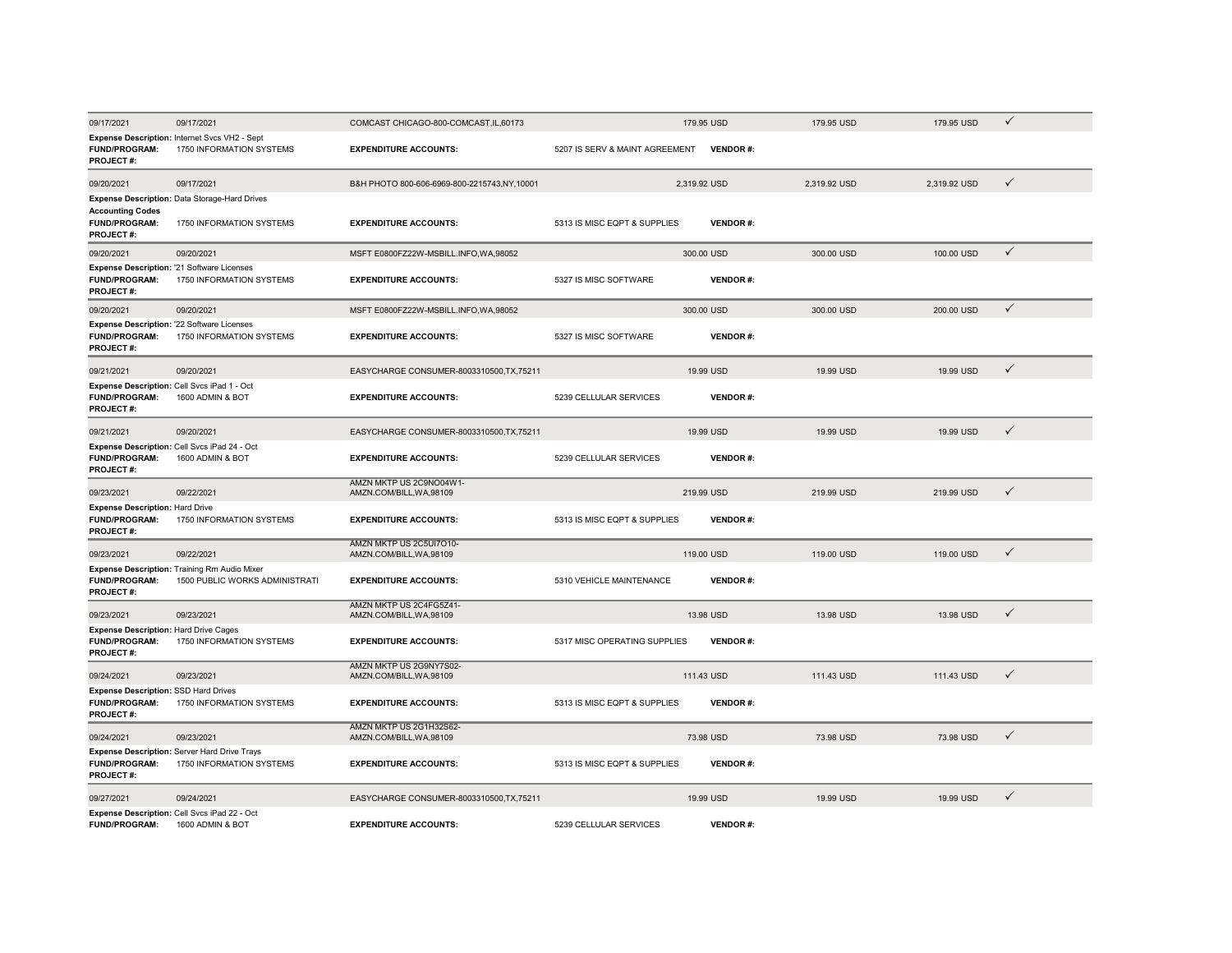| Transaction Date | Posting Date | Merchant | Amount | | Billing Amount | Allocated Amount | |
|---|---|---|---|---|---|---|---|
| 09/17/2021 | 09/17/2021 | COMCAST CHICAGO-800-COMCAST,IL,60173 | 179.95 USD | | 179.95 USD | 179.95 USD | ✓ |
| **Expense Description:** Internet Svcs VH2 - Sept | | | | | | | |
| **FUND/PROGRAM:** | 1750 INFORMATION SYSTEMS | **EXPENDITURE ACCOUNTS:** | 5207 IS SERV & MAINT AGREEMENT | **VENDOR #:** | | | |
| **PROJECT #:** | | | | | | | |
| 09/20/2021 | 09/17/2021 | B&H PHOTO 800-606-6969-800-2215743,NY,10001 | 2,319.92 USD | | 2,319.92 USD | 2,319.92 USD | ✓ |
| **Expense Description:** Data Storage-Hard Drives | | | | | | | |
| **Accounting Codes** | | | | | | | |
| **FUND/PROGRAM:** | 1750 INFORMATION SYSTEMS | **EXPENDITURE ACCOUNTS:** | 5313 IS MISC EQPT & SUPPLIES | **VENDOR #:** | | | |
| **PROJECT #:** | | | | | | | |
| 09/20/2021 | 09/20/2021 | MSFT E0800FZ22W-MSBILL.INFO,WA,98052 | 300.00 USD | | 300.00 USD | 100.00 USD | ✓ |
| **Expense Description:** '21 Software Licenses | | | | | | | |
| **FUND/PROGRAM:** | 1750 INFORMATION SYSTEMS | **EXPENDITURE ACCOUNTS:** | 5327 IS MISC SOFTWARE | **VENDOR #:** | | | |
| **PROJECT #:** | | | | | | | |
| 09/20/2021 | 09/20/2021 | MSFT E0800FZ22W-MSBILL.INFO,WA,98052 | 300.00 USD | | 300.00 USD | 200.00 USD | ✓ |
| **Expense Description:** '22 Software Licenses | | | | | | | |
| **FUND/PROGRAM:** | 1750 INFORMATION SYSTEMS | **EXPENDITURE ACCOUNTS:** | 5327 IS MISC SOFTWARE | **VENDOR #:** | | | |
| **PROJECT #:** | | | | | | | |
| 09/21/2021 | 09/20/2021 | EASYCHARGE CONSUMER-8003310500,TX,75211 | 19.99 USD | | 19.99 USD | 19.99 USD | ✓ |
| **Expense Description:** Cell Svcs iPad 1 - Oct | | | | | | | |
| **FUND/PROGRAM:** | 1600 ADMIN & BOT | **EXPENDITURE ACCOUNTS:** | 5239 CELLULAR SERVICES | **VENDOR #:** | | | |
| **PROJECT #:** | | | | | | | |
| 09/21/2021 | 09/20/2021 | EASYCHARGE CONSUMER-8003310500,TX,75211 | 19.99 USD | | 19.99 USD | 19.99 USD | ✓ |
| **Expense Description:** Cell Svcs iPad 24 - Oct | | | | | | | |
| **FUND/PROGRAM:** | 1600 ADMIN & BOT | **EXPENDITURE ACCOUNTS:** | 5239 CELLULAR SERVICES | **VENDOR #:** | | | |
| **PROJECT #:** | | | | | | | |
| 09/23/2021 | 09/22/2021 | AMZN MKTP US 2C9NO04W1-AMZN.COM/BILL,WA,98109 | 219.99 USD | | 219.99 USD | 219.99 USD | ✓ |
| **Expense Description:** Hard Drive | | | | | | | |
| **FUND/PROGRAM:** | 1750 INFORMATION SYSTEMS | **EXPENDITURE ACCOUNTS:** | 5313 IS MISC EQPT & SUPPLIES | **VENDOR #:** | | | |
| **PROJECT #:** | | | | | | | |
| 09/23/2021 | 09/22/2021 | AMZN MKTP US 2C5UI7O10-AMZN.COM/BILL,WA,98109 | 119.00 USD | | 119.00 USD | 119.00 USD | ✓ |
| **Expense Description:** Training Rm Audio Mixer | | | | | | | |
| **FUND/PROGRAM:** | 1500 PUBLIC WORKS ADMINISTRATI | **EXPENDITURE ACCOUNTS:** | 5310 VEHICLE MAINTENANCE | **VENDOR #:** | | | |
| **PROJECT #:** | | | | | | | |
| 09/23/2021 | 09/23/2021 | AMZN MKTP US 2C4FG5Z41-AMZN.COM/BILL,WA,98109 | 13.98 USD | | 13.98 USD | 13.98 USD | ✓ |
| **Expense Description:** Hard Drive Cages | | | | | | | |
| **FUND/PROGRAM:** | 1750 INFORMATION SYSTEMS | **EXPENDITURE ACCOUNTS:** | 5317 MISC OPERATING SUPPLIES | **VENDOR #:** | | | |
| **PROJECT #:** | | | | | | | |
| 09/24/2021 | 09/23/2021 | AMZN MKTP US 2G9NY7S02-AMZN.COM/BILL,WA,98109 | 111.43 USD | | 111.43 USD | 111.43 USD | ✓ |
| **Expense Description:** SSD Hard Drives | | | | | | | |
| **FUND/PROGRAM:** | 1750 INFORMATION SYSTEMS | **EXPENDITURE ACCOUNTS:** | 5313 IS MISC EQPT & SUPPLIES | **VENDOR #:** | | | |
| **PROJECT #:** | | | | | | | |
| 09/24/2021 | 09/23/2021 | AMZN MKTP US 2G1H32S62-AMZN.COM/BILL,WA,98109 | 73.98 USD | | 73.98 USD | 73.98 USD | ✓ |
| **Expense Description:** Server Hard Drive Trays | | | | | | | |
| **FUND/PROGRAM:** | 1750 INFORMATION SYSTEMS | **EXPENDITURE ACCOUNTS:** | 5313 IS MISC EQPT & SUPPLIES | **VENDOR #:** | | | |
| **PROJECT #:** | | | | | | | |
| 09/27/2021 | 09/24/2021 | EASYCHARGE CONSUMER-8003310500,TX,75211 | 19.99 USD | | 19.99 USD | 19.99 USD | ✓ |
| **Expense Description:** Cell Svcs iPad 22 - Oct | | | | | | | |
| **FUND/PROGRAM:** | 1600 ADMIN & BOT | **EXPENDITURE ACCOUNTS:** | 5239 CELLULAR SERVICES | **VENDOR #:** | | | |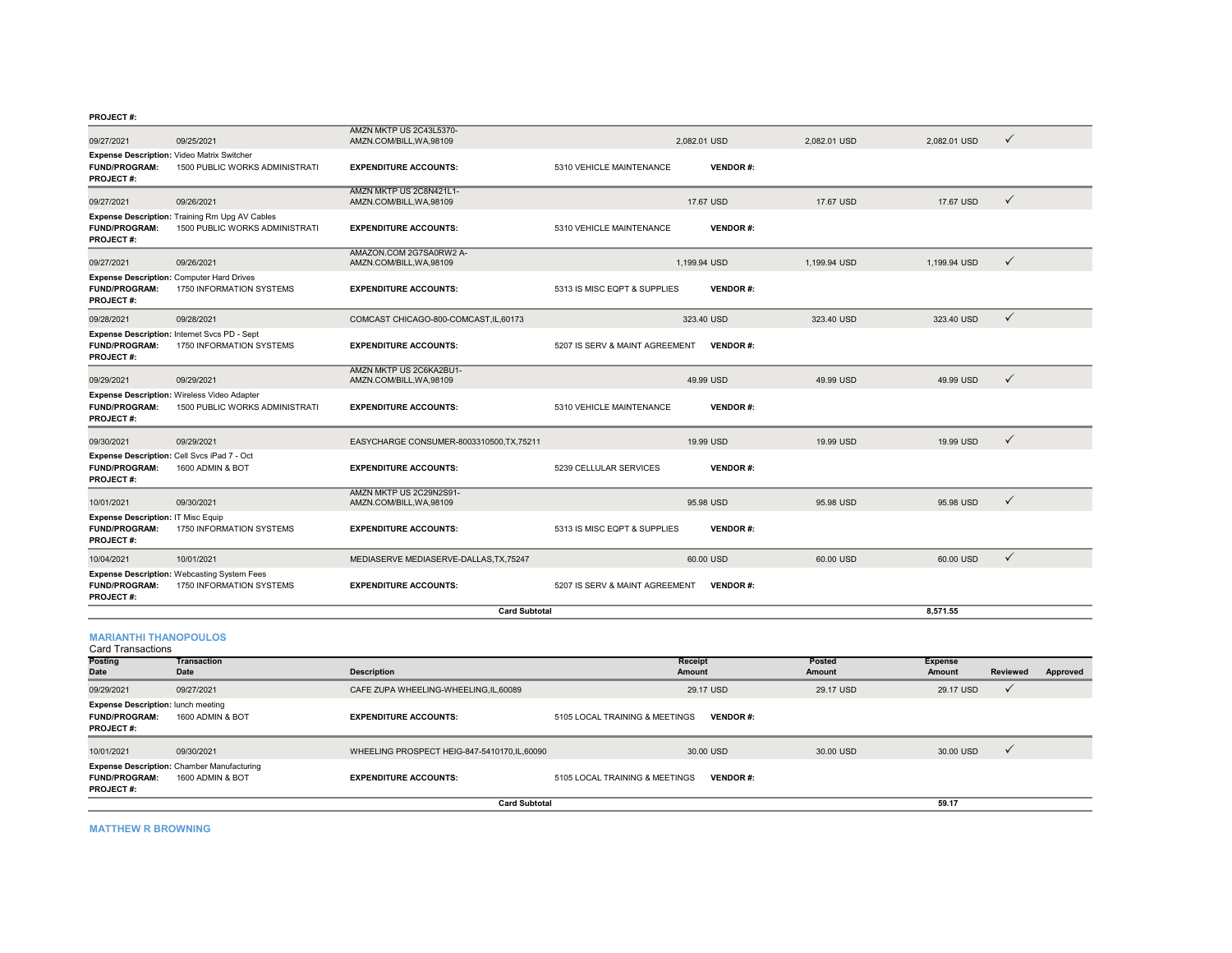**PROJECT #:**

| Posting Date | Transaction Date | Description | Receipt Amount | Posted Amount | Expense Amount | Reviewed | Approved |
|---|---|---|---|---|---|---|---|
| 09/27/2021 | 09/25/2021 | AMZN MKTP US 2C43L5370-AMZN.COM/BILL,WA,98109 | 2,082.01 USD | 2,082.01 USD | 2,082.01 USD | ✓ | |
| **Expense Description:** Video Matrix Switcher | | | | | | | |
| **FUND/PROGRAM:** 1500 PUBLIC WORKS ADMINISTRATI | | **EXPENDITURE ACCOUNTS:** 5310 VEHICLE MAINTENANCE | **VENDOR #:** | | | | |
| **PROJECT #:** | | | | | | | |
| 09/27/2021 | 09/26/2021 | AMZN MKTP US 2C8N421L1-AMZN.COM/BILL,WA,98109 | 17.67 USD | 17.67 USD | 17.67 USD | ✓ | |
| **Expense Description:** Training Rm Upg AV Cables | | | | | | | |
| **FUND/PROGRAM:** 1500 PUBLIC WORKS ADMINISTRATI | | **EXPENDITURE ACCOUNTS:** 5310 VEHICLE MAINTENANCE | **VENDOR #:** | | | | |
| **PROJECT #:** | | | | | | | |
| 09/27/2021 | 09/26/2021 | AMAZON.COM 2G7SA0RW2 A-AMZN.COM/BILL,WA,98109 | 1,199.94 USD | 1,199.94 USD | 1,199.94 USD | ✓ | |
| **Expense Description:** Computer Hard Drives | | | | | | | |
| **FUND/PROGRAM:** 1750 INFORMATION SYSTEMS | | **EXPENDITURE ACCOUNTS:** 5313 IS MISC EQPT & SUPPLIES | **VENDOR #:** | | | | |
| **PROJECT #:** | | | | | | | |
| 09/28/2021 | 09/28/2021 | COMCAST CHICAGO-800-COMCAST,IL,60173 | 323.40 USD | 323.40 USD | 323.40 USD | ✓ | |
| **Expense Description:** Internet Svcs PD - Sept | | | | | | | |
| **FUND/PROGRAM:** 1750 INFORMATION SYSTEMS | | **EXPENDITURE ACCOUNTS:** 5207 IS SERV & MAINT AGREEMENT | **VENDOR #:** | | | | |
| **PROJECT #:** | | | | | | | |
| 09/29/2021 | 09/29/2021 | AMZN MKTP US 2C6KA2BU1-AMZN.COM/BILL,WA,98109 | 49.99 USD | 49.99 USD | 49.99 USD | ✓ | |
| **Expense Description:** Wireless Video Adapter | | | | | | | |
| **FUND/PROGRAM:** 1500 PUBLIC WORKS ADMINISTRATI | | **EXPENDITURE ACCOUNTS:** 5310 VEHICLE MAINTENANCE | **VENDOR #:** | | | | |
| **PROJECT #:** | | | | | | | |
| 09/30/2021 | 09/29/2021 | EASYCHARGE CONSUMER-8003310500,TX,75211 | 19.99 USD | 19.99 USD | 19.99 USD | ✓ | |
| **Expense Description:** Cell Svcs iPad 7 - Oct | | | | | | | |
| **FUND/PROGRAM:** 1600 ADMIN & BOT | | **EXPENDITURE ACCOUNTS:** 5239 CELLULAR SERVICES | **VENDOR #:** | | | | |
| **PROJECT #:** | | | | | | | |
| 10/01/2021 | 09/30/2021 | AMZN MKTP US 2C29N2S91-AMZN.COM/BILL,WA,98109 | 95.98 USD | 95.98 USD | 95.98 USD | ✓ | |
| **Expense Description:** IT Misc Equip | | | | | | | |
| **FUND/PROGRAM:** 1750 INFORMATION SYSTEMS | | **EXPENDITURE ACCOUNTS:** 5313 IS MISC EQPT & SUPPLIES | **VENDOR #:** | | | | |
| **PROJECT #:** | | | | | | | |
| 10/04/2021 | 10/01/2021 | MEDIASERVE MEDIASERVE-DALLAS,TX,75247 | 60.00 USD | 60.00 USD | 60.00 USD | ✓ | |
| **Expense Description:** Webcasting System Fees | | | | | | | |
| **FUND/PROGRAM:** 1750 INFORMATION SYSTEMS | | **EXPENDITURE ACCOUNTS:** 5207 IS SERV & MAINT AGREEMENT | **VENDOR #:** | | | | |
| **PROJECT #:** | | | | | | | |
| | | **Card Subtotal** | | | **8,571.55** | | |

### MARIANTHI THANOPOULOS

Card Transactions

| Posting Date | Transaction Date | Description | Receipt Amount | Posted Amount | Expense Amount | Reviewed | Approved |
|---|---|---|---|---|---|---|---|
| 09/29/2021 | 09/27/2021 | CAFE ZUPA WHEELING-WHEELING,IL,60089 | 29.17 USD | 29.17 USD | 29.17 USD | ✓ | |
| **Expense Description:** lunch meeting | | | | | | | |
| **FUND/PROGRAM:** 1600 ADMIN & BOT | | **EXPENDITURE ACCOUNTS:** 5105 LOCAL TRAINING & MEETINGS | **VENDOR #:** | | | | |
| **PROJECT #:** | | | | | | | |
| 10/01/2021 | 09/30/2021 | WHEELING PROSPECT HEIG-847-5410170,IL,60090 | 30.00 USD | 30.00 USD | 30.00 USD | ✓ | |
| **Expense Description:** Chamber Manufacturing | | | | | | | |
| **FUND/PROGRAM:** 1600 ADMIN & BOT | | **EXPENDITURE ACCOUNTS:** 5105 LOCAL TRAINING & MEETINGS | **VENDOR #:** | | | | |
| **PROJECT #:** | | | | | | | |
| | | **Card Subtotal** | | | **59.17** | | |

### MATTHEW R BROWNING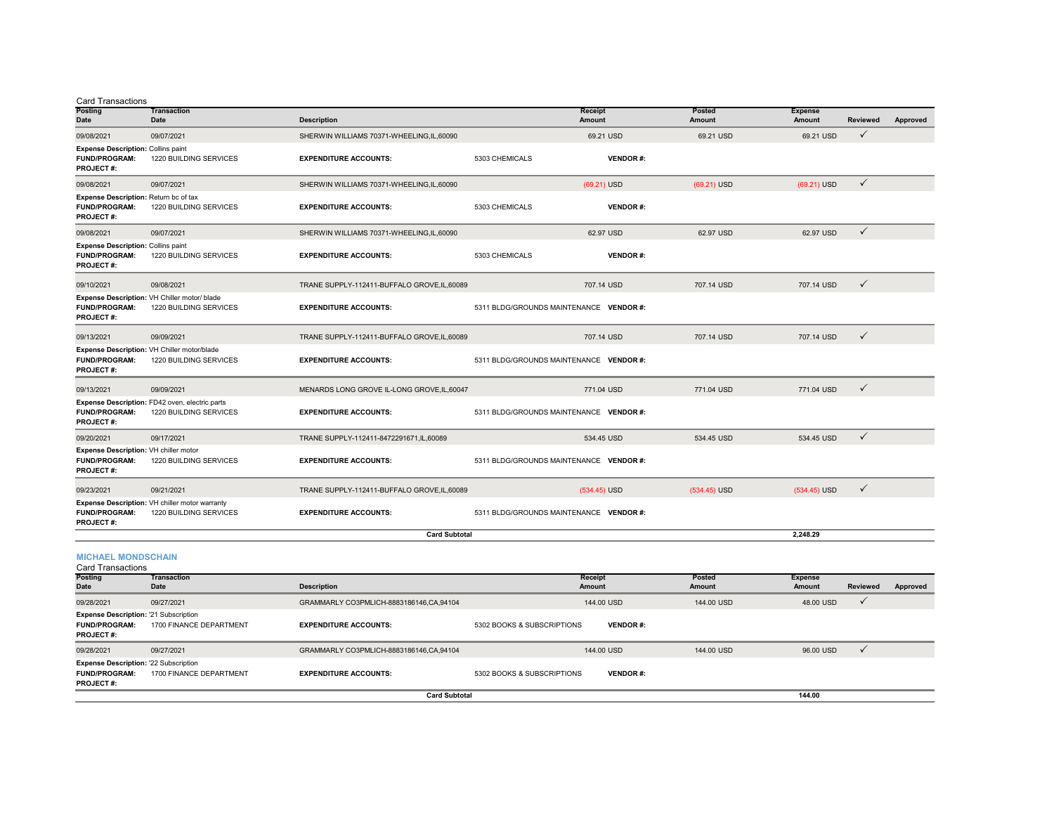Card Transactions

| Posting Date | Transaction Date | Description | Receipt Amount | Posted Amount | Expense Amount | Reviewed | Approved |
|---|---|---|---|---|---|---|---|
| 09/08/2021 | 09/07/2021 | SHERWIN WILLIAMS 70371-WHEELING,IL,60090 | 69.21 USD | 69.21 USD | 69.21 USD | ✓ | |
| **Expense Description:** Collins paint<br>**FUND/PROGRAM:** 1220 BUILDING SERVICES<br>**PROJECT #:** | | **EXPENDITURE ACCOUNTS:** 5303 CHEMICALS | **VENDOR #:** | | | | |
| 09/08/2021 | 09/07/2021 | SHERWIN WILLIAMS 70371-WHEELING,IL,60090 | (69.21) USD | (69.21) USD | (69.21) USD | ✓ | |
| **Expense Description:** Return bc of tax<br>**FUND/PROGRAM:** 1220 BUILDING SERVICES<br>**PROJECT #:** | | **EXPENDITURE ACCOUNTS:** 5303 CHEMICALS | **VENDOR #:** | | | | |
| 09/08/2021 | 09/07/2021 | SHERWIN WILLIAMS 70371-WHEELING,IL,60090 | 62.97 USD | 62.97 USD | 62.97 USD | ✓ | |
| **Expense Description:** Collins paint<br>**FUND/PROGRAM:** 1220 BUILDING SERVICES<br>**PROJECT #:** | | **EXPENDITURE ACCOUNTS:** 5303 CHEMICALS | **VENDOR #:** | | | | |
| 09/10/2021 | 09/08/2021 | TRANE SUPPLY-112411-BUFFALO GROVE,IL,60089 | 707.14 USD | 707.14 USD | 707.14 USD | ✓ | |
| **Expense Description:** VH Chiller motor/ blade<br>**FUND/PROGRAM:** 1220 BUILDING SERVICES<br>**PROJECT #:** | | **EXPENDITURE ACCOUNTS:** 5311 BLDG/GROUNDS MAINTENANCE | **VENDOR #:** | | | | |
| 09/13/2021 | 09/09/2021 | TRANE SUPPLY-112411-BUFFALO GROVE,IL,60089 | 707.14 USD | 707.14 USD | 707.14 USD | ✓ | |
| **Expense Description:** VH Chiller motor/blade<br>**FUND/PROGRAM:** 1220 BUILDING SERVICES<br>**PROJECT #:** | | **EXPENDITURE ACCOUNTS:** 5311 BLDG/GROUNDS MAINTENANCE | **VENDOR #:** | | | | |
| 09/13/2021 | 09/09/2021 | MENARDS LONG GROVE IL-LONG GROVE,IL,60047 | 771.04 USD | 771.04 USD | 771.04 USD | ✓ | |
| **Expense Description:** FD42 oven, electric parts<br>**FUND/PROGRAM:** 1220 BUILDING SERVICES<br>**PROJECT #:** | | **EXPENDITURE ACCOUNTS:** 5311 BLDG/GROUNDS MAINTENANCE | **VENDOR #:** | | | | |
| 09/20/2021 | 09/17/2021 | TRANE SUPPLY-112411-8472291671,IL,60089 | 534.45 USD | 534.45 USD | 534.45 USD | ✓ | |
| **Expense Description:** VH chiller motor<br>**FUND/PROGRAM:** 1220 BUILDING SERVICES<br>**PROJECT #:** | | **EXPENDITURE ACCOUNTS:** 5311 BLDG/GROUNDS MAINTENANCE | **VENDOR #:** | | | | |
| 09/23/2021 | 09/21/2021 | TRANE SUPPLY-112411-BUFFALO GROVE,IL,60089 | (534.45) USD | (534.45) USD | (534.45) USD | ✓ | |
| **Expense Description:** VH chiller motor warranty<br>**FUND/PROGRAM:** 1220 BUILDING SERVICES<br>**PROJECT #:** | | **EXPENDITURE ACCOUNTS:** 5311 BLDG/GROUNDS MAINTENANCE | **VENDOR #:** | | | | |
| | | **Card Subtotal** | | | **2,248.29** | | |

## MICHAEL MONDSCHAIN

Card Transactions

| Posting Date | Transaction Date | Description | Receipt Amount | Posted Amount | Expense Amount | Reviewed | Approved |
|---|---|---|---|---|---|---|---|
| 09/28/2021 | 09/27/2021 | GRAMMARLY CO3PMLICH-8883186146,CA,94104 | 144.00 USD | 144.00 USD | 48.00 USD | ✓ | |
| **Expense Description:** '21 Subscription<br>**FUND/PROGRAM:** 1700 FINANCE DEPARTMENT<br>**PROJECT #:** | | **EXPENDITURE ACCOUNTS:** 5302 BOOKS & SUBSCRIPTIONS | **VENDOR #:** | | | | |
| 09/28/2021 | 09/27/2021 | GRAMMARLY CO3PMLICH-8883186146,CA,94104 | 144.00 USD | 144.00 USD | 96.00 USD | ✓ | |
| **Expense Description:** '22 Subscription<br>**FUND/PROGRAM:** 1700 FINANCE DEPARTMENT<br>**PROJECT #:** | | **EXPENDITURE ACCOUNTS:** 5302 BOOKS & SUBSCRIPTIONS | **VENDOR #:** | | | | |
| | | **Card Subtotal** | | | **144.00** | | |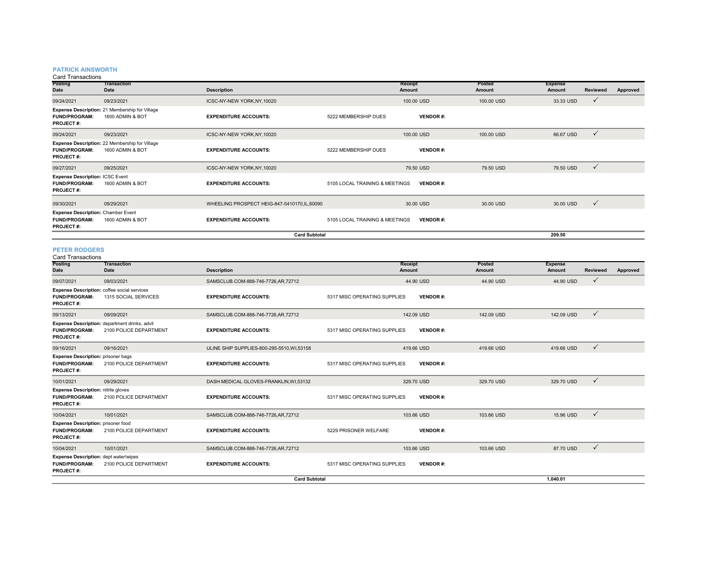## PATRICK AINSWORTH

Card Transactions

| Posting Date | Transaction Date | Description | | Receipt Amount | Posted Amount | Expense Amount | Reviewed | Approved |
|---|---|---|---|---|---|---|---|---|
| 09/24/2021 | 09/23/2021 | ICSC-NY-NEW YORK,NY,10020 | | 100.00 USD | 100.00 USD | 33.33 USD | ✓ | |
| **Expense Description:** 21 Membership for Village | | | | | | | | |
| **FUND/PROGRAM:** | 1600 ADMIN & BOT | **EXPENDITURE ACCOUNTS:** | 5222 MEMBERSHIP DUES | **VENDOR #:** | | | | |
| **PROJECT #:** | | | | | | | | |
| 09/24/2021 | 09/23/2021 | ICSC-NY-NEW YORK,NY,10020 | | 100.00 USD | 100.00 USD | 66.67 USD | ✓ | |
| **Expense Description:** 22 Membership for Village | | | | | | | | |
| **FUND/PROGRAM:** | 1600 ADMIN & BOT | **EXPENDITURE ACCOUNTS:** | 5222 MEMBERSHIP DUES | **VENDOR #:** | | | | |
| **PROJECT #:** | | | | | | | | |
| 09/27/2021 | 09/25/2021 | ICSC-NY-NEW YORK,NY,10020 | | 79.50 USD | 79.50 USD | 79.50 USD | ✓ | |
| **Expense Description:** ICSC Event | | | | | | | | |
| **FUND/PROGRAM:** | 1600 ADMIN & BOT | **EXPENDITURE ACCOUNTS:** | 5105 LOCAL TRAINING & MEETINGS | **VENDOR #:** | | | | |
| **PROJECT #:** | | | | | | | | |
| 09/30/2021 | 09/29/2021 | WHEELING PROSPECT HEIG-847-5410170,IL,60090 | | 30.00 USD | 30.00 USD | 30.00 USD | ✓ | |
| **Expense Description:** Chamber Event | | | | | | | | |
| **FUND/PROGRAM:** | 1600 ADMIN & BOT | **EXPENDITURE ACCOUNTS:** | 5105 LOCAL TRAINING & MEETINGS | **VENDOR #:** | | | | |
| **PROJECT #:** | | | | | | | | |
| | | **Card Subtotal** | | | | 209.50 | | |

## PETER RODGERS

Card Transactions

| Posting Date | Transaction Date | Description | | Receipt Amount | Posted Amount | Expense Amount | Reviewed | Approved |
|---|---|---|---|---|---|---|---|---|
| 09/07/2021 | 09/03/2021 | SAMSCLUB.COM-888-746-7726,AR,72712 | | 44.90 USD | 44.90 USD | 44.90 USD | ✓ | |
| **Expense Description:** coffee social services | | | | | | | | |
| **FUND/PROGRAM:** | 1315 SOCIAL SERVICES | **EXPENDITURE ACCOUNTS:** | 5317 MISC OPERATING SUPPLIES | **VENDOR #:** | | | | |
| **PROJECT #:** | | | | | | | | |
| 09/13/2021 | 09/09/2021 | SAMSCLUB.COM-888-746-7726,AR,72712 | | 142.09 USD | 142.09 USD | 142.09 USD | ✓ | |
| **Expense Description:** department drinks, advil | | | | | | | | |
| **FUND/PROGRAM:** | 2100 POLICE DEPARTMENT | **EXPENDITURE ACCOUNTS:** | 5317 MISC OPERATING SUPPLIES | **VENDOR #:** | | | | |
| **PROJECT #:** | | | | | | | | |
| 09/16/2021 | 09/16/2021 | ULINE SHIP SUPPLIES-800-295-5510,WI,53158 | | 419.66 USD | 419.66 USD | 419.66 USD | ✓ | |
| **Expense Description:** prisoner bags | | | | | | | | |
| **FUND/PROGRAM:** | 2100 POLICE DEPARTMENT | **EXPENDITURE ACCOUNTS:** | 5317 MISC OPERATING SUPPLIES | **VENDOR #:** | | | | |
| **PROJECT #:** | | | | | | | | |
| 10/01/2021 | 09/29/2021 | DASH MEDICAL GLOVES-FRANKLIN,WI,53132 | | 329.70 USD | 329.70 USD | 329.70 USD | ✓ | |
| **Expense Description:** nitrile gloves | | | | | | | | |
| **FUND/PROGRAM:** | 2100 POLICE DEPARTMENT | **EXPENDITURE ACCOUNTS:** | 5317 MISC OPERATING SUPPLIES | **VENDOR #:** | | | | |
| **PROJECT #:** | | | | | | | | |
| 10/04/2021 | 10/01/2021 | SAMSCLUB.COM-888-746-7726,AR,72712 | | 103.66 USD | 103.66 USD | 15.96 USD | ✓ | |
| **Expense Description:** prisoner food | | | | | | | | |
| **FUND/PROGRAM:** | 2100 POLICE DEPARTMENT | **EXPENDITURE ACCOUNTS:** | 5229 PRISONER WELFARE | **VENDOR #:** | | | | |
| **PROJECT #:** | | | | | | | | |
| 10/04/2021 | 10/01/2021 | SAMSCLUB.COM-888-746-7726,AR,72712 | | 103.66 USD | 103.66 USD | 87.70 USD | ✓ | |
| **Expense Description:** dept water/wipes | | | | | | | | |
| **FUND/PROGRAM:** | 2100 POLICE DEPARTMENT | **EXPENDITURE ACCOUNTS:** | 5317 MISC OPERATING SUPPLIES | **VENDOR #:** | | | | |
| **PROJECT #:** | | | | | | | | |
| | | **Card Subtotal** | | | | 1,040.01 | | |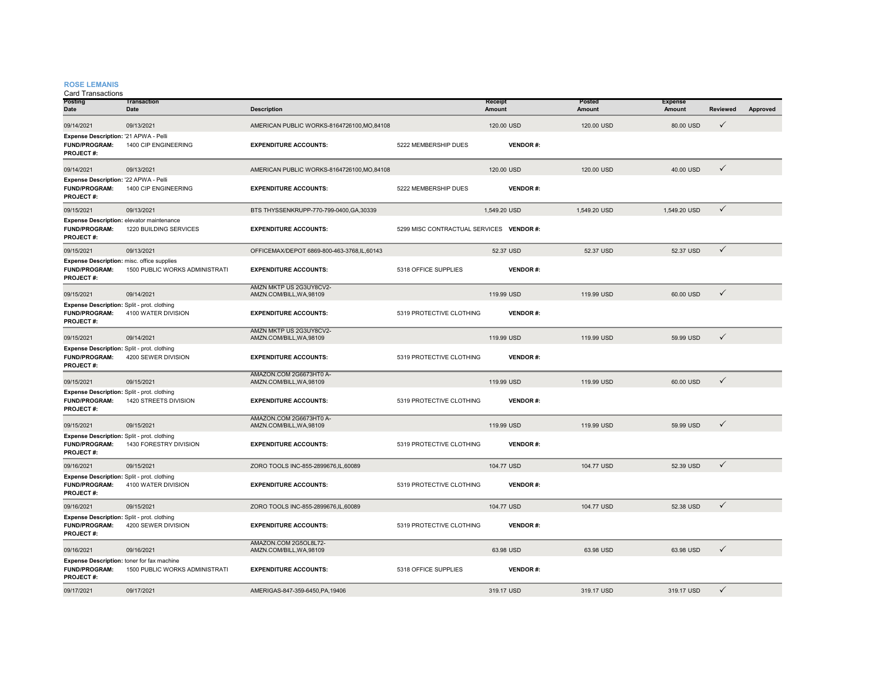**ROSE LEMANIS**

Card Transactions

| Posting Date | Transaction Date | Description | | Receipt Amount | Posted Amount | Expense Amount | Reviewed | Approved |
|---|---|---|---|---|---|---|---|---|
| 09/14/2021 | 09/13/2021 | AMERICAN PUBLIC WORKS-8164726100,MO,84108 | | 120.00 USD | 120.00 USD | 80.00 USD | ✓ | |
| **Expense Description:** '21 APWA - Pelli | | | | | | | | |
| **FUND/PROGRAM:** | 1400 CIP ENGINEERING | **EXPENDITURE ACCOUNTS:** | 5222 MEMBERSHIP DUES | **VENDOR #:** | | | | |
| **PROJECT #:** | | | | | | | | |
| 09/14/2021 | 09/13/2021 | AMERICAN PUBLIC WORKS-8164726100,MO,84108 | | 120.00 USD | 120.00 USD | 40.00 USD | ✓ | |
| **Expense Description:** '22 APWA - Pelli | | | | | | | | |
| **FUND/PROGRAM:** | 1400 CIP ENGINEERING | **EXPENDITURE ACCOUNTS:** | 5222 MEMBERSHIP DUES | **VENDOR #:** | | | | |
| **PROJECT #:** | | | | | | | | |
| 09/15/2021 | 09/13/2021 | BTS THYSSENKRUPP-770-799-0400,GA,30339 | | 1,549.20 USD | 1,549.20 USD | 1,549.20 USD | ✓ | |
| **Expense Description:** elevator maintenance | | | | | | | | |
| **FUND/PROGRAM:** | 1220 BUILDING SERVICES | **EXPENDITURE ACCOUNTS:** | 5299 MISC CONTRACTUAL SERVICES | **VENDOR #:** | | | | |
| **PROJECT #:** | | | | | | | | |
| 09/15/2021 | 09/13/2021 | OFFICEMAX/DEPOT 6869-800-463-3768,IL,60143 | | 52.37 USD | 52.37 USD | 52.37 USD | ✓ | |
| **Expense Description:** misc. office supplies | | | | | | | | |
| **FUND/PROGRAM:** | 1500 PUBLIC WORKS ADMINISTRATI | **EXPENDITURE ACCOUNTS:** | 5318 OFFICE SUPPLIES | **VENDOR #:** | | | | |
| **PROJECT #:** | | | | | | | | |
| 09/15/2021 | 09/14/2021 | AMZN MKTP US 2G3UY8CV2-AMZN.COM/BILL,WA,98109 | | 119.99 USD | 119.99 USD | 60.00 USD | ✓ | |
| **Expense Description:** Split - prot. clothing | | | | | | | | |
| **FUND/PROGRAM:** | 4100 WATER DIVISION | **EXPENDITURE ACCOUNTS:** | 5319 PROTECTIVE CLOTHING | **VENDOR #:** | | | | |
| **PROJECT #:** | | | | | | | | |
| 09/15/2021 | 09/14/2021 | AMZN MKTP US 2G3UY8CV2-AMZN.COM/BILL,WA,98109 | | 119.99 USD | 119.99 USD | 59.99 USD | ✓ | |
| **Expense Description:** Split - prot. clothing | | | | | | | | |
| **FUND/PROGRAM:** | 4200 SEWER DIVISION | **EXPENDITURE ACCOUNTS:** | 5319 PROTECTIVE CLOTHING | **VENDOR #:** | | | | |
| **PROJECT #:** | | | | | | | | |
| 09/15/2021 | 09/15/2021 | AMAZON.COM 2G6673HT0 A-AMZN.COM/BILL,WA,98109 | | 119.99 USD | 119.99 USD | 60.00 USD | ✓ | |
| **Expense Description:** Split - prot. clothing | | | | | | | | |
| **FUND/PROGRAM:** | 1420 STREETS DIVISION | **EXPENDITURE ACCOUNTS:** | 5319 PROTECTIVE CLOTHING | **VENDOR #:** | | | | |
| **PROJECT #:** | | | | | | | | |
| 09/15/2021 | 09/15/2021 | AMAZON.COM 2G6673HT0 A-AMZN.COM/BILL,WA,98109 | | 119.99 USD | 119.99 USD | 59.99 USD | ✓ | |
| **Expense Description:** Split - prot. clothing | | | | | | | | |
| **FUND/PROGRAM:** | 1430 FORESTRY DIVISION | **EXPENDITURE ACCOUNTS:** | 5319 PROTECTIVE CLOTHING | **VENDOR #:** | | | | |
| **PROJECT #:** | | | | | | | | |
| 09/16/2021 | 09/15/2021 | ZORO TOOLS INC-855-2899676,IL,60089 | | 104.77 USD | 104.77 USD | 52.39 USD | ✓ | |
| **Expense Description:** Split - prot. clothing | | | | | | | | |
| **FUND/PROGRAM:** | 4100 WATER DIVISION | **EXPENDITURE ACCOUNTS:** | 5319 PROTECTIVE CLOTHING | **VENDOR #:** | | | | |
| **PROJECT #:** | | | | | | | | |
| 09/16/2021 | 09/15/2021 | ZORO TOOLS INC-855-2899676,IL,60089 | | 104.77 USD | 104.77 USD | 52.38 USD | ✓ | |
| **Expense Description:** Split - prot. clothing | | | | | | | | |
| **FUND/PROGRAM:** | 4200 SEWER DIVISION | **EXPENDITURE ACCOUNTS:** | 5319 PROTECTIVE CLOTHING | **VENDOR #:** | | | | |
| **PROJECT #:** | | | | | | | | |
| 09/16/2021 | 09/16/2021 | AMAZON.COM 2G5OL8L72-AMZN.COM/BILL,WA,98109 | | 63.98 USD | 63.98 USD | 63.98 USD | ✓ | |
| **Expense Description:** toner for fax machine | | | | | | | | |
| **FUND/PROGRAM:** | 1500 PUBLIC WORKS ADMINISTRATI | **EXPENDITURE ACCOUNTS:** | 5318 OFFICE SUPPLIES | **VENDOR #:** | | | | |
| **PROJECT #:** | | | | | | | | |
| 09/17/2021 | 09/17/2021 | AMERIGAS-847-359-6450,PA,19406 | | 319.17 USD | 319.17 USD | 319.17 USD | ✓ | |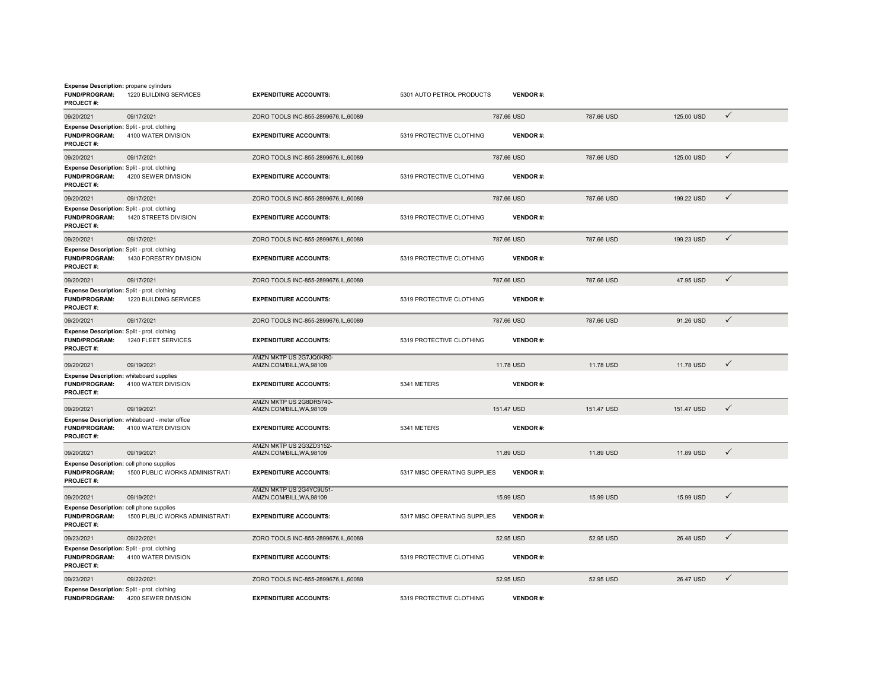**Expense Description:** propane cylinders
**FUND/PROGRAM:** 1220 BUILDING SERVICES **EXPENDITURE ACCOUNTS:** 5301 AUTO PETROL PRODUCTS **VENDOR #:**
**PROJECT #:**

| | | | | | | |
|---|---|---|---|---|---|---|
| 09/20/2021 | 09/17/2021 | ZORO TOOLS INC-855-2899676,IL,60089 | 787.66 USD | 787.66 USD | 125.00 USD | ✓ |

**Expense Description:** Split - prot. clothing
**FUND/PROGRAM:** 4100 WATER DIVISION **EXPENDITURE ACCOUNTS:** 5319 PROTECTIVE CLOTHING **VENDOR #:**
**PROJECT #:**

| | | | | | | |
|---|---|---|---|---|---|---|
| 09/20/2021 | 09/17/2021 | ZORO TOOLS INC-855-2899676,IL,60089 | 787.66 USD | 787.66 USD | 125.00 USD | ✓ |

**Expense Description:** Split - prot. clothing
**FUND/PROGRAM:** 4200 SEWER DIVISION **EXPENDITURE ACCOUNTS:** 5319 PROTECTIVE CLOTHING **VENDOR #:**
**PROJECT #:**

| | | | | | | |
|---|---|---|---|---|---|---|
| 09/20/2021 | 09/17/2021 | ZORO TOOLS INC-855-2899676,IL,60089 | 787.66 USD | 787.66 USD | 199.22 USD | ✓ |

**Expense Description:** Split - prot. clothing
**FUND/PROGRAM:** 1420 STREETS DIVISION **EXPENDITURE ACCOUNTS:** 5319 PROTECTIVE CLOTHING **VENDOR #:**
**PROJECT #:**

| | | | | | | |
|---|---|---|---|---|---|---|
| 09/20/2021 | 09/17/2021 | ZORO TOOLS INC-855-2899676,IL,60089 | 787.66 USD | 787.66 USD | 199.23 USD | ✓ |

**Expense Description:** Split - prot. clothing
**FUND/PROGRAM:** 1430 FORESTRY DIVISION **EXPENDITURE ACCOUNTS:** 5319 PROTECTIVE CLOTHING **VENDOR #:**
**PROJECT #:**

| | | | | | | |
|---|---|---|---|---|---|---|
| 09/20/2021 | 09/17/2021 | ZORO TOOLS INC-855-2899676,IL,60089 | 787.66 USD | 787.66 USD | 47.95 USD | ✓ |

**Expense Description:** Split - prot. clothing
**FUND/PROGRAM:** 1220 BUILDING SERVICES **EXPENDITURE ACCOUNTS:** 5319 PROTECTIVE CLOTHING **VENDOR #:**
**PROJECT #:**

| | | | | | | |
|---|---|---|---|---|---|---|
| 09/20/2021 | 09/17/2021 | ZORO TOOLS INC-855-2899676,IL,60089 | 787.66 USD | 787.66 USD | 91.26 USD | ✓ |

**Expense Description:** Split - prot. clothing
**FUND/PROGRAM:** 1240 FLEET SERVICES **EXPENDITURE ACCOUNTS:** 5319 PROTECTIVE CLOTHING **VENDOR #:**
**PROJECT #:**

| | | | | | | |
|---|---|---|---|---|---|---|
| 09/20/2021 | 09/19/2021 | AMZN MKTP US 2G7JQ0KR0-AMZN.COM/BILL,WA,98109 | 11.78 USD | 11.78 USD | 11.78 USD | ✓ |

**Expense Description:** whiteboard supplies
**FUND/PROGRAM:** 4100 WATER DIVISION **EXPENDITURE ACCOUNTS:** 5341 METERS **VENDOR #:**
**PROJECT #:**

| | | | | | | |
|---|---|---|---|---|---|---|
| 09/20/2021 | 09/19/2021 | AMZN MKTP US 2G8DR5740-AMZN.COM/BILL,WA,98109 | 151.47 USD | 151.47 USD | 151.47 USD | ✓ |

**Expense Description:** whiteboard - meter office
**FUND/PROGRAM:** 4100 WATER DIVISION **EXPENDITURE ACCOUNTS:** 5341 METERS **VENDOR #:**
**PROJECT #:**

| | | | | | | |
|---|---|---|---|---|---|---|
| 09/20/2021 | 09/19/2021 | AMZN MKTP US 2G3ZD3152-AMZN.COM/BILL,WA,98109 | 11.89 USD | 11.89 USD | 11.89 USD | ✓ |

**Expense Description:** cell phone supplies
**FUND/PROGRAM:** 1500 PUBLIC WORKS ADMINISTRATI **EXPENDITURE ACCOUNTS:** 5317 MISC OPERATING SUPPLIES **VENDOR #:**
**PROJECT #:**

| | | | | | | |
|---|---|---|---|---|---|---|
| 09/20/2021 | 09/19/2021 | AMZN MKTP US 2G4YC9U51-AMZN.COM/BILL,WA,98109 | 15.99 USD | 15.99 USD | 15.99 USD | ✓ |

**Expense Description:** cell phone supplies
**FUND/PROGRAM:** 1500 PUBLIC WORKS ADMINISTRATI **EXPENDITURE ACCOUNTS:** 5317 MISC OPERATING SUPPLIES **VENDOR #:**
**PROJECT #:**

| | | | | | | |
|---|---|---|---|---|---|---|
| 09/23/2021 | 09/22/2021 | ZORO TOOLS INC-855-2899676,IL,60089 | 52.95 USD | 52.95 USD | 26.48 USD | ✓ |

**Expense Description:** Split - prot. clothing
**FUND/PROGRAM:** 4100 WATER DIVISION **EXPENDITURE ACCOUNTS:** 5319 PROTECTIVE CLOTHING **VENDOR #:**
**PROJECT #:**

| | | | | | | |
|---|---|---|---|---|---|---|
| 09/23/2021 | 09/22/2021 | ZORO TOOLS INC-855-2899676,IL,60089 | 52.95 USD | 52.95 USD | 26.47 USD | ✓ |

**Expense Description:** Split - prot. clothing
**FUND/PROGRAM:** 4200 SEWER DIVISION **EXPENDITURE ACCOUNTS:** 5319 PROTECTIVE CLOTHING **VENDOR #:**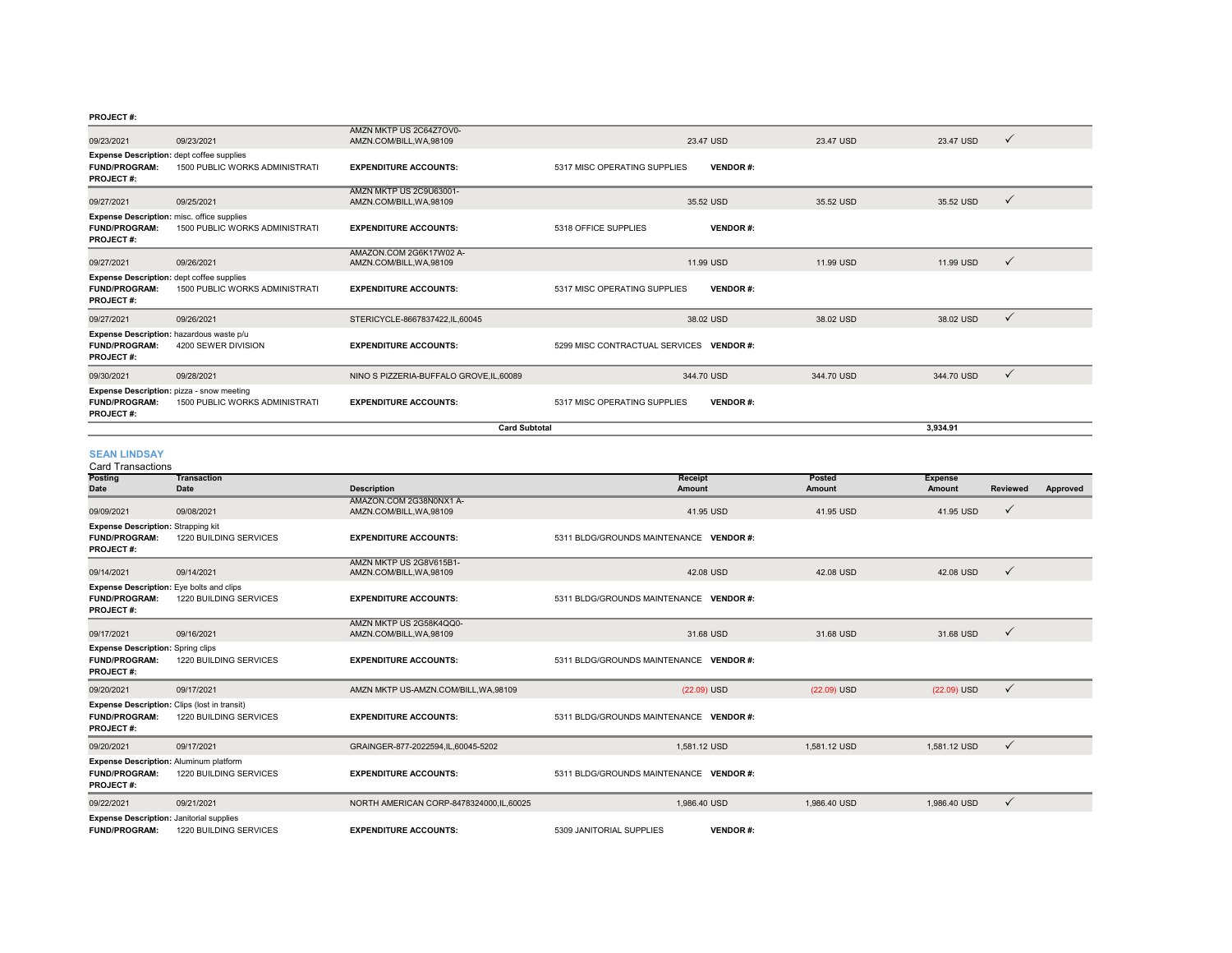**PROJECT #:**

| Posting Date | Transaction Date | Description | Receipt Amount | Posted Amount | Expense Amount | Reviewed | Approved |
|---|---|---|---|---|---|---|---|
| 09/23/2021 | 09/23/2021 | AMZN MKTP US 2C64Z7OV0-AMZN.COM/BILL,WA,98109 | 23.47 USD | 23.47 USD | 23.47 USD | ✓ | |
| **Expense Description:** dept coffee supplies | | | | | | | |
| **FUND/PROGRAM:** | 1500 PUBLIC WORKS ADMINISTRATI | **EXPENDITURE ACCOUNTS:** | 5317 MISC OPERATING SUPPLIES | **VENDOR #:** | | | |
| **PROJECT #:** | | | | | | | |
| 09/27/2021 | 09/25/2021 | AMZN MKTP US 2C9U63001-AMZN.COM/BILL,WA,98109 | 35.52 USD | 35.52 USD | 35.52 USD | ✓ | |
| **Expense Description:** misc. office supplies | | | | | | | |
| **FUND/PROGRAM:** | 1500 PUBLIC WORKS ADMINISTRATI | **EXPENDITURE ACCOUNTS:** | 5318 OFFICE SUPPLIES | **VENDOR #:** | | | |
| **PROJECT #:** | | | | | | | |
| 09/27/2021 | 09/26/2021 | AMAZON.COM 2G6K17W02 A-AMZN.COM/BILL,WA,98109 | 11.99 USD | 11.99 USD | 11.99 USD | ✓ | |
| **Expense Description:** dept coffee supplies | | | | | | | |
| **FUND/PROGRAM:** | 1500 PUBLIC WORKS ADMINISTRATI | **EXPENDITURE ACCOUNTS:** | 5317 MISC OPERATING SUPPLIES | **VENDOR #:** | | | |
| **PROJECT #:** | | | | | | | |
| 09/27/2021 | 09/26/2021 | STERICYCLE-8667837422,IL,60045 | 38.02 USD | 38.02 USD | 38.02 USD | ✓ | |
| **Expense Description:** hazardous waste p/u | | | | | | | |
| **FUND/PROGRAM:** | 4200 SEWER DIVISION | **EXPENDITURE ACCOUNTS:** | 5299 MISC CONTRACTUAL SERVICES | **VENDOR #:** | | | |
| **PROJECT #:** | | | | | | | |
| 09/30/2021 | 09/28/2021 | NINO S PIZZERIA-BUFFALO GROVE,IL,60089 | 344.70 USD | 344.70 USD | 344.70 USD | ✓ | |
| **Expense Description:** pizza - snow meeting | | | | | | | |
| **FUND/PROGRAM:** | 1500 PUBLIC WORKS ADMINISTRATI | **EXPENDITURE ACCOUNTS:** | 5317 MISC OPERATING SUPPLIES | **VENDOR #:** | | | |
| **PROJECT #:** | | | | | | | |
| | | **Card Subtotal** | | | **3,934.91** | | |

## SEAN LINDSAY

Card Transactions

| Posting Date | Transaction Date | Description | Receipt Amount | Posted Amount | Expense Amount | Reviewed | Approved |
|---|---|---|---|---|---|---|---|
| 09/09/2021 | 09/08/2021 | AMAZON.COM 2G38N0NX1 A-AMZN.COM/BILL,WA,98109 | 41.95 USD | 41.95 USD | 41.95 USD | ✓ | |
| **Expense Description:** Strapping kit | | | | | | | |
| **FUND/PROGRAM:** | 1220 BUILDING SERVICES | **EXPENDITURE ACCOUNTS:** | 5311 BLDG/GROUNDS MAINTENANCE | **VENDOR #:** | | | |
| **PROJECT #:** | | | | | | | |
| 09/14/2021 | 09/14/2021 | AMZN MKTP US 2G8V615B1-AMZN.COM/BILL,WA,98109 | 42.08 USD | 42.08 USD | 42.08 USD | ✓ | |
| **Expense Description:** Eye bolts and clips | | | | | | | |
| **FUND/PROGRAM:** | 1220 BUILDING SERVICES | **EXPENDITURE ACCOUNTS:** | 5311 BLDG/GROUNDS MAINTENANCE | **VENDOR #:** | | | |
| **PROJECT #:** | | | | | | | |
| 09/17/2021 | 09/16/2021 | AMZN MKTP US 2G58K4QQ0-AMZN.COM/BILL,WA,98109 | 31.68 USD | 31.68 USD | 31.68 USD | ✓ | |
| **Expense Description:** Spring clips | | | | | | | |
| **FUND/PROGRAM:** | 1220 BUILDING SERVICES | **EXPENDITURE ACCOUNTS:** | 5311 BLDG/GROUNDS MAINTENANCE | **VENDOR #:** | | | |
| **PROJECT #:** | | | | | | | |
| 09/20/2021 | 09/17/2021 | AMZN MKTP US-AMZN.COM/BILL,WA,98109 | (22.09) USD | (22.09) USD | (22.09) USD | ✓ | |
| **Expense Description:** Clips (lost in transit) | | | | | | | |
| **FUND/PROGRAM:** | 1220 BUILDING SERVICES | **EXPENDITURE ACCOUNTS:** | 5311 BLDG/GROUNDS MAINTENANCE | **VENDOR #:** | | | |
| **PROJECT #:** | | | | | | | |
| 09/20/2021 | 09/17/2021 | GRAINGER-877-2022594,IL,60045-5202 | 1,581.12 USD | 1,581.12 USD | 1,581.12 USD | ✓ | |
| **Expense Description:** Aluminum platform | | | | | | | |
| **FUND/PROGRAM:** | 1220 BUILDING SERVICES | **EXPENDITURE ACCOUNTS:** | 5311 BLDG/GROUNDS MAINTENANCE | **VENDOR #:** | | | |
| **PROJECT #:** | | | | | | | |
| 09/22/2021 | 09/21/2021 | NORTH AMERICAN CORP-8478324000,IL,60025 | 1,986.40 USD | 1,986.40 USD | 1,986.40 USD | ✓ | |
| **Expense Description:** Janitorial supplies | | | | | | | |
| **FUND/PROGRAM:** | 1220 BUILDING SERVICES | **EXPENDITURE ACCOUNTS:** | 5309 JANITORIAL SUPPLIES | **VENDOR #:** | | | |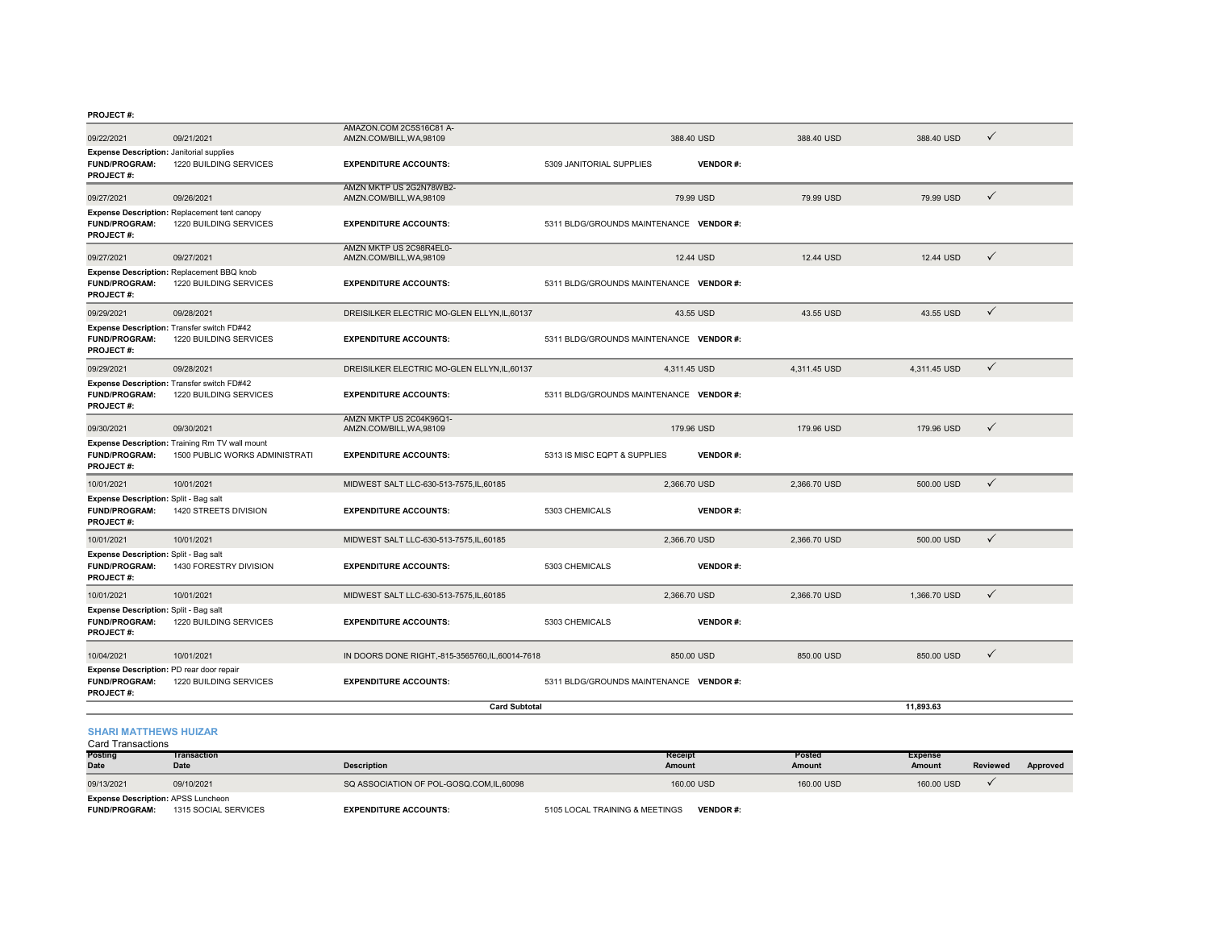**PROJECT #:**

| Posting Date | Transaction Date | Description | Receipt Amount | Posted Amount | Expense Amount | Reviewed | Approved |
|---|---|---|---|---|---|---|---|
| 09/22/2021 | 09/21/2021 | AMAZON.COM 2C5S16C81 A-AMZN.COM/BILL,WA,98109 | 388.40 USD | 388.40 USD | 388.40 USD | ✓ | |
| **Expense Description:** Janitorial supplies | | | | | | | |
| **FUND/PROGRAM:** 1220 BUILDING SERVICES | | **EXPENDITURE ACCOUNTS:** | 5309 JANITORIAL SUPPLIES **VENDOR #:** | | | | |
| **PROJECT #:** | | | | | | | |
| 09/27/2021 | 09/26/2021 | AMZN MKTP US 2G2N78WB2-AMZN.COM/BILL,WA,98109 | 79.99 USD | 79.99 USD | 79.99 USD | ✓ | |
| **Expense Description:** Replacement tent canopy | | | | | | | |
| **FUND/PROGRAM:** 1220 BUILDING SERVICES | | **EXPENDITURE ACCOUNTS:** | 5311 BLDG/GROUNDS MAINTENANCE **VENDOR #:** | | | | |
| **PROJECT #:** | | | | | | | |
| 09/27/2021 | 09/27/2021 | AMZN MKTP US 2C98R4EL0-AMZN.COM/BILL,WA,98109 | 12.44 USD | 12.44 USD | 12.44 USD | ✓ | |
| **Expense Description:** Replacement BBQ knob | | | | | | | |
| **FUND/PROGRAM:** 1220 BUILDING SERVICES | | **EXPENDITURE ACCOUNTS:** | 5311 BLDG/GROUNDS MAINTENANCE **VENDOR #:** | | | | |
| **PROJECT #:** | | | | | | | |
| 09/29/2021 | 09/28/2021 | DREISILKER ELECTRIC MO-GLEN ELLYN,IL,60137 | 43.55 USD | 43.55 USD | 43.55 USD | ✓ | |
| **Expense Description:** Transfer switch FD#42 | | | | | | | |
| **FUND/PROGRAM:** 1220 BUILDING SERVICES | | **EXPENDITURE ACCOUNTS:** | 5311 BLDG/GROUNDS MAINTENANCE **VENDOR #:** | | | | |
| **PROJECT #:** | | | | | | | |
| 09/29/2021 | 09/28/2021 | DREISILKER ELECTRIC MO-GLEN ELLYN,IL,60137 | 4,311.45 USD | 4,311.45 USD | 4,311.45 USD | ✓ | |
| **Expense Description:** Transfer switch FD#42 | | | | | | | |
| **FUND/PROGRAM:** 1220 BUILDING SERVICES | | **EXPENDITURE ACCOUNTS:** | 5311 BLDG/GROUNDS MAINTENANCE **VENDOR #:** | | | | |
| **PROJECT #:** | | | | | | | |
| 09/30/2021 | 09/30/2021 | AMZN MKTP US 2C04K96Q1-AMZN.COM/BILL,WA,98109 | 179.96 USD | 179.96 USD | 179.96 USD | ✓ | |
| **Expense Description:** Training Rm TV wall mount | | | | | | | |
| **FUND/PROGRAM:** 1500 PUBLIC WORKS ADMINISTRATI | | **EXPENDITURE ACCOUNTS:** | 5313 IS MISC EQPT & SUPPLIES **VENDOR #:** | | | | |
| **PROJECT #:** | | | | | | | |
| 10/01/2021 | 10/01/2021 | MIDWEST SALT LLC-630-513-7575,IL,60185 | 2,366.70 USD | 2,366.70 USD | 500.00 USD | ✓ | |
| **Expense Description:** Split - Bag salt | | | | | | | |
| **FUND/PROGRAM:** 1420 STREETS DIVISION | | **EXPENDITURE ACCOUNTS:** | 5303 CHEMICALS **VENDOR #:** | | | | |
| **PROJECT #:** | | | | | | | |
| 10/01/2021 | 10/01/2021 | MIDWEST SALT LLC-630-513-7575,IL,60185 | 2,366.70 USD | 2,366.70 USD | 500.00 USD | ✓ | |
| **Expense Description:** Split - Bag salt | | | | | | | |
| **FUND/PROGRAM:** 1430 FORESTRY DIVISION | | **EXPENDITURE ACCOUNTS:** | 5303 CHEMICALS **VENDOR #:** | | | | |
| **PROJECT #:** | | | | | | | |
| 10/01/2021 | 10/01/2021 | MIDWEST SALT LLC-630-513-7575,IL,60185 | 2,366.70 USD | 2,366.70 USD | 1,366.70 USD | ✓ | |
| **Expense Description:** Split - Bag salt | | | | | | | |
| **FUND/PROGRAM:** 1220 BUILDING SERVICES | | **EXPENDITURE ACCOUNTS:** | 5303 CHEMICALS **VENDOR #:** | | | | |
| **PROJECT #:** | | | | | | | |
| 10/04/2021 | 10/01/2021 | IN DOORS DONE RIGHT,-815-3565760,IL,60014-7618 | 850.00 USD | 850.00 USD | 850.00 USD | ✓ | |
| **Expense Description:** PD rear door repair | | | | | | | |
| **FUND/PROGRAM:** 1220 BUILDING SERVICES | | **EXPENDITURE ACCOUNTS:** | 5311 BLDG/GROUNDS MAINTENANCE **VENDOR #:** | | | | |
| **PROJECT #:** | | | | | | | |
| | | **Card Subtotal** | | | 11,893.63 | | |

## SHARI MATTHEWS HUIZAR

Card Transactions

| Posting Date | Transaction Date | Description | Receipt Amount | Posted Amount | Expense Amount | Reviewed | Approved |
|---|---|---|---|---|---|---|---|
| 09/13/2021 | 09/10/2021 | SQ ASSOCIATION OF POL-GOSQ.COM,IL,60098 | 160.00 USD | 160.00 USD | 160.00 USD | ✓ | |
| **Expense Description:** APSS Luncheon | | | | | | | |
| **FUND/PROGRAM:** 1315 SOCIAL SERVICES | | **EXPENDITURE ACCOUNTS:** | 5105 LOCAL TRAINING & MEETINGS **VENDOR #:** | | | | |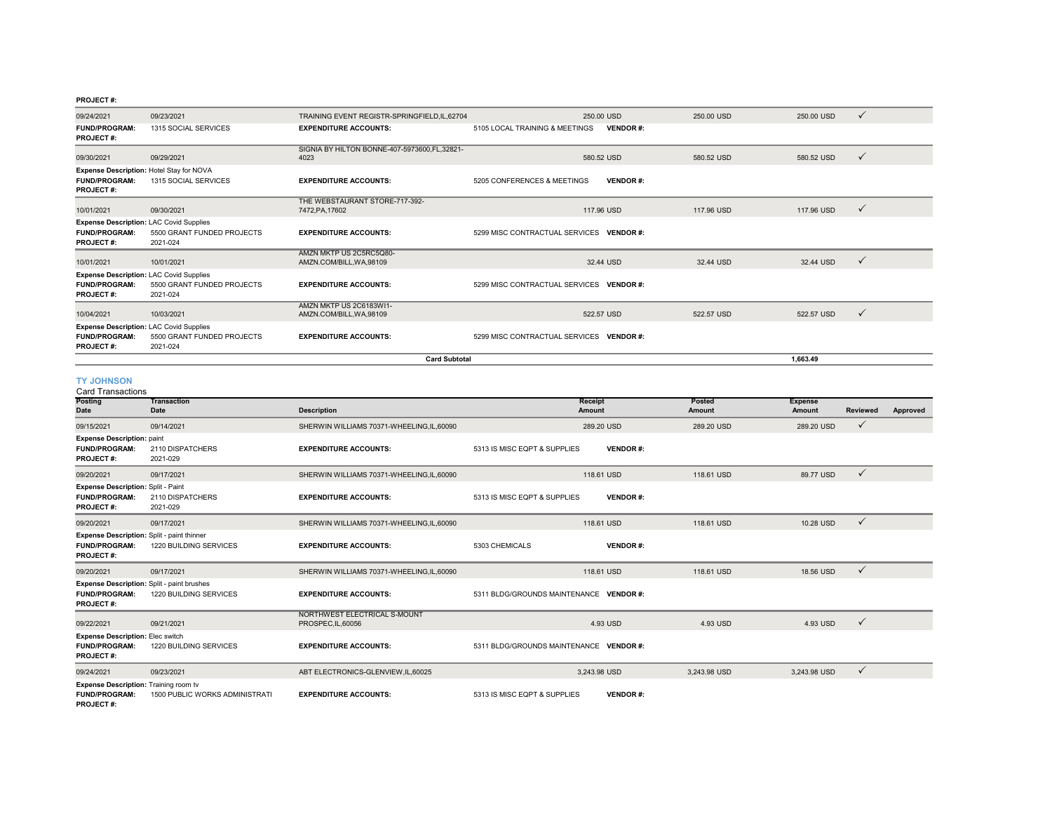**PROJECT #:**

| Posting Date | Transaction Date | Description | Receipt Amount | Posted Amount | Expense Amount | Reviewed | Approved |
|---|---|---|---|---|---|---|---|
| 09/24/2021 | 09/23/2021 | TRAINING EVENT REGISTR-SPRINGFIELD,IL,62704 | 250.00 USD | 250.00 USD | 250.00 USD | ✓ | |
| **FUND/PROGRAM:** 1315 SOCIAL SERVICES | | **EXPENDITURE ACCOUNTS:** | 5105 LOCAL TRAINING & MEETINGS **VENDOR #:** | | | | |
| **PROJECT #:** | | | | | | | |
| 09/30/2021 | 09/29/2021 | SIGNIA BY HILTON BONNE-407-5973600,FL,32821-4023 | 580.52 USD | 580.52 USD | 580.52 USD | ✓ | |
| **Expense Description:** Hotel Stay for NOVA | | | | | | | |
| **FUND/PROGRAM:** 1315 SOCIAL SERVICES | | **EXPENDITURE ACCOUNTS:** | 5205 CONFERENCES & MEETINGS **VENDOR #:** | | | | |
| **PROJECT #:** | | | | | | | |
| 10/01/2021 | 09/30/2021 | THE WEBSTAURANT STORE-717-392-7472,PA,17602 | 117.96 USD | 117.96 USD | 117.96 USD | ✓ | |
| **Expense Description:** LAC Covid Supplies | | | | | | | |
| **FUND/PROGRAM:** 5500 GRANT FUNDED PROJECTS | | **EXPENDITURE ACCOUNTS:** | 5299 MISC CONTRACTUAL SERVICES **VENDOR #:** | | | | |
| **PROJECT #:** 2021-024 | | | | | | | |
| 10/01/2021 | 10/01/2021 | AMZN MKTP US 2C5RC5Q80-AMZN.COM/BILL,WA,98109 | 32.44 USD | 32.44 USD | 32.44 USD | ✓ | |
| **Expense Description:** LAC Covid Supplies | | | | | | | |
| **FUND/PROGRAM:** 5500 GRANT FUNDED PROJECTS | | **EXPENDITURE ACCOUNTS:** | 5299 MISC CONTRACTUAL SERVICES **VENDOR #:** | | | | |
| **PROJECT #:** 2021-024 | | | | | | | |
| 10/04/2021 | 10/03/2021 | AMZN MKTP US 2C6183WI1-AMZN.COM/BILL,WA,98109 | 522.57 USD | 522.57 USD | 522.57 USD | ✓ | |
| **Expense Description:** LAC Covid Supplies | | | | | | | |
| **FUND/PROGRAM:** 5500 GRANT FUNDED PROJECTS | | **EXPENDITURE ACCOUNTS:** | 5299 MISC CONTRACTUAL SERVICES **VENDOR #:** | | | | |
| **PROJECT #:** 2021-024 | | | | | | | |
| | | **Card Subtotal** | | | **1,663.49** | | |

## TY JOHNSON

Card Transactions

| Posting Date | Transaction Date | Description | Receipt Amount | Posted Amount | Expense Amount | Reviewed | Approved |
|---|---|---|---|---|---|---|---|
| 09/15/2021 | 09/14/2021 | SHERWIN WILLIAMS 70371-WHEELING,IL,60090 | 289.20 USD | 289.20 USD | 289.20 USD | ✓ | |
| **Expense Description:** paint | | | | | | | |
| **FUND/PROGRAM:** 2110 DISPATCHERS | | **EXPENDITURE ACCOUNTS:** | 5313 IS MISC EQPT & SUPPLIES **VENDOR #:** | | | | |
| **PROJECT #:** 2021-029 | | | | | | | |
| 09/20/2021 | 09/17/2021 | SHERWIN WILLIAMS 70371-WHEELING,IL,60090 | 118.61 USD | 118.61 USD | 89.77 USD | ✓ | |
| **Expense Description:** Split - Paint | | | | | | | |
| **FUND/PROGRAM:** 2110 DISPATCHERS | | **EXPENDITURE ACCOUNTS:** | 5313 IS MISC EQPT & SUPPLIES **VENDOR #:** | | | | |
| **PROJECT #:** 2021-029 | | | | | | | |
| 09/20/2021 | 09/17/2021 | SHERWIN WILLIAMS 70371-WHEELING,IL,60090 | 118.61 USD | 118.61 USD | 10.28 USD | ✓ | |
| **Expense Description:** Split - paint thinner | | | | | | | |
| **FUND/PROGRAM:** 1220 BUILDING SERVICES | | **EXPENDITURE ACCOUNTS:** | 5303 CHEMICALS **VENDOR #:** | | | | |
| **PROJECT #:** | | | | | | | |
| 09/20/2021 | 09/17/2021 | SHERWIN WILLIAMS 70371-WHEELING,IL,60090 | 118.61 USD | 118.61 USD | 18.56 USD | ✓ | |
| **Expense Description:** Split - paint brushes | | | | | | | |
| **FUND/PROGRAM:** 1220 BUILDING SERVICES | | **EXPENDITURE ACCOUNTS:** | 5311 BLDG/GROUNDS MAINTENANCE **VENDOR #:** | | | | |
| **PROJECT #:** | | | | | | | |
| 09/22/2021 | 09/21/2021 | NORTHWEST ELECTRICAL S-MOUNT PROSPEC,IL,60056 | 4.93 USD | 4.93 USD | 4.93 USD | ✓ | |
| **Expense Description:** Elec switch | | | | | | | |
| **FUND/PROGRAM:** 1220 BUILDING SERVICES | | **EXPENDITURE ACCOUNTS:** | 5311 BLDG/GROUNDS MAINTENANCE **VENDOR #:** | | | | |
| **PROJECT #:** | | | | | | | |
| 09/24/2021 | 09/23/2021 | ABT ELECTRONICS-GLENVIEW,IL,60025 | 3,243.98 USD | 3,243.98 USD | 3,243.98 USD | ✓ | |
| **Expense Description:** Training room tv | | | | | | | |
| **FUND/PROGRAM:** 1500 PUBLIC WORKS ADMINISTRATI | | **EXPENDITURE ACCOUNTS:** | 5313 IS MISC EQPT & SUPPLIES **VENDOR #:** | | | | |
| **PROJECT #:** | | | | | | | |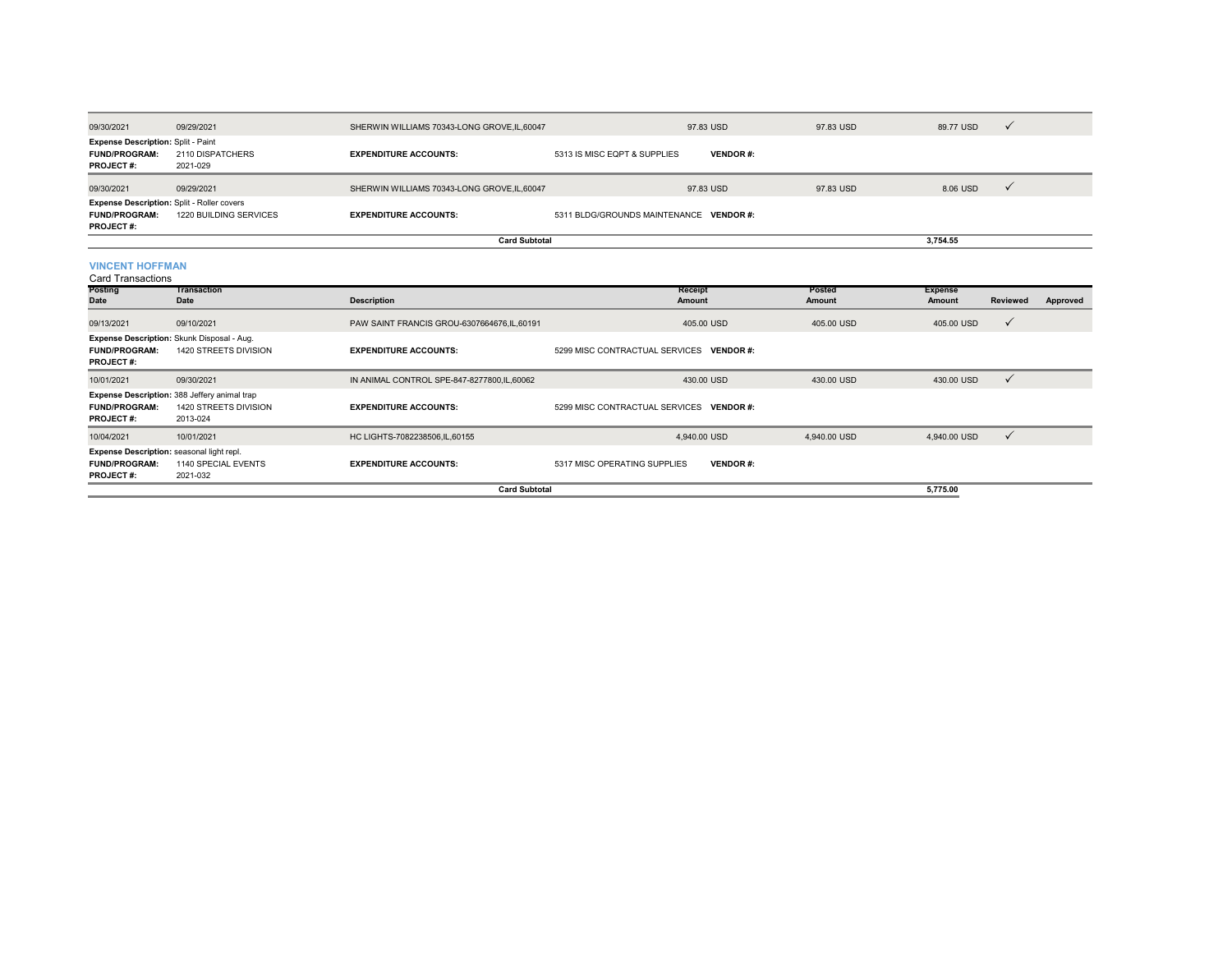| Posting Date | Transaction Date | Description | Receipt Amount | Posted Amount | Expense Amount | Reviewed | Approved |
|---|---|---|---|---|---|---|---|
| 09/30/2021 | 09/29/2021 | SHERWIN WILLIAMS 70343-LONG GROVE,IL,60047 | 97.83 USD | 97.83 USD | 89.77 USD | ✓ | |
| **Expense Description:** Split - Paint | | | | | | | |
| **FUND/PROGRAM:** | 2110 DISPATCHERS | **EXPENDITURE ACCOUNTS:** | 5313 IS MISC EQPT & SUPPLIES | **VENDOR #:** | | | |
| **PROJECT #:** | 2021-029 | | | | | | |
| 09/30/2021 | 09/29/2021 | SHERWIN WILLIAMS 70343-LONG GROVE,IL,60047 | 97.83 USD | 97.83 USD | 8.06 USD | ✓ | |
| **Expense Description:** Split - Roller covers | | | | | | | |
| **FUND/PROGRAM:** | 1220 BUILDING SERVICES | **EXPENDITURE ACCOUNTS:** | 5311 BLDG/GROUNDS MAINTENANCE | **VENDOR #:** | | | |
| **PROJECT #:** | | | | | | | |
| | | **Card Subtotal** | | | 3,754.55 | | |

## VINCENT HOFFMAN

Card Transactions

| Posting Date | Transaction Date | Description | Receipt Amount | Posted Amount | Expense Amount | Reviewed | Approved |
|---|---|---|---|---|---|---|---|
| 09/13/2021 | 09/10/2021 | PAW SAINT FRANCIS GROU-6307664676,IL,60191 | 405.00 USD | 405.00 USD | 405.00 USD | ✓ | |
| **Expense Description:** Skunk Disposal - Aug. | | | | | | | |
| **FUND/PROGRAM:** | 1420 STREETS DIVISION | **EXPENDITURE ACCOUNTS:** | 5299 MISC CONTRACTUAL SERVICES | **VENDOR #:** | | | |
| **PROJECT #:** | | | | | | | |
| 10/01/2021 | 09/30/2021 | IN ANIMAL CONTROL SPE-847-8277800,IL,60062 | 430.00 USD | 430.00 USD | 430.00 USD | ✓ | |
| **Expense Description:** 388 Jeffery animal trap | | | | | | | |
| **FUND/PROGRAM:** | 1420 STREETS DIVISION | **EXPENDITURE ACCOUNTS:** | 5299 MISC CONTRACTUAL SERVICES | **VENDOR #:** | | | |
| **PROJECT #:** | 2013-024 | | | | | | |
| 10/04/2021 | 10/01/2021 | HC LIGHTS-7082238506,IL,60155 | 4,940.00 USD | 4,940.00 USD | 4,940.00 USD | ✓ | |
| **Expense Description:** seasonal light repl. | | | | | | | |
| **FUND/PROGRAM:** | 1140 SPECIAL EVENTS | **EXPENDITURE ACCOUNTS:** | 5317 MISC OPERATING SUPPLIES | **VENDOR #:** | | | |
| **PROJECT #:** | 2021-032 | | | | | | |
| | | **Card Subtotal** | | | 5,775.00 | | |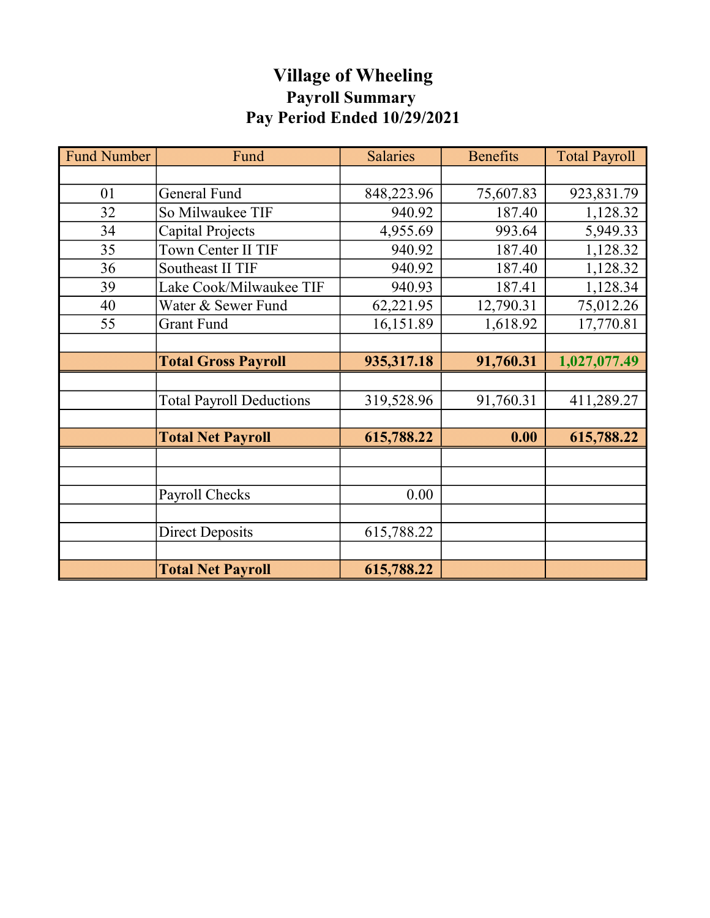# Village of Wheeling

## Payroll Summary

## Pay Period Ended 10/29/2021

| Fund Number | Fund | Salaries | Benefits | Total Payroll |
|---|---|---|---|---|
| | | | | |
| 01 | General Fund | 848,223.96 | 75,607.83 | 923,831.79 |
| 32 | So Milwaukee TIF | 940.92 | 187.40 | 1,128.32 |
| 34 | Capital Projects | 4,955.69 | 993.64 | 5,949.33 |
| 35 | Town Center II TIF | 940.92 | 187.40 | 1,128.32 |
| 36 | Southeast II TIF | 940.92 | 187.40 | 1,128.32 |
| 39 | Lake Cook/Milwaukee TIF | 940.93 | 187.41 | 1,128.34 |
| 40 | Water & Sewer Fund | 62,221.95 | 12,790.31 | 75,012.26 |
| 55 | Grant Fund | 16,151.89 | 1,618.92 | 17,770.81 |
| | | | | |
| | **Total Gross Payroll** | **935,317.18** | **91,760.31** | **1,027,077.49** |
| | | | | |
| | Total Payroll Deductions | 319,528.96 | 91,760.31 | 411,289.27 |
| | | | | |
| | **Total Net Payroll** | **615,788.22** | **0.00** | **615,788.22** |
| | | | | |
| | | | | |
| | Payroll Checks | 0.00 | | |
| | | | | |
| | Direct Deposits | 615,788.22 | | |
| | | | | |
| | **Total Net Payroll** | **615,788.22** | | |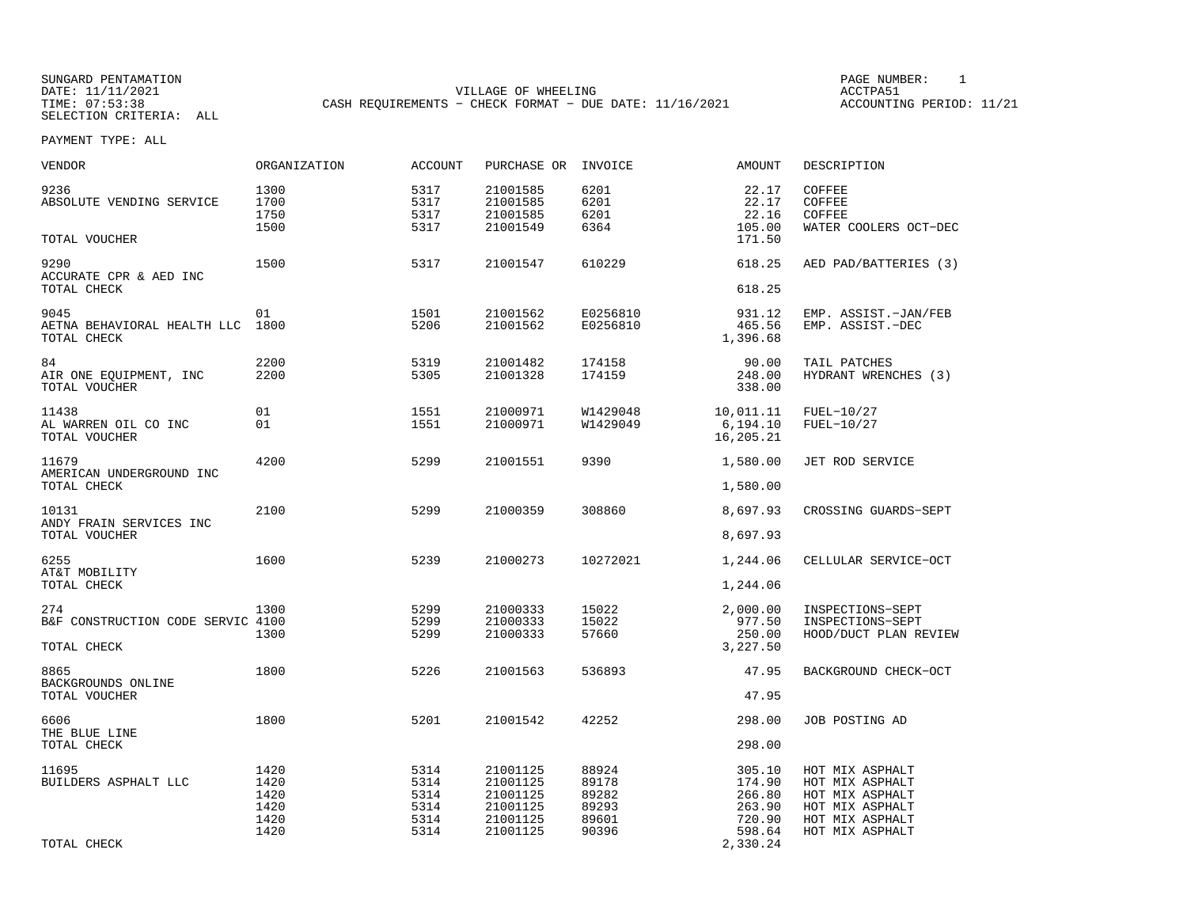SUNGARD PENTAMATION
DATE: 11/11/2021
TIME: 07:53:38
SELECTION CRITERIA: ALL

VILLAGE OF WHEELING
CASH REQUIREMENTS - CHECK FORMAT - DUE DATE: 11/16/2021

PAGE NUMBER: 1
ACCTPA51
ACCOUNTING PERIOD: 11/21

PAYMENT TYPE: ALL

| VENDOR | ORGANIZATION | ACCOUNT | PURCHASE OR | INVOICE | AMOUNT | DESCRIPTION |
|---|---|---|---|---|---|---|
| 9236 | 1300 | 5317 | 21001585 | 6201 | 22.17 | COFFEE |
| ABSOLUTE VENDING SERVICE | 1700 | 5317 | 21001585 | 6201 | 22.17 | COFFEE |
| | 1750 | 5317 | 21001585 | 6201 | 22.16 | COFFEE |
| | 1500 | 5317 | 21001549 | 6364 | 105.00 | WATER COOLERS OCT-DEC |
| TOTAL VOUCHER | | | | | 171.50 | |
| 9290 | 1500 | 5317 | 21001547 | 610229 | 618.25 | AED PAD/BATTERIES (3) |
| ACCURATE CPR & AED INC | | | | | | |
| TOTAL CHECK | | | | | 618.25 | |
| 9045 | 01 | 1501 | 21001562 | E0256810 | 931.12 | EMP. ASSIST.-JAN/FEB |
| AETNA BEHAVIORAL HEALTH LLC | 1800 | 5206 | 21001562 | E0256810 | 465.56 | EMP. ASSIST.-DEC |
| TOTAL CHECK | | | | | 1,396.68 | |
| 84 | 2200 | 5319 | 21001482 | 174158 | 90.00 | TAIL PATCHES |
| AIR ONE EQUIPMENT, INC | 2200 | 5305 | 21001328 | 174159 | 248.00 | HYDRANT WRENCHES (3) |
| TOTAL VOUCHER | | | | | 338.00 | |
| 11438 | 01 | 1551 | 21000971 | W1429048 | 10,011.11 | FUEL-10/27 |
| AL WARREN OIL CO INC | 01 | 1551 | 21000971 | W1429049 | 6,194.10 | FUEL-10/27 |
| TOTAL VOUCHER | | | | | 16,205.21 | |
| 11679 | 4200 | 5299 | 21001551 | 9390 | 1,580.00 | JET ROD SERVICE |
| AMERICAN UNDERGROUND INC | | | | | | |
| TOTAL CHECK | | | | | 1,580.00 | |
| 10131 | 2100 | 5299 | 21000359 | 308860 | 8,697.93 | CROSSING GUARDS-SEPT |
| ANDY FRAIN SERVICES INC | | | | | | |
| TOTAL VOUCHER | | | | | 8,697.93 | |
| 6255 | 1600 | 5239 | 21000273 | 10272021 | 1,244.06 | CELLULAR SERVICE-OCT |
| AT&T MOBILITY | | | | | | |
| TOTAL CHECK | | | | | 1,244.06 | |
| 274 | 1300 | 5299 | 21000333 | 15022 | 2,000.00 | INSPECTIONS-SEPT |
| B&F CONSTRUCTION CODE SERVIC | 4100 | 5299 | 21000333 | 15022 | 977.50 | INSPECTIONS-SEPT |
| | 1300 | 5299 | 21000333 | 57660 | 250.00 | HOOD/DUCT PLAN REVIEW |
| TOTAL CHECK | | | | | 3,227.50 | |
| 8865 | 1800 | 5226 | 21001563 | 536893 | 47.95 | BACKGROUND CHECK-OCT |
| BACKGROUNDS ONLINE | | | | | | |
| TOTAL VOUCHER | | | | | 47.95 | |
| 6606 | 1800 | 5201 | 21001542 | 42252 | 298.00 | JOB POSTING AD |
| THE BLUE LINE | | | | | | |
| TOTAL CHECK | | | | | 298.00 | |
| 11695 | 1420 | 5314 | 21001125 | 88924 | 305.10 | HOT MIX ASPHALT |
| BUILDERS ASPHALT LLC | 1420 | 5314 | 21001125 | 89178 | 174.90 | HOT MIX ASPHALT |
| | 1420 | 5314 | 21001125 | 89282 | 266.80 | HOT MIX ASPHALT |
| | 1420 | 5314 | 21001125 | 89293 | 263.90 | HOT MIX ASPHALT |
| | 1420 | 5314 | 21001125 | 89601 | 720.90 | HOT MIX ASPHALT |
| | 1420 | 5314 | 21001125 | 90396 | 598.64 | HOT MIX ASPHALT |
| TOTAL CHECK | | | | | 2,330.24 | |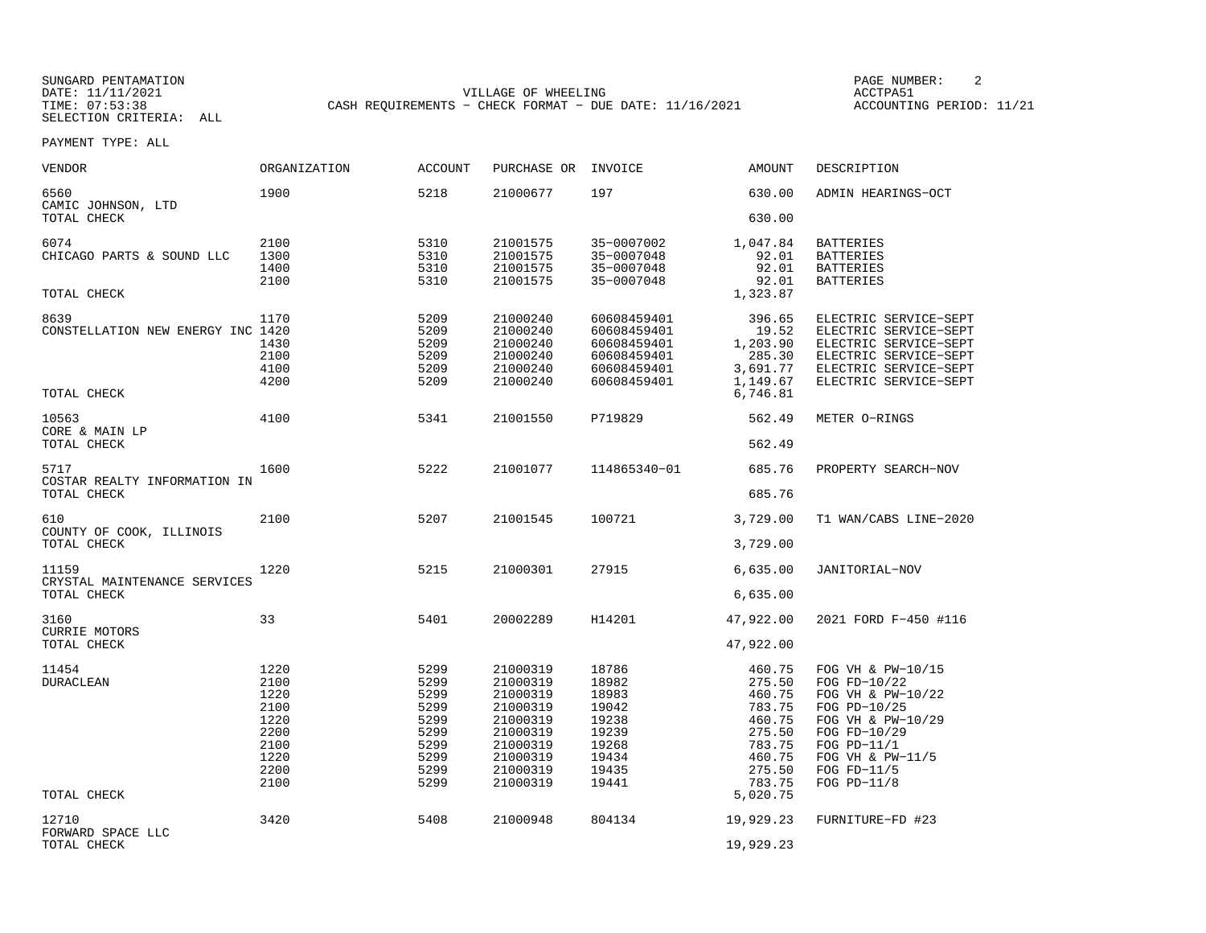SUNGARD PENTAMATION
DATE: 11/11/2021
TIME: 07:53:38
SELECTION CRITERIA: ALL

VILLAGE OF WHEELING
CASH REQUIREMENTS - CHECK FORMAT - DUE DATE: 11/16/2021

ACCTPA51
ACCOUNTING PERIOD: 11/21

PAYMENT TYPE: ALL

| VENDOR | ORGANIZATION | ACCOUNT | PURCHASE OR | INVOICE | AMOUNT | DESCRIPTION |
|---|---|---|---|---|---|---|
| 6560 | 1900 | 5218 | 21000677 | 197 | 630.00 | ADMIN HEARINGS-OCT |
| CAMIC JOHNSON, LTD | | | | | | |
| TOTAL CHECK | | | | | 630.00 | |
| 6074 | 2100 | 5310 | 21001575 | 35-0007002 | 1,047.84 | BATTERIES |
| CHICAGO PARTS & SOUND LLC | 1300 | 5310 | 21001575 | 35-0007048 | 92.01 | BATTERIES |
| | 1400 | 5310 | 21001575 | 35-0007048 | 92.01 | BATTERIES |
| | 2100 | 5310 | 21001575 | 35-0007048 | 92.01 | BATTERIES |
| TOTAL CHECK | | | | | 1,323.87 | |
| 8639 | 1170 | 5209 | 21000240 | 60608459401 | 396.65 | ELECTRIC SERVICE-SEPT |
| CONSTELLATION NEW ENERGY INC | 1420 | 5209 | 21000240 | 60608459401 | 19.52 | ELECTRIC SERVICE-SEPT |
| | 1430 | 5209 | 21000240 | 60608459401 | 1,203.90 | ELECTRIC SERVICE-SEPT |
| | 2100 | 5209 | 21000240 | 60608459401 | 285.30 | ELECTRIC SERVICE-SEPT |
| | 4100 | 5209 | 21000240 | 60608459401 | 3,691.77 | ELECTRIC SERVICE-SEPT |
| | 4200 | 5209 | 21000240 | 60608459401 | 1,149.67 | ELECTRIC SERVICE-SEPT |
| TOTAL CHECK | | | | | 6,746.81 | |
| 10563 | 4100 | 5341 | 21001550 | P719829 | 562.49 | METER O-RINGS |
| CORE & MAIN LP | | | | | | |
| TOTAL CHECK | | | | | 562.49 | |
| 5717 | 1600 | 5222 | 21001077 | 114865340-01 | 685.76 | PROPERTY SEARCH-NOV |
| COSTAR REALTY INFORMATION IN | | | | | | |
| TOTAL CHECK | | | | | 685.76 | |
| 610 | 2100 | 5207 | 21001545 | 100721 | 3,729.00 | T1 WAN/CABS LINE-2020 |
| COUNTY OF COOK, ILLINOIS | | | | | | |
| TOTAL CHECK | | | | | 3,729.00 | |
| 11159 | 1220 | 5215 | 21000301 | 27915 | 6,635.00 | JANITORIAL-NOV |
| CRYSTAL MAINTENANCE SERVICES | | | | | | |
| TOTAL CHECK | | | | | 6,635.00 | |
| 3160 | 33 | 5401 | 20002289 | H14201 | 47,922.00 | 2021 FORD F-450 #116 |
| CURRIE MOTORS | | | | | | |
| TOTAL CHECK | | | | | 47,922.00 | |
| 11454 | 1220 | 5299 | 21000319 | 18786 | 460.75 | FOG VH & PW-10/15 |
| DURACLEAN | 2100 | 5299 | 21000319 | 18982 | 275.50 | FOG FD-10/22 |
| | 1220 | 5299 | 21000319 | 18983 | 460.75 | FOG VH & PW-10/22 |
| | 2100 | 5299 | 21000319 | 19042 | 783.75 | FOG PD-10/25 |
| | 1220 | 5299 | 21000319 | 19238 | 460.75 | FOG VH & PW-10/29 |
| | 2200 | 5299 | 21000319 | 19239 | 275.50 | FOG FD-10/29 |
| | 2100 | 5299 | 21000319 | 19268 | 783.75 | FOG PD-11/1 |
| | 1220 | 5299 | 21000319 | 19434 | 460.75 | FOG VH & PW-11/5 |
| | 2200 | 5299 | 21000319 | 19435 | 275.50 | FOG FD-11/5 |
| | 2100 | 5299 | 21000319 | 19441 | 783.75 | FOG PD-11/8 |
| TOTAL CHECK | | | | | 5,020.75 | |
| 12710 | 3420 | 5408 | 21000948 | 804134 | 19,929.23 | FURNITURE-FD #23 |
| FORWARD SPACE LLC | | | | | | |
| TOTAL CHECK | | | | | 19,929.23 | |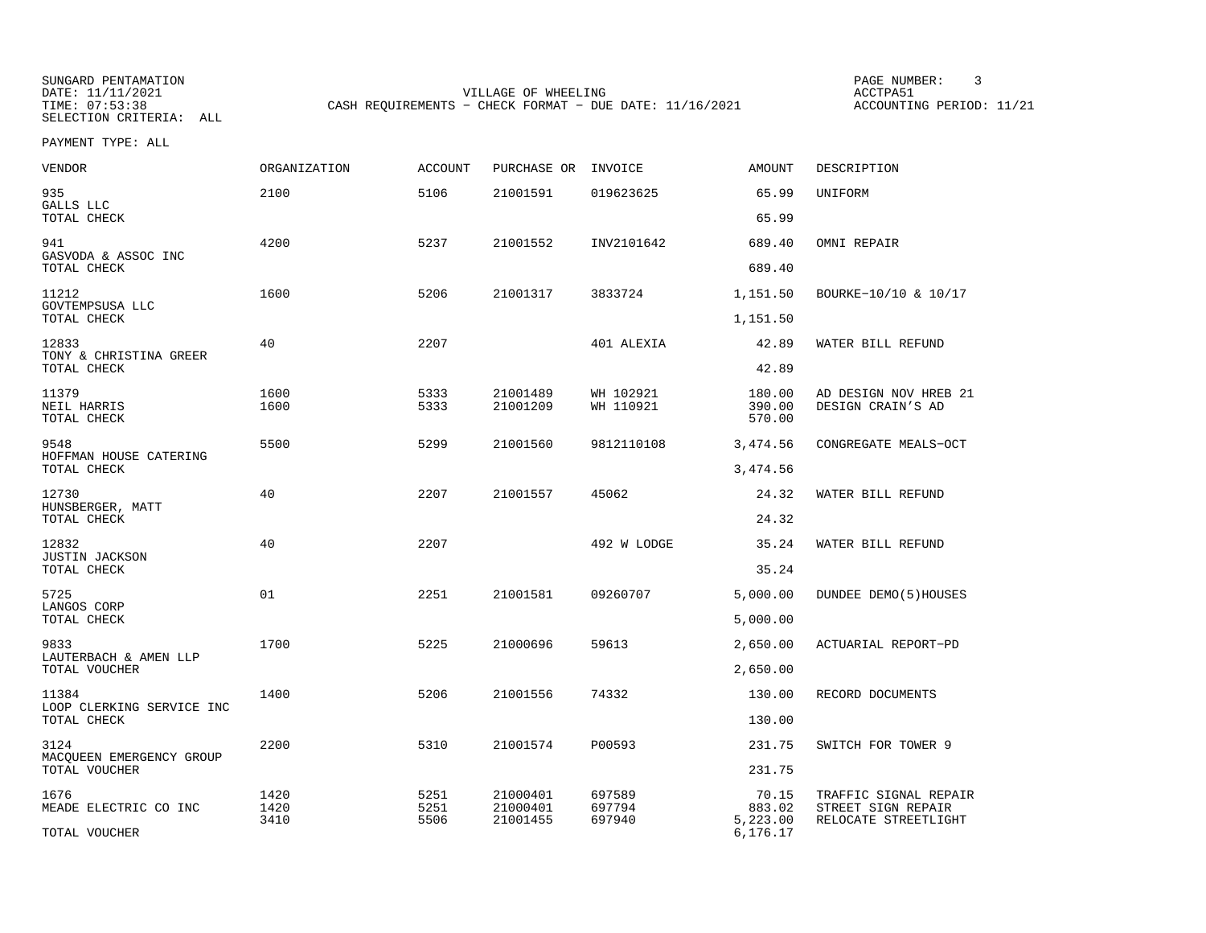SUNGARD PENTAMATION
DATE: 11/11/2021
TIME: 07:53:38
SELECTION CRITERIA: ALL

VILLAGE OF WHEELING
CASH REQUIREMENTS - CHECK FORMAT - DUE DATE: 11/16/2021

ACCTPA51
ACCOUNTING PERIOD: 11/21

PAYMENT TYPE: ALL

| VENDOR | ORGANIZATION | ACCOUNT | PURCHASE OR | INVOICE | AMOUNT | DESCRIPTION |
|---|---|---|---|---|---|---|
| 935 | 2100 | 5106 | 21001591 | 019623625 | 65.99 | UNIFORM |
| GALLS LLC | | | | | | |
| TOTAL CHECK | | | | | 65.99 | |
| 941 | 4200 | 5237 | 21001552 | INV2101642 | 689.40 | OMNI REPAIR |
| GASVODA & ASSOC INC | | | | | | |
| TOTAL CHECK | | | | | 689.40 | |
| 11212 | 1600 | 5206 | 21001317 | 3833724 | 1,151.50 | BOURKE-10/10 & 10/17 |
| GOVTEMPSUSA LLC | | | | | | |
| TOTAL CHECK | | | | | 1,151.50 | |
| 12833 | 40 | 2207 | | 401 ALEXIA | 42.89 | WATER BILL REFUND |
| TONY & CHRISTINA GREER | | | | | | |
| TOTAL CHECK | | | | | 42.89 | |
| 11379 | 1600 | 5333 | 21001489 | WH 102921 | 180.00 | AD DESIGN NOV HREB 21 |
| NEIL HARRIS | 1600 | 5333 | 21001209 | WH 110921 | 390.00 | DESIGN CRAIN'S AD |
| TOTAL CHECK | | | | | 570.00 | |
| 9548 | 5500 | 5299 | 21001560 | 9812110108 | 3,474.56 | CONGREGATE MEALS-OCT |
| HOFFMAN HOUSE CATERING | | | | | | |
| TOTAL CHECK | | | | | 3,474.56 | |
| 12730 | 40 | 2207 | 21001557 | 45062 | 24.32 | WATER BILL REFUND |
| HUNSBERGER, MATT | | | | | | |
| TOTAL CHECK | | | | | 24.32 | |
| 12832 | 40 | 2207 | | 492 W LODGE | 35.24 | WATER BILL REFUND |
| JUSTIN JACKSON | | | | | | |
| TOTAL CHECK | | | | | 35.24 | |
| 5725 | 01 | 2251 | 21001581 | 09260707 | 5,000.00 | DUNDEE DEMO(5)HOUSES |
| LANGOS CORP | | | | | | |
| TOTAL CHECK | | | | | 5,000.00 | |
| 9833 | 1700 | 5225 | 21000696 | 59613 | 2,650.00 | ACTUARIAL REPORT-PD |
| LAUTERBACH & AMEN LLP | | | | | | |
| TOTAL VOUCHER | | | | | 2,650.00 | |
| 11384 | 1400 | 5206 | 21001556 | 74332 | 130.00 | RECORD DOCUMENTS |
| LOOP CLERKING SERVICE INC | | | | | | |
| TOTAL CHECK | | | | | 130.00 | |
| 3124 | 2200 | 5310 | 21001574 | P00593 | 231.75 | SWITCH FOR TOWER 9 |
| MACQUEEN EMERGENCY GROUP | | | | | | |
| TOTAL VOUCHER | | | | | 231.75 | |
| 1676 | 1420 | 5251 | 21000401 | 697589 | 70.15 | TRAFFIC SIGNAL REPAIR |
| MEADE ELECTRIC CO INC | 1420 | 5251 | 21000401 | 697794 | 883.02 | STREET SIGN REPAIR |
| | 3410 | 5506 | 21001455 | 697940 | 5,223.00 | RELOCATE STREETLIGHT |
| TOTAL VOUCHER | | | | | 6,176.17 | |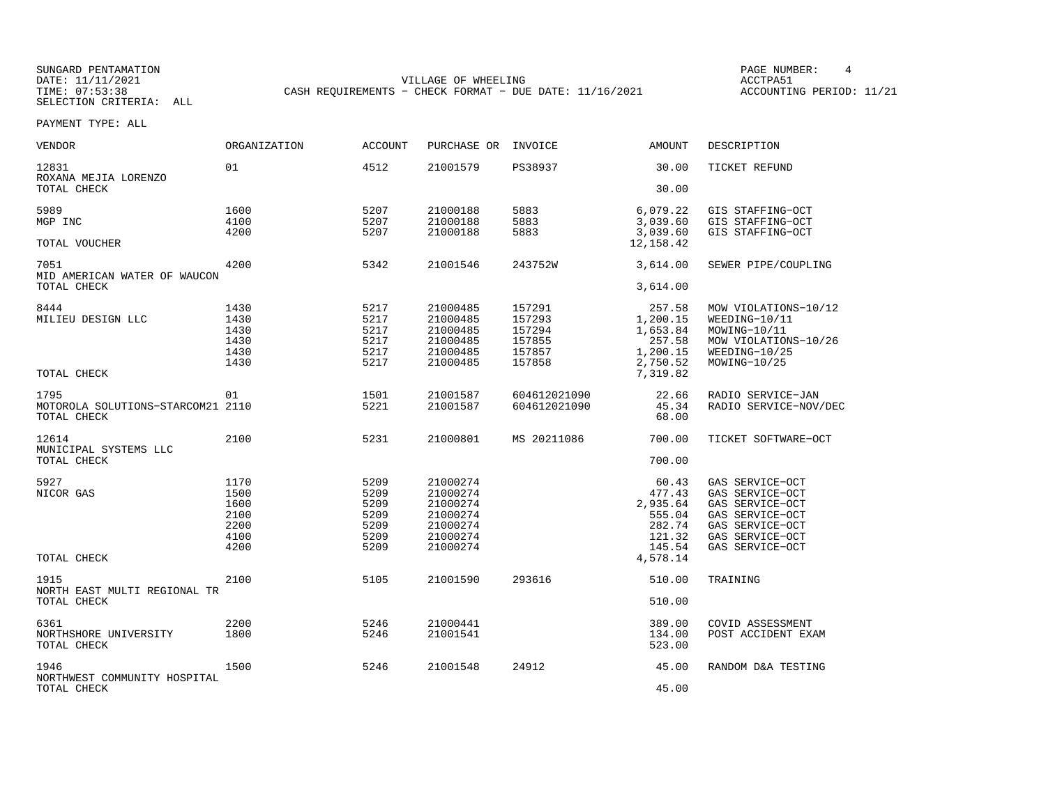SUNGARD PENTAMATION
DATE: 11/11/2021
TIME: 07:53:38
SELECTION CRITERIA: ALL

VILLAGE OF WHEELING
CASH REQUIREMENTS - CHECK FORMAT - DUE DATE: 11/16/2021

PAGE NUMBER: 4
ACCTPA51
ACCOUNTING PERIOD: 11/21

PAYMENT TYPE: ALL

| VENDOR | ORGANIZATION | ACCOUNT | PURCHASE OR | INVOICE | AMOUNT | DESCRIPTION |
|---|---|---|---|---|---|---|
| 12831 | 01 | 4512 | 21001579 | PS38937 | 30.00 | TICKET REFUND |
| ROXANA MEJIA LORENZO | | | | | | |
| TOTAL CHECK | | | | | 30.00 | |
| 5989 | 1600 | 5207 | 21000188 | 5883 | 6,079.22 | GIS STAFFING-OCT |
| MGP INC | 4100 | 5207 | 21000188 | 5883 | 3,039.60 | GIS STAFFING-OCT |
| | 4200 | 5207 | 21000188 | 5883 | 3,039.60 | GIS STAFFING-OCT |
| TOTAL VOUCHER | | | | | 12,158.42 | |
| 7051 | 4200 | 5342 | 21001546 | 243752W | 3,614.00 | SEWER PIPE/COUPLING |
| MID AMERICAN WATER OF WAUCON | | | | | | |
| TOTAL CHECK | | | | | 3,614.00 | |
| 8444 | 1430 | 5217 | 21000485 | 157291 | 257.58 | MOW VIOLATIONS-10/12 |
| MILIEU DESIGN LLC | 1430 | 5217 | 21000485 | 157293 | 1,200.15 | WEEDING-10/11 |
| | 1430 | 5217 | 21000485 | 157294 | 1,653.84 | MOWING-10/11 |
| | 1430 | 5217 | 21000485 | 157855 | 257.58 | MOW VIOLATIONS-10/26 |
| | 1430 | 5217 | 21000485 | 157857 | 1,200.15 | WEEDING-10/25 |
| | 1430 | 5217 | 21000485 | 157858 | 2,750.52 | MOWING-10/25 |
| TOTAL CHECK | | | | | 7,319.82 | |
| 1795 | 01 | 1501 | 21001587 | 604612021090 | 22.66 | RADIO SERVICE-JAN |
| MOTOROLA SOLUTIONS-STARCOM21 | 2110 | 5221 | 21001587 | 604612021090 | 45.34 | RADIO SERVICE-NOV/DEC |
| TOTAL CHECK | | | | | 68.00 | |
| 12614 | 2100 | 5231 | 21000801 | MS 20211086 | 700.00 | TICKET SOFTWARE-OCT |
| MUNICIPAL SYSTEMS LLC | | | | | | |
| TOTAL CHECK | | | | | 700.00 | |
| 5927 | 1170 | 5209 | 21000274 | | 60.43 | GAS SERVICE-OCT |
| NICOR GAS | 1500 | 5209 | 21000274 | | 477.43 | GAS SERVICE-OCT |
| | 1600 | 5209 | 21000274 | | 2,935.64 | GAS SERVICE-OCT |
| | 2100 | 5209 | 21000274 | | 555.04 | GAS SERVICE-OCT |
| | 2200 | 5209 | 21000274 | | 282.74 | GAS SERVICE-OCT |
| | 4100 | 5209 | 21000274 | | 121.32 | GAS SERVICE-OCT |
| | 4200 | 5209 | 21000274 | | 145.54 | GAS SERVICE-OCT |
| TOTAL CHECK | | | | | 4,578.14 | |
| 1915 | 2100 | 5105 | 21001590 | 293616 | 510.00 | TRAINING |
| NORTH EAST MULTI REGIONAL TR | | | | | | |
| TOTAL CHECK | | | | | 510.00 | |
| 6361 | 2200 | 5246 | 21000441 | | 389.00 | COVID ASSESSMENT |
| NORTHSHORE UNIVERSITY | 1800 | 5246 | 21001541 | | 134.00 | POST ACCIDENT EXAM |
| TOTAL CHECK | | | | | 523.00 | |
| 1946 | 1500 | 5246 | 21001548 | 24912 | 45.00 | RANDOM D&A TESTING |
| NORTHWEST COMMUNITY HOSPITAL | | | | | | |
| TOTAL CHECK | | | | | 45.00 | |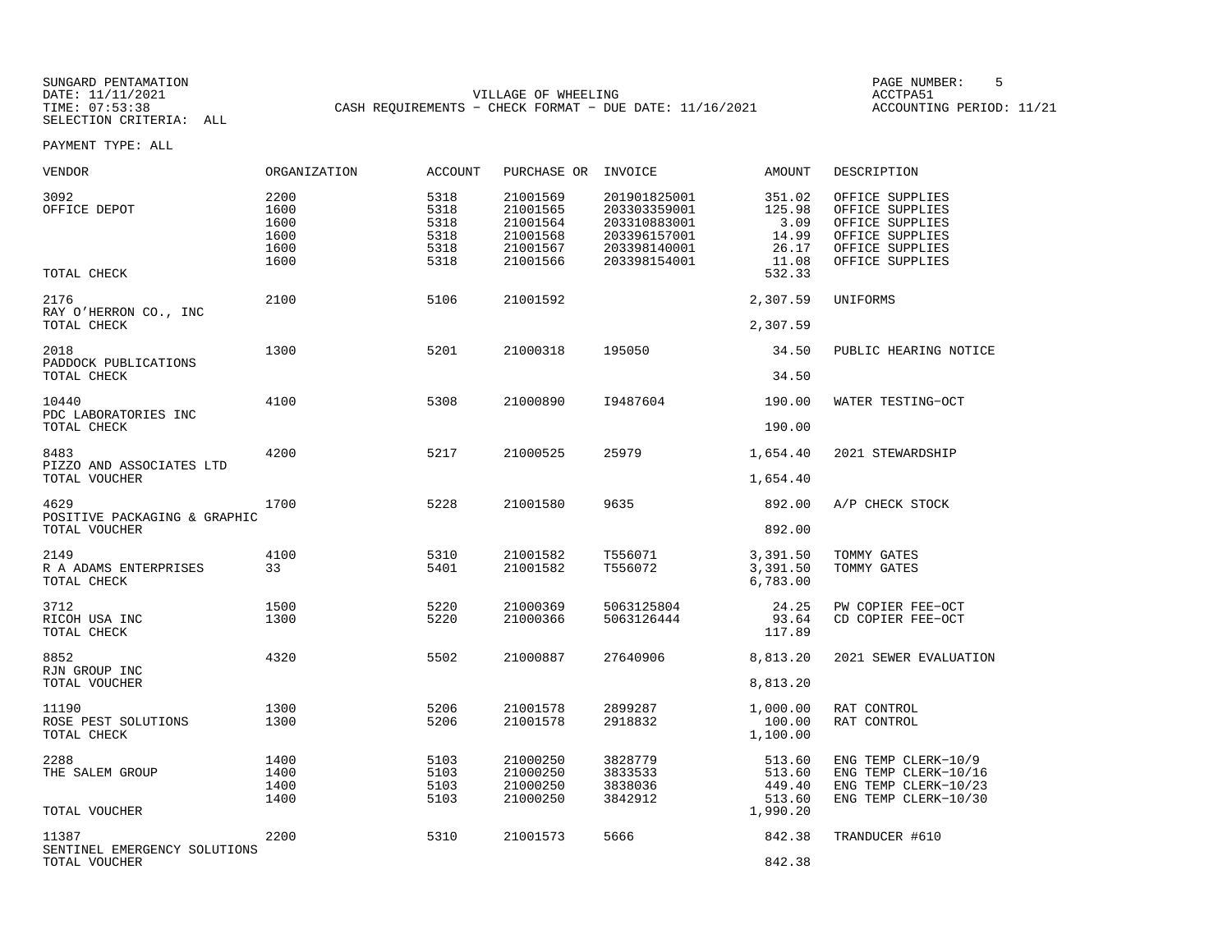SUNGARD PENTAMATION
DATE: 11/11/2021
TIME: 07:53:38
SELECTION CRITERIA: ALL

VILLAGE OF WHEELING
CASH REQUIREMENTS - CHECK FORMAT - DUE DATE: 11/16/2021

ACCTPA51
ACCOUNTING PERIOD: 11/21

PAYMENT TYPE: ALL

| VENDOR | ORGANIZATION | ACCOUNT | PURCHASE OR | INVOICE | AMOUNT | DESCRIPTION |
|---|---|---|---|---|---|---|
| 3092 | 2200 | 5318 | 21001569 | 201901825001 | 351.02 | OFFICE SUPPLIES |
| OFFICE DEPOT | 1600 | 5318 | 21001565 | 203303359001 | 125.98 | OFFICE SUPPLIES |
| | 1600 | 5318 | 21001564 | 203310883001 | 3.09 | OFFICE SUPPLIES |
| | 1600 | 5318 | 21001568 | 203396157001 | 14.99 | OFFICE SUPPLIES |
| | 1600 | 5318 | 21001567 | 203398140001 | 26.17 | OFFICE SUPPLIES |
| | 1600 | 5318 | 21001566 | 203398154001 | 11.08 | OFFICE SUPPLIES |
| TOTAL CHECK | | | | | 532.33 | |
| 2176 | 2100 | 5106 | 21001592 | | 2,307.59 | UNIFORMS |
| RAY O'HERRON CO., INC | | | | | | |
| TOTAL CHECK | | | | | 2,307.59 | |
| 2018 | 1300 | 5201 | 21000318 | 195050 | 34.50 | PUBLIC HEARING NOTICE |
| PADDOCK PUBLICATIONS | | | | | | |
| TOTAL CHECK | | | | | 34.50 | |
| 10440 | 4100 | 5308 | 21000890 | I9487604 | 190.00 | WATER TESTING-OCT |
| PDC LABORATORIES INC | | | | | | |
| TOTAL CHECK | | | | | 190.00 | |
| 8483 | 4200 | 5217 | 21000525 | 25979 | 1,654.40 | 2021 STEWARDSHIP |
| PIZZO AND ASSOCIATES LTD | | | | | | |
| TOTAL VOUCHER | | | | | 1,654.40 | |
| 4629 | 1700 | 5228 | 21001580 | 9635 | 892.00 | A/P CHECK STOCK |
| POSITIVE PACKAGING & GRAPHIC | | | | | | |
| TOTAL VOUCHER | | | | | 892.00 | |
| 2149 | 4100 | 5310 | 21001582 | T556071 | 3,391.50 | TOMMY GATES |
| R A ADAMS ENTERPRISES | 33 | 5401 | 21001582 | T556072 | 3,391.50 | TOMMY GATES |
| TOTAL CHECK | | | | | 6,783.00 | |
| 3712 | 1500 | 5220 | 21000369 | 5063125804 | 24.25 | PW COPIER FEE-OCT |
| RICOH USA INC | 1300 | 5220 | 21000366 | 5063126444 | 93.64 | CD COPIER FEE-OCT |
| TOTAL CHECK | | | | | 117.89 | |
| 8852 | 4320 | 5502 | 21000887 | 27640906 | 8,813.20 | 2021 SEWER EVALUATION |
| RJN GROUP INC | | | | | | |
| TOTAL VOUCHER | | | | | 8,813.20 | |
| 11190 | 1300 | 5206 | 21001578 | 2899287 | 1,000.00 | RAT CONTROL |
| ROSE PEST SOLUTIONS | 1300 | 5206 | 21001578 | 2918832 | 100.00 | RAT CONTROL |
| TOTAL CHECK | | | | | 1,100.00 | |
| 2288 | 1400 | 5103 | 21000250 | 3828779 | 513.60 | ENG TEMP CLERK-10/9 |
| THE SALEM GROUP | 1400 | 5103 | 21000250 | 3833533 | 513.60 | ENG TEMP CLERK-10/16 |
| | 1400 | 5103 | 21000250 | 3838036 | 449.40 | ENG TEMP CLERK-10/23 |
| | 1400 | 5103 | 21000250 | 3842912 | 513.60 | ENG TEMP CLERK-10/30 |
| TOTAL VOUCHER | | | | | 1,990.20 | |
| 11387 | 2200 | 5310 | 21001573 | 5666 | 842.38 | TRANDUCER #610 |
| SENTINEL EMERGENCY SOLUTIONS | | | | | | |
| TOTAL VOUCHER | | | | | 842.38 | |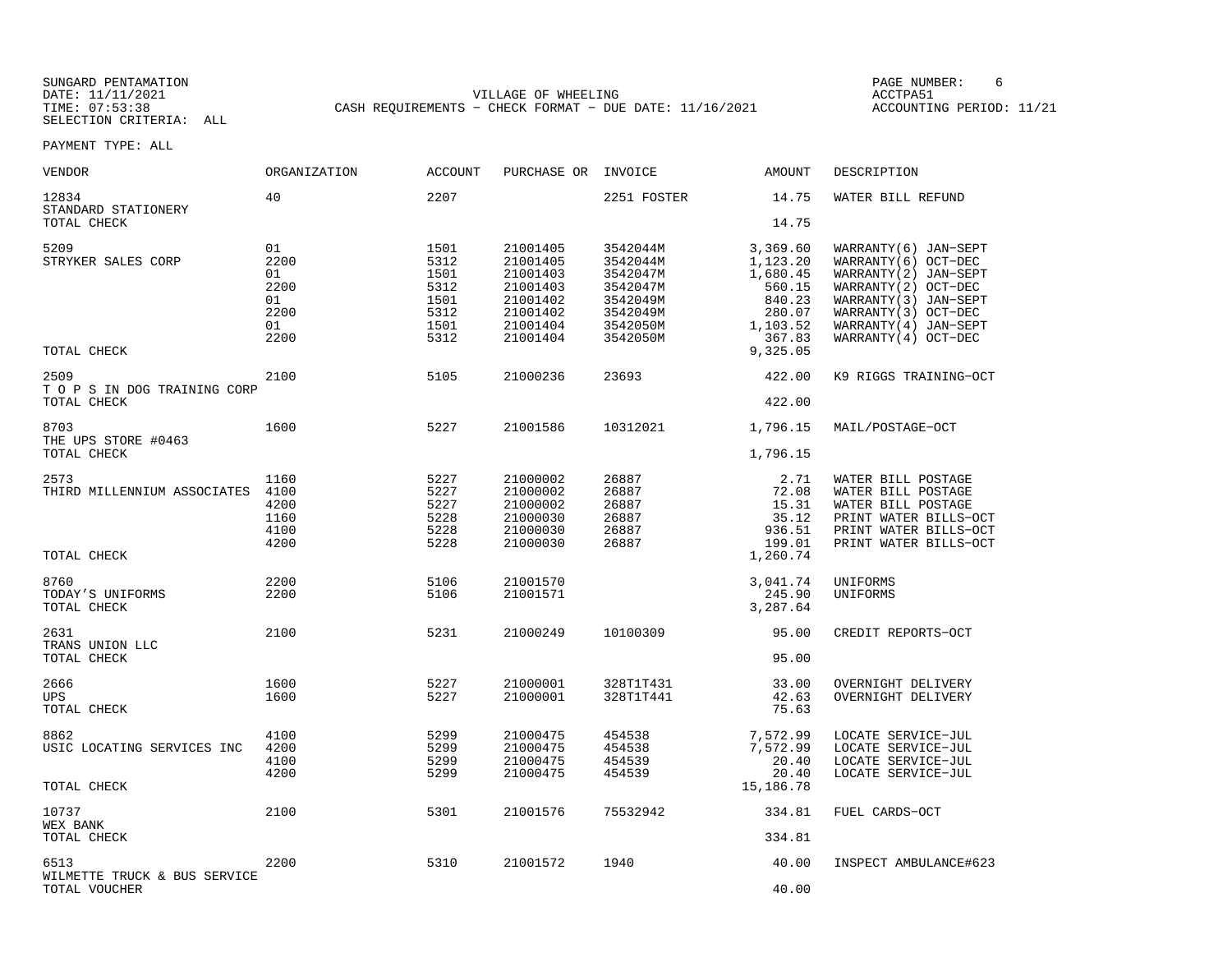SUNGARD PENTAMATION
DATE: 11/11/2021
TIME: 07:53:38
SELECTION CRITERIA: ALL

VILLAGE OF WHEELING
CASH REQUIREMENTS - CHECK FORMAT - DUE DATE: 11/16/2021

PAGE NUMBER: 6
ACCTPA51
ACCOUNTING PERIOD: 11/21

PAYMENT TYPE: ALL

| VENDOR | ORGANIZATION | ACCOUNT | PURCHASE OR | INVOICE | AMOUNT | DESCRIPTION |
|---|---|---|---|---|---|---|
| 12834 STANDARD STATIONERY | 40 | 2207 | | 2251 FOSTER | 14.75 | WATER BILL REFUND |
| TOTAL CHECK | | | | | 14.75 | |
| 5209 | 01 | 1501 | 21001405 | 3542044M | 3,369.60 | WARRANTY(6) JAN-SEPT |
| STRYKER SALES CORP | 2200 | 5312 | 21001405 | 3542044M | 1,123.20 | WARRANTY(6) OCT-DEC |
| | 01 | 1501 | 21001403 | 3542047M | 1,680.45 | WARRANTY(2) JAN-SEPT |
| | 2200 | 5312 | 21001403 | 3542047M | 560.15 | WARRANTY(2) OCT-DEC |
| | 01 | 1501 | 21001402 | 3542049M | 840.23 | WARRANTY(3) JAN-SEPT |
| | 2200 | 5312 | 21001402 | 3542049M | 280.07 | WARRANTY(3) OCT-DEC |
| | 01 | 1501 | 21001404 | 3542050M | 1,103.52 | WARRANTY(4) JAN-SEPT |
| | 2200 | 5312 | 21001404 | 3542050M | 367.83 | WARRANTY(4) OCT-DEC |
| TOTAL CHECK | | | | | 9,325.05 | |
| 2509 T O P S IN DOG TRAINING CORP | 2100 | 5105 | 21000236 | 23693 | 422.00 | K9 RIGGS TRAINING-OCT |
| TOTAL CHECK | | | | | 422.00 | |
| 8703 THE UPS STORE #0463 | 1600 | 5227 | 21001586 | 10312021 | 1,796.15 | MAIL/POSTAGE-OCT |
| TOTAL CHECK | | | | | 1,796.15 | |
| 2573 | 1160 | 5227 | 21000002 | 26887 | 2.71 | WATER BILL POSTAGE |
| THIRD MILLENNIUM ASSOCIATES | 4100 | 5227 | 21000002 | 26887 | 72.08 | WATER BILL POSTAGE |
| | 4200 | 5227 | 21000002 | 26887 | 15.31 | WATER BILL POSTAGE |
| | 1160 | 5228 | 21000030 | 26887 | 35.12 | PRINT WATER BILLS-OCT |
| | 4100 | 5228 | 21000030 | 26887 | 936.51 | PRINT WATER BILLS-OCT |
| | 4200 | 5228 | 21000030 | 26887 | 199.01 | PRINT WATER BILLS-OCT |
| TOTAL CHECK | | | | | 1,260.74 | |
| 8760 | 2200 | 5106 | 21001570 | | 3,041.74 | UNIFORMS |
| TODAY'S UNIFORMS | 2200 | 5106 | 21001571 | | 245.90 | UNIFORMS |
| TOTAL CHECK | | | | | 3,287.64 | |
| 2631 TRANS UNION LLC | 2100 | 5231 | 21000249 | 10100309 | 95.00 | CREDIT REPORTS-OCT |
| TOTAL CHECK | | | | | 95.00 | |
| 2666 | 1600 | 5227 | 21000001 | 328T1T431 | 33.00 | OVERNIGHT DELIVERY |
| UPS | 1600 | 5227 | 21000001 | 328T1T441 | 42.63 | OVERNIGHT DELIVERY |
| TOTAL CHECK | | | | | 75.63 | |
| 8862 | 4100 | 5299 | 21000475 | 454538 | 7,572.99 | LOCATE SERVICE-JUL |
| USIC LOCATING SERVICES INC | 4200 | 5299 | 21000475 | 454538 | 7,572.99 | LOCATE SERVICE-JUL |
| | 4100 | 5299 | 21000475 | 454539 | 20.40 | LOCATE SERVICE-JUL |
| | 4200 | 5299 | 21000475 | 454539 | 20.40 | LOCATE SERVICE-JUL |
| TOTAL CHECK | | | | | 15,186.78 | |
| 10737 WEX BANK | 2100 | 5301 | 21001576 | 75532942 | 334.81 | FUEL CARDS-OCT |
| TOTAL CHECK | | | | | 334.81 | |
| 6513 WILMETTE TRUCK & BUS SERVICE | 2200 | 5310 | 21001572 | 1940 | 40.00 | INSPECT AMBULANCE#623 |
| TOTAL VOUCHER | | | | | 40.00 | |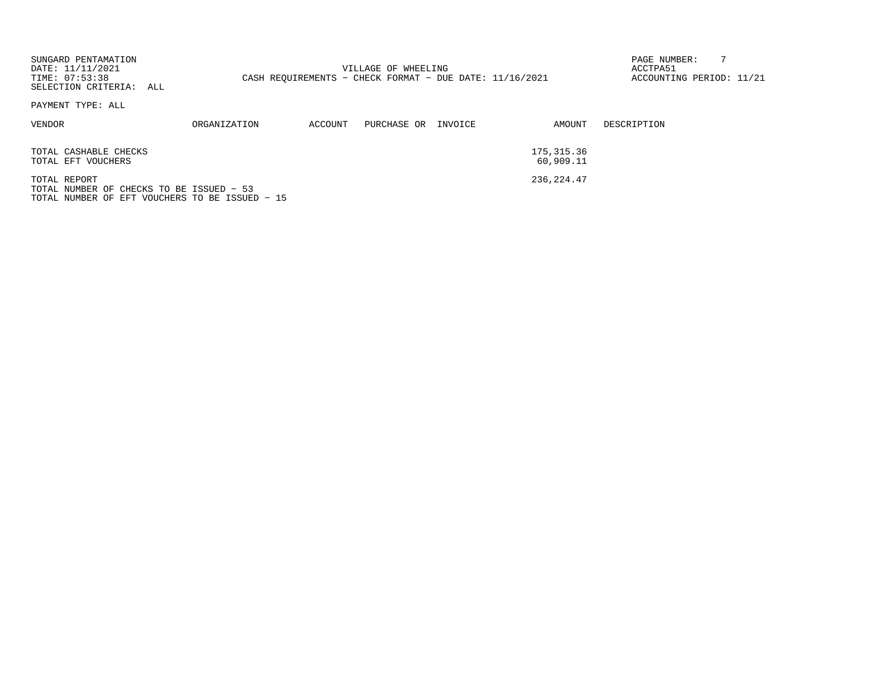SUNGARD PENTAMATION
SELECTION CRITERIA: ALL

VILLAGE OF WHEELING
CASH REQUIREMENTS - CHECK FORMAT - DUE DATE: 11/16/2021

DATE: 11/11/2021
TIME: 07:53:38

ACCTPA51
ACCOUNTING PERIOD: 11/21

PAYMENT TYPE: ALL

| VENDOR | ORGANIZATION | ACCOUNT | PURCHASE OR | INVOICE | AMOUNT | DESCRIPTION |
|---|---|---|---|---|---|---|
| TOTAL CASHABLE CHECKS | | | | | 175,315.36 | |
| TOTAL EFT VOUCHERS | | | | | 60,909.11 | |
| TOTAL REPORT | | | | | 236,224.47 | |

TOTAL NUMBER OF CHECKS TO BE ISSUED - 53
TOTAL NUMBER OF EFT VOUCHERS TO BE ISSUED - 15